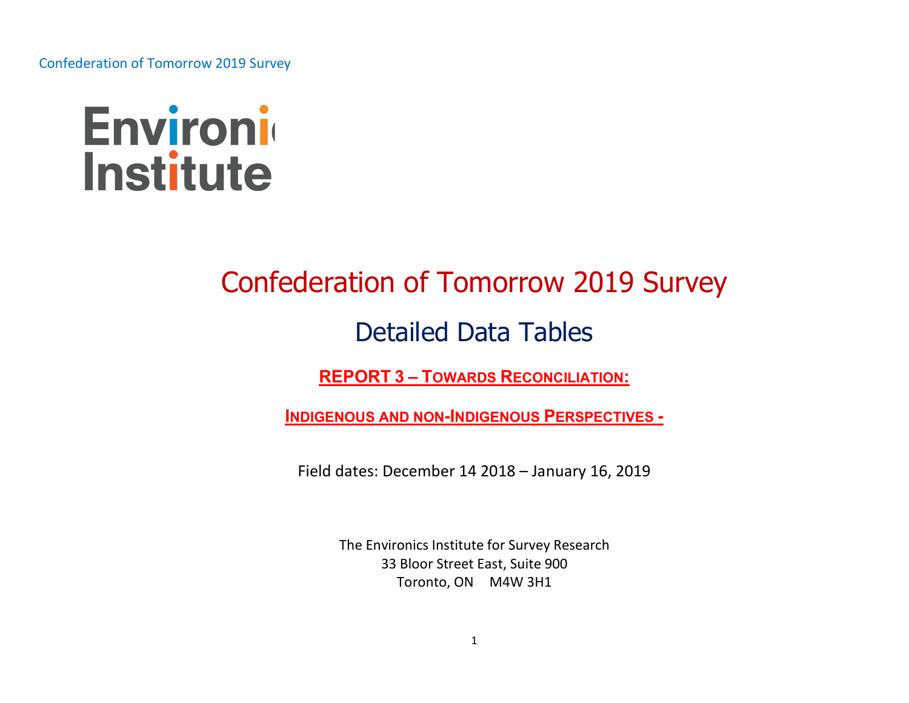Environics Institute

# Confederation of Tomorrow 2019 Survey

## Detailed Data Tables

**REPORT 3 – TOWARDS RECONCILIATION:**

**INDIGENOUS AND NON-INDIGENOUS PERSPECTIVES -**

Field dates: December 14 2018 – January 16, 2019

The Environics Institute for Survey Research
33 Bloor Street East, Suite 900
Toronto, ON M4W 3H1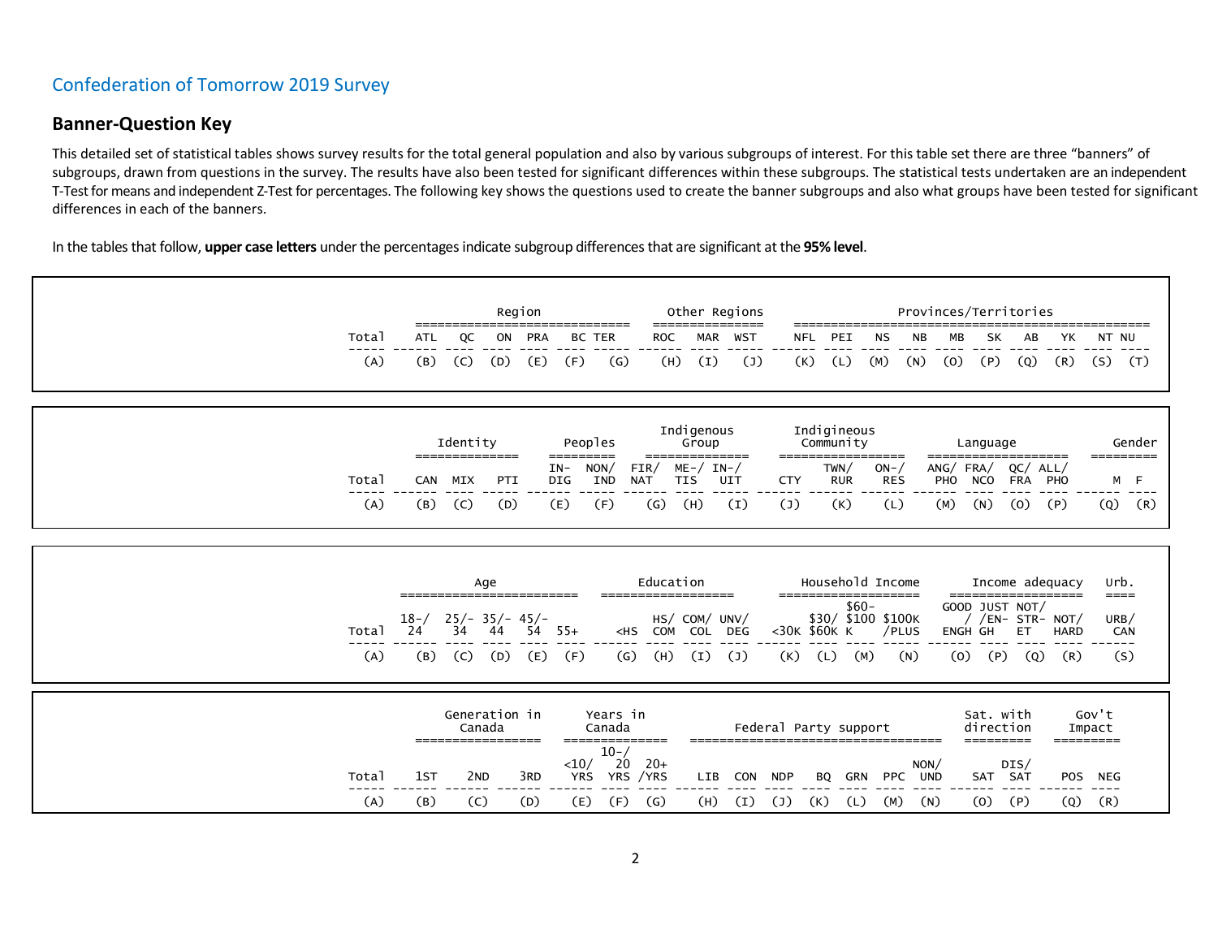## Confederation of Tomorrow 2019 Survey

### Banner-Question Key

This detailed set of statistical tables shows survey results for the total general population and also by various subgroups of interest. For this table set there are three "banners" of subgroups, drawn from questions in the survey. The results have also been tested for significant differences within these subgroups. The statistical tests undertaken are an independent T-Test for means and independent Z-Test for percentages. The following key shows the questions used to create the banner subgroups and also what groups have been tested for significant differences in each of the banners.

In the tables that follow, **upper case letters** under the percentages indicate subgroup differences that are significant at the **95% level**.

| | Region | | | | | | Other Regions | | | Provinces/Territories | | | | | | | | | |
|---|---|---|---|---|---|---|---|---|---|---|---|---|---|---|---|---|---|---|---|
| Total | ATL | QC | ON | PRA | BC | TER | ROC | MAR | WST | NFL | PEI | NS | NB | MB | SK | AB | YK | NT | NU |
| (A) | (B) | (C) | (D) | (E) | (F) | (G) | (H) | (I) | (J) | (K) | (L) | (M) | (N) | (O) | (P) | (Q) | (R) | (S) | (T) |

| | Identity | | | Peoples | | Indigenous Group | | | Indigineous Community | | | Language | | | | Gender | |
|---|---|---|---|---|---|---|---|---|---|---|---|---|---|---|---|---|---|
| Total | CAN | MIX | PTI | IN-DIG | NON/IND | FIR/NAT | ME-/TIS | IN-/UIT | CTY | TWN/RUR | ON-/RES | ANG/PHO | FRA/NCO | QC/FRA | ALL/PHO | M | F |
| (A) | (B) | (C) | (D) | (E) | (F) | (G) | (H) | (I) | (J) | (K) | (L) | (M) | (N) | (O) | (P) | (Q) | (R) |

| | Age | | | | | Education | | | | Household Income | | | | Income adequacy | | | | Urb. |
|---|---|---|---|---|---|---|---|---|---|---|---|---|---|---|---|---|---|---|
| Total | 18-/24 | 25/-34 | 35/-44 | 45/-54 | 55+ | <HS | HS/COM | COM/COL | UNV/DEG | <30K | $30/$60K | $60-$100K | $100K/PLUS | GOOD/ENGH | JUST/EN-GH | NOT/STR-ET | NOT/HARD | URB/CAN |
| (A) | (B) | (C) | (D) | (E) | (F) | (G) | (H) | (I) | (J) | (K) | (L) | (M) | (N) | (O) | (P) | (Q) | (R) | (S) |

| | Generation in Canada | | | Years in Canada | | | Federal Party support | | | | | | | Sat. with direction | | Gov't Impact | |
|---|---|---|---|---|---|---|---|---|---|---|---|---|---|---|---|---|---|
| Total | 1ST | 2ND | 3RD | <10/YRS | 10-/20 YRS | 20+/YRS | LIB | CON | NDP | BQ | GRN | PPC | NON/UND | SAT | DIS/SAT | POS | NEG |
| (A) | (B) | (C) | (D) | (E) | (F) | (G) | (H) | (I) | (J) | (K) | (L) | (M) | (N) | (O) | (P) | (Q) | (R) |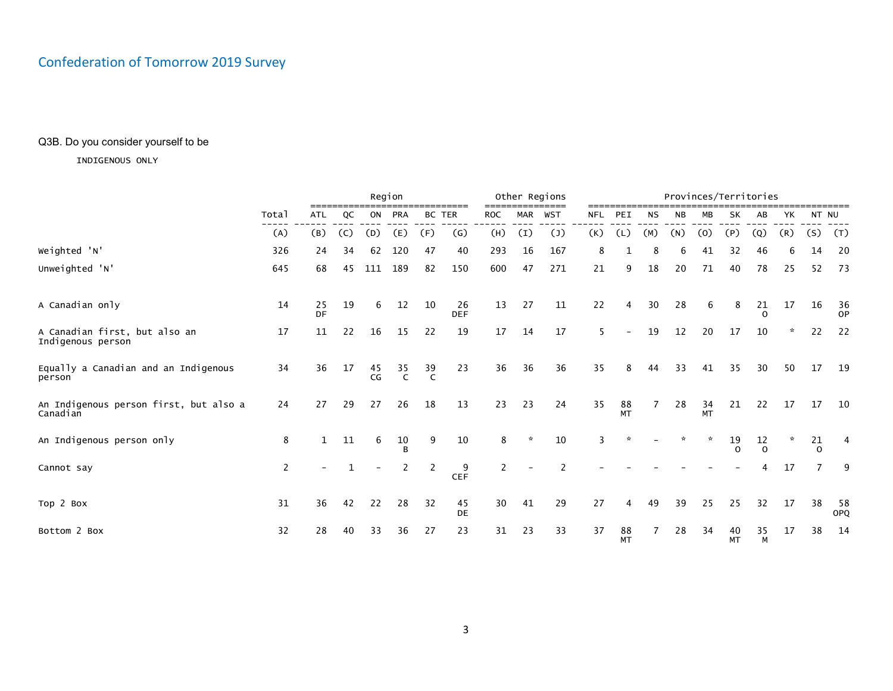## Confederation of Tomorrow 2019 Survey

Q3B. Do you consider yourself to be

INDIGENOUS ONLY

| | Total | Region | | | | | | Other Regions | | | Provinces/Territories | | | | | | | | | |
|---|---|---|---|---|---|---|---|---|---|---|---|---|---|---|---|---|---|---|---|---|
| | Total | ATL | QC | ON | PRA | BC | TER | ROC | MAR | WST | NFL | PEI | NS | NB | MB | SK | AB | YK | NT | NU |
| | (A) | (B) | (C) | (D) | (E) | (F) | (G) | (H) | (I) | (J) | (K) | (L) | (M) | (N) | (O) | (P) | (Q) | (R) | (S) | (T) |
| Weighted 'N' | 326 | 24 | 34 | 62 | 120 | 47 | 40 | 293 | 16 | 167 | 8 | 1 | 8 | 6 | 41 | 32 | 46 | 6 | 14 | 20 |
| Unweighted 'N' | 645 | 68 | 45 | 111 | 189 | 82 | 150 | 600 | 47 | 271 | 21 | 9 | 18 | 20 | 71 | 40 | 78 | 25 | 52 | 73 |
| A Canadian only | 14 | 25 DF | 19 | 6 | 12 | 10 | 26 DEF | 13 | 27 | 11 | 22 | 4 | 30 | 28 | 6 | 8 | 21 O | 17 | 16 | 36 OP |
| A Canadian first, but also an Indigenous person | 17 | 11 | 22 | 16 | 15 | 22 | 19 | 17 | 14 | 17 | 5 | - | 19 | 12 | 20 | 17 | 10 | * | 22 | 22 |
| Equally a Canadian and an Indigenous person | 34 | 36 | 17 | 45 CG | 35 C | 39 C | 23 | 36 | 36 | 36 | 35 | 8 | 44 | 33 | 41 | 35 | 30 | 50 | 17 | 19 |
| An Indigenous person first, but also a Canadian | 24 | 27 | 29 | 27 | 26 | 18 | 13 | 23 | 23 | 24 | 35 | 88 MT | 7 | 28 | 34 MT | 21 | 22 | 17 | 17 | 10 |
| An Indigenous person only | 8 | 1 | 11 | 6 | 10 B | 9 | 10 | 8 | * | 10 | 3 | * | - | * | * | 19 O | 12 O | * | 21 O | 4 |
| Cannot say | 2 | - | 1 | - | 2 | 2 | 9 CEF | 2 | - | 2 | - | - | - | - | - | - | 4 | 17 | 7 | 9 |
| Top 2 Box | 31 | 36 | 42 | 22 | 28 | 32 | 45 DE | 30 | 41 | 29 | 27 | 4 | 49 | 39 | 25 | 25 | 32 | 17 | 38 | 58 OPQ |
| Bottom 2 Box | 32 | 28 | 40 | 33 | 36 | 27 | 23 | 31 | 23 | 33 | 37 | 88 MT | 7 | 28 | 34 | 40 MT | 35 M | 17 | 38 | 14 |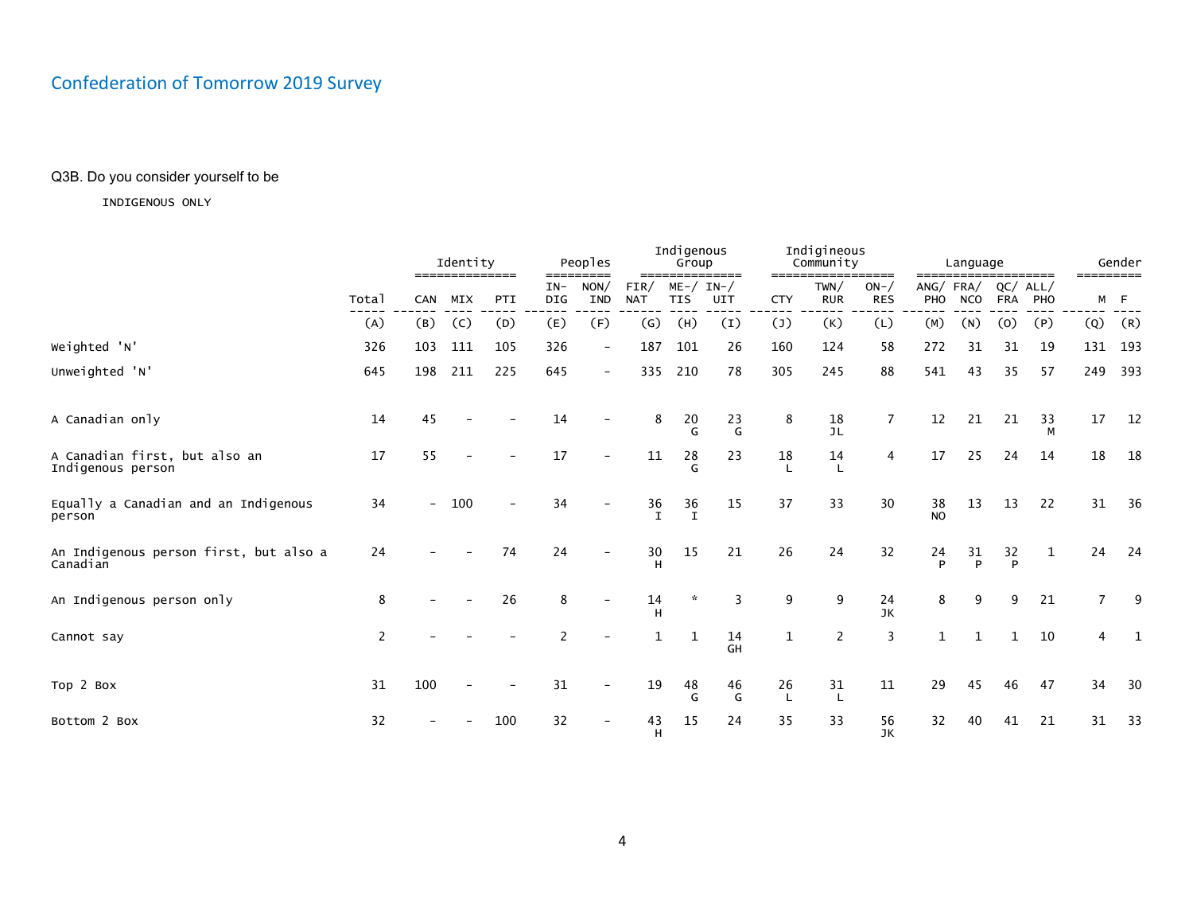## Confederation of Tomorrow 2019 Survey

### Q3B. Do you consider yourself to be

INDIGENOUS ONLY

| | Total | Identity | | | Peoples | | Indigenous Group | | | Indigineous Community | | | Language | | | | Gender | |
|---|---|---|---|---|---|---|---|---|---|---|---|---|---|---|---|---|---|---|
| | Total | CAN | MIX | PTI | IN-DIG | NON/IND | FIR/NAT | ME-/TIS | IN-/UIT | CTY | TWN/RUR | ON-/RES | ANG/PHO | FRA/NCO | QC/FRA | ALL/PHO | M | F |
| | (A) | (B) | (C) | (D) | (E) | (F) | (G) | (H) | (I) | (J) | (K) | (L) | (M) | (N) | (O) | (P) | (Q) | (R) |
| Weighted 'N' | 326 | 103 | 111 | 105 | 326 | - | 187 | 101 | 26 | 160 | 124 | 58 | 272 | 31 | 31 | 19 | 131 | 193 |
| Unweighted 'N' | 645 | 198 | 211 | 225 | 645 | - | 335 | 210 | 78 | 305 | 245 | 88 | 541 | 43 | 35 | 57 | 249 | 393 |
| A Canadian only | 14 | 45 | - | - | 14 | - | 8 | 20 G | 23 G | 8 | 18 JL | 7 | 12 | 21 | 21 | 33 M | 17 | 12 |
| A Canadian first, but also an Indigenous person | 17 | 55 | - | - | 17 | - | 11 | 28 G | 23 | 18 L | 14 L | 4 | 17 | 25 | 24 | 14 | 18 | 18 |
| Equally a Canadian and an Indigenous person | 34 | - | 100 | - | 34 | - | 36 I | 36 I | 15 | 37 | 33 | 30 | 38 NO | 13 | 13 | 22 | 31 | 36 |
| An Indigenous person first, but also a Canadian | 24 | - | - | 74 | 24 | - | 30 H | 15 | 21 | 26 | 24 | 32 | 24 P | 31 P | 32 P | 1 | 24 | 24 |
| An Indigenous person only | 8 | - | - | 26 | 8 | - | 14 H | * | 3 | 9 | 9 | 24 JK | 8 | 9 | 9 | 21 | 7 | 9 |
| Cannot say | 2 | - | - | - | 2 | - | 1 | 1 | 14 GH | 1 | 2 | 3 | 1 | 1 | 1 | 10 | 4 | 1 |
| Top 2 Box | 31 | 100 | - | - | 31 | - | 19 | 48 G | 46 G | 26 L | 31 L | 11 | 29 | 45 | 46 | 47 | 34 | 30 |
| Bottom 2 Box | 32 | - | - | 100 | 32 | - | 43 H | 15 | 24 | 35 | 33 | 56 JK | 32 | 40 | 41 | 21 | 31 | 33 |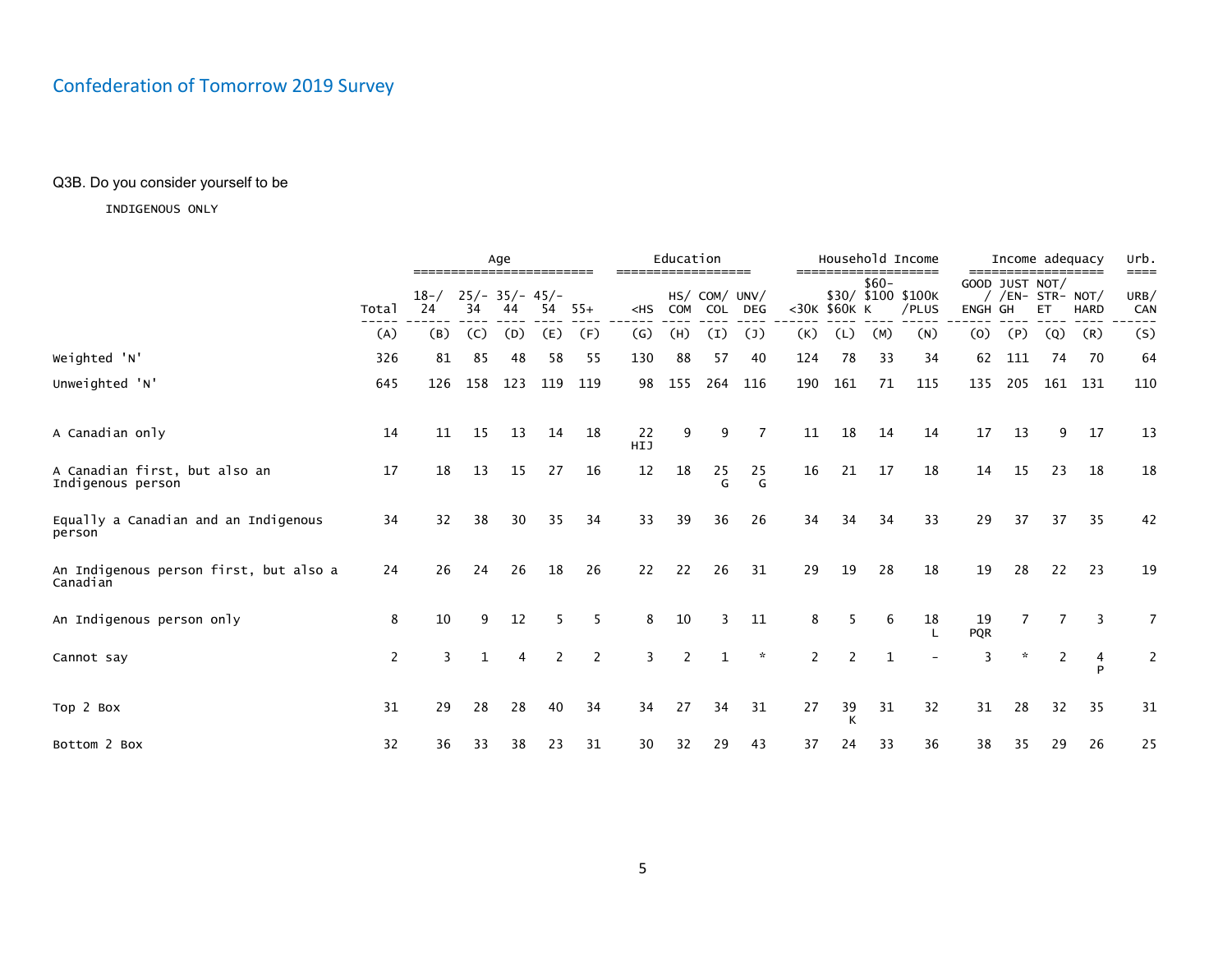## Confederation of Tomorrow 2019 Survey

Q3B. Do you consider yourself to be

INDIGENOUS ONLY

| | Total | Age | | | | | Education | | | | Household Income | | | | Income adequacy | | | | Urb. |
|---|---|---|---|---|---|---|---|---|---|---|---|---|---|---|---|---|---|---|---|
| | Total | 18-/24 | 25/-34 | 35/-44 | 45/-54 | 55+ | <HS | HS/COM | COM/COL | UNV/DEG | <30K | $30/$60K | $60-$100K | $100K/PLUS | GOOD/ENGH | JUST/EN-GH | NOT/STR-ET | NOT/HARD | URB/CAN |
| | (A) | (B) | (C) | (D) | (E) | (F) | (G) | (H) | (I) | (J) | (K) | (L) | (M) | (N) | (O) | (P) | (Q) | (R) | (S) |
| Weighted 'N' | 326 | 81 | 85 | 48 | 58 | 55 | 130 | 88 | 57 | 40 | 124 | 78 | 33 | 34 | 62 | 111 | 74 | 70 | 64 |
| Unweighted 'N' | 645 | 126 | 158 | 123 | 119 | 119 | 98 | 155 | 264 | 116 | 190 | 161 | 71 | 115 | 135 | 205 | 161 | 131 | 110 |
| A Canadian only | 14 | 11 | 15 | 13 | 14 | 18 | 22 HIJ | 9 | 9 | 7 | 11 | 18 | 14 | 14 | 17 | 13 | 9 | 17 | 13 |
| A Canadian first, but also an Indigenous person | 17 | 18 | 13 | 15 | 27 | 16 | 12 | 18 | 25 G | 25 G | 16 | 21 | 17 | 18 | 14 | 15 | 23 | 18 | 18 |
| Equally a Canadian and an Indigenous person | 34 | 32 | 38 | 30 | 35 | 34 | 33 | 39 | 36 | 26 | 34 | 34 | 34 | 33 | 29 | 37 | 37 | 35 | 42 |
| An Indigenous person first, but also a Canadian | 24 | 26 | 24 | 26 | 18 | 26 | 22 | 22 | 26 | 31 | 29 | 19 | 28 | 18 | 19 | 28 | 22 | 23 | 19 |
| An Indigenous person only | 8 | 10 | 9 | 12 | 5 | 5 | 8 | 10 | 3 | 11 | 8 | 5 | 6 | 18 L | 19 PQR | 7 | 7 | 3 | 7 |
| Cannot say | 2 | 3 | 1 | 4 | 2 | 2 | 3 | 2 | 1 | * | 2 | 2 | 1 | - | 3 | * | 2 | 4 P | 2 |
| Top 2 Box | 31 | 29 | 28 | 28 | 40 | 34 | 34 | 27 | 34 | 31 | 27 | 39 K | 31 | 32 | 31 | 28 | 32 | 35 | 31 |
| Bottom 2 Box | 32 | 36 | 33 | 38 | 23 | 31 | 30 | 32 | 29 | 43 | 37 | 24 | 33 | 36 | 38 | 35 | 29 | 26 | 25 |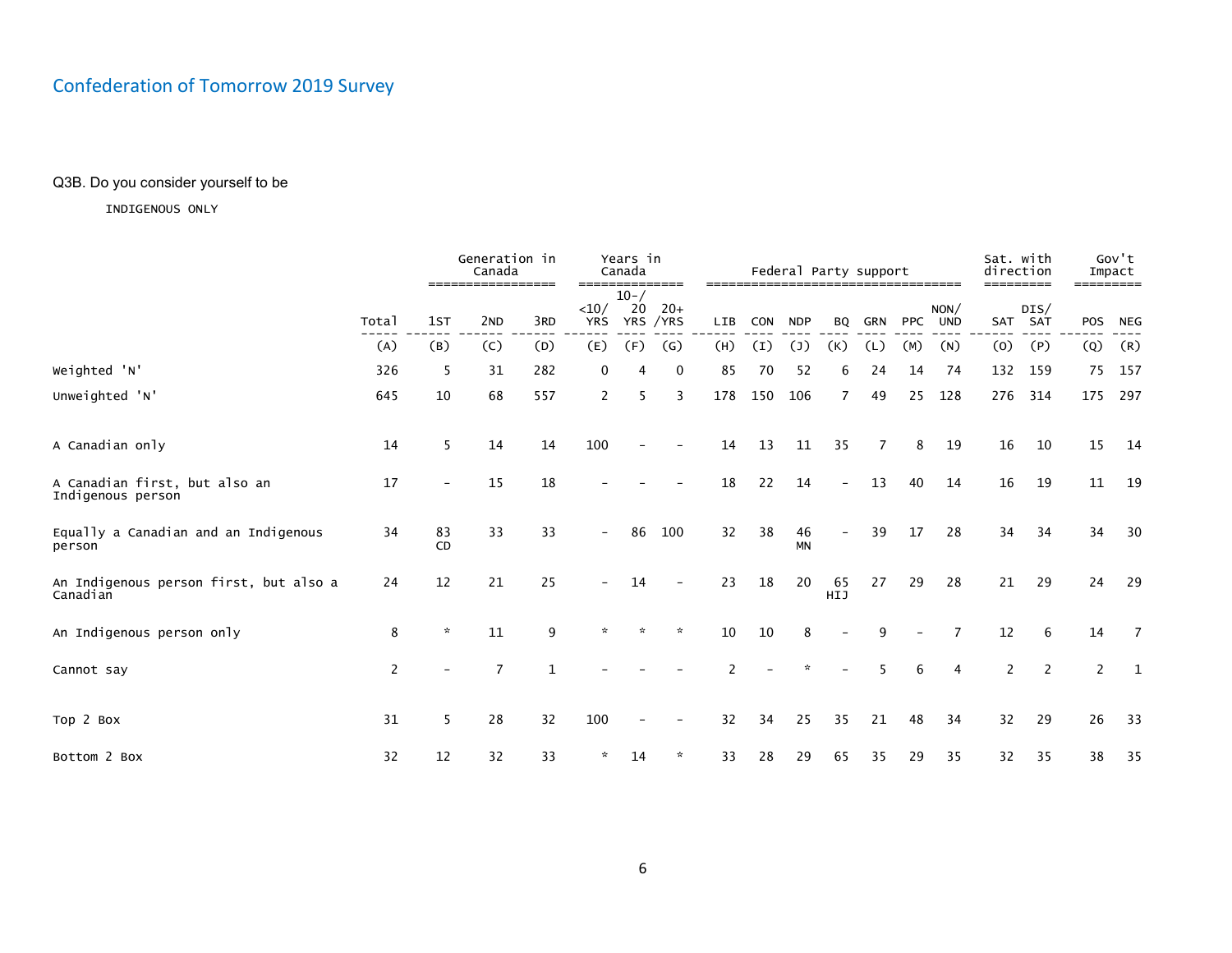# Confederation of Tomorrow 2019 Survey

Q3B. Do you consider yourself to be

INDIGENOUS ONLY

| | Total | Generation in Canada | | | Years in Canada | | | Federal Party support | | | | | | | Sat. with direction | | Gov't Impact | |
|---|---|---|---|---|---|---|---|---|---|---|---|---|---|---|---|---|---|---|
| | | 1ST | 2ND | 3RD | <10/ YRS | 10-/ 20 YRS | 20+ /YRS | LIB | CON | NDP | BQ | GRN | PPC | NON/ UND | SAT | DIS/ SAT | POS | NEG |
| | (A) | (B) | (C) | (D) | (E) | (F) | (G) | (H) | (I) | (J) | (K) | (L) | (M) | (N) | (O) | (P) | (Q) | (R) |
| Weighted 'N' | 326 | 5 | 31 | 282 | 0 | 4 | 0 | 85 | 70 | 52 | 6 | 24 | 14 | 74 | 132 | 159 | 75 | 157 |
| Unweighted 'N' | 645 | 10 | 68 | 557 | 2 | 5 | 3 | 178 | 150 | 106 | 7 | 49 | 25 | 128 | 276 | 314 | 175 | 297 |
| A Canadian only | 14 | 5 | 14 | 14 | 100 | - | - | 14 | 13 | 11 | 35 | 7 | 8 | 19 | 16 | 10 | 15 | 14 |
| A Canadian first, but also an Indigenous person | 17 | - | 15 | 18 | - | - | - | 18 | 22 | 14 | - | 13 | 40 | 14 | 16 | 19 | 11 | 19 |
| Equally a Canadian and an Indigenous person | 34 | 83 CD | 33 | 33 | - | 86 | 100 | 32 | 38 | 46 MN | - | 39 | 17 | 28 | 34 | 34 | 34 | 30 |
| An Indigenous person first, but also a Canadian | 24 | 12 | 21 | 25 | - | 14 | - | 23 | 18 | 20 | 65 HIJ | 27 | 29 | 28 | 21 | 29 | 24 | 29 |
| An Indigenous person only | 8 | * | 11 | 9 | * | * | * | 10 | 10 | 8 | - | 9 | - | 7 | 12 | 6 | 14 | 7 |
| Cannot say | 2 | - | 7 | 1 | - | - | - | 2 | - | * | - | 5 | 6 | 4 | 2 | 2 | 2 | 1 |
| Top 2 Box | 31 | 5 | 28 | 32 | 100 | - | - | 32 | 34 | 25 | 35 | 21 | 48 | 34 | 32 | 29 | 26 | 33 |
| Bottom 2 Box | 32 | 12 | 32 | 33 | * | 14 | * | 33 | 28 | 29 | 65 | 35 | 29 | 35 | 32 | 35 | 38 | 35 |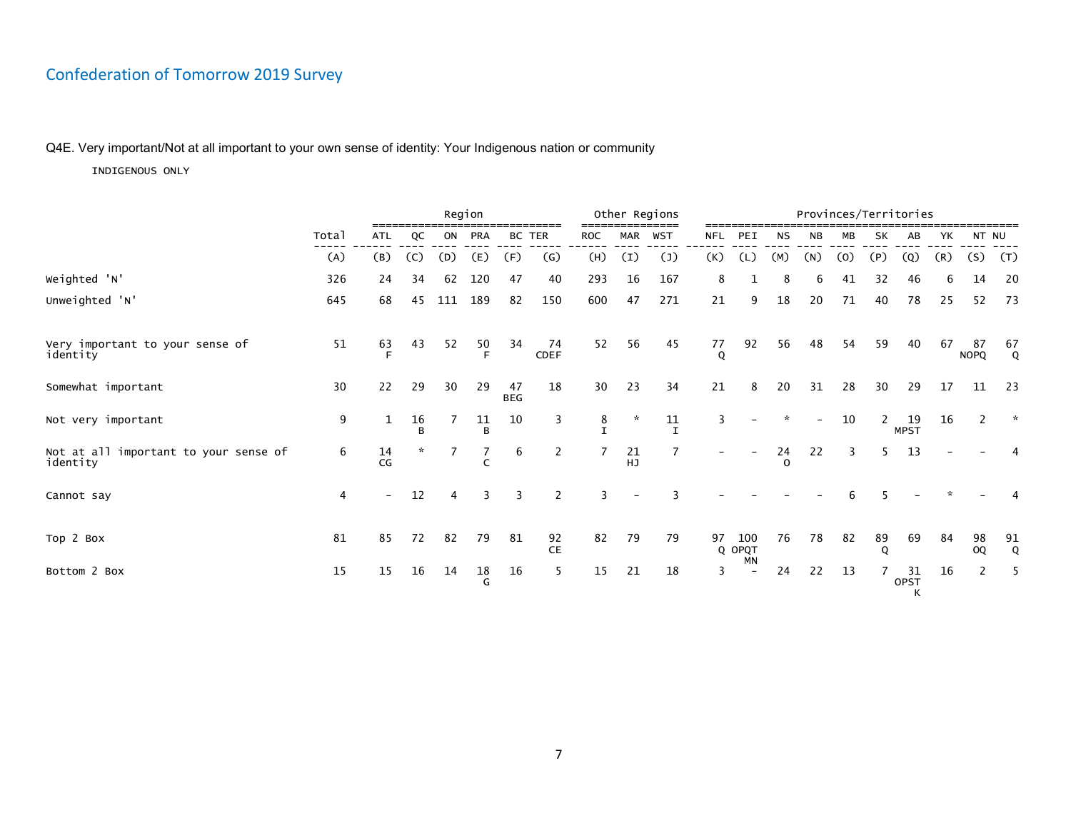## Confederation of Tomorrow 2019 Survey

Q4E. Very important/Not at all important to your own sense of identity: Your Indigenous nation or community

INDIGENOUS ONLY

| | | Region | | | | | | Other Regions | | | Provinces/Territories | | | | | | | | | |
|---|---|---|---|---|---|---|---|---|---|---|---|---|---|---|---|---|---|---|---|---|
| | Total | ATL | QC | ON | PRA | BC | TER | ROC | MAR | WST | NFL | PEI | NS | NB | MB | SK | AB | YK | NT | NU |
| | (A) | (B) | (C) | (D) | (E) | (F) | (G) | (H) | (I) | (J) | (K) | (L) | (M) | (N) | (O) | (P) | (Q) | (R) | (S) | (T) |
| Weighted 'N' | 326 | 24 | 34 | 62 | 120 | 47 | 40 | 293 | 16 | 167 | 8 | 1 | 8 | 6 | 41 | 32 | 46 | 6 | 14 | 20 |
| Unweighted 'N' | 645 | 68 | 45 | 111 | 189 | 82 | 150 | 600 | 47 | 271 | 21 | 9 | 18 | 20 | 71 | 40 | 78 | 25 | 52 | 73 |
| Very important to your sense of identity | 51 | 63 F | 43 | 52 | 50 F | 34 | 74 CDEF | 52 | 56 | 45 | 77 Q | 92 | 56 | 48 | 54 | 59 | 40 | 67 | 87 NOPQ | 67 Q |
| Somewhat important | 30 | 22 | 29 | 30 | 29 | 47 BEG | 18 | 30 | 23 | 34 | 21 | 8 | 20 | 31 | 28 | 30 | 29 | 17 | 11 | 23 |
| Not very important | 9 | 1 | 16 B | 7 | 11 B | 10 | 3 | 8 I | * | 11 I | 3 | - | * | - | 10 | 2 | 19 MPST | 16 | 2 | * |
| Not at all important to your sense of identity | 6 | 14 CG | * | 7 | 7 C | 6 | 2 | 7 | 21 HJ | 7 | - | - | 24 O | 22 | 3 | 5 | 13 | - | - | 4 |
| Cannot say | 4 | - | 12 | 4 | 3 | 3 | 2 | 3 | - | 3 | - | - | - | - | 6 | 5 | - | * | - | 4 |
| Top 2 Box | 81 | 85 | 72 | 82 | 79 | 81 | 92 CE | 82 | 79 | 79 | 97 Q | 100 OPQT MN | 76 | 78 | 82 | 89 Q | 69 | 84 | 98 OQ | 91 Q |
| Bottom 2 Box | 15 | 15 | 16 | 14 | 18 G | 16 | 5 | 15 | 21 | 18 | 3 | - | 24 | 22 | 13 | 7 | 31 OPST K | 16 | 2 | 5 |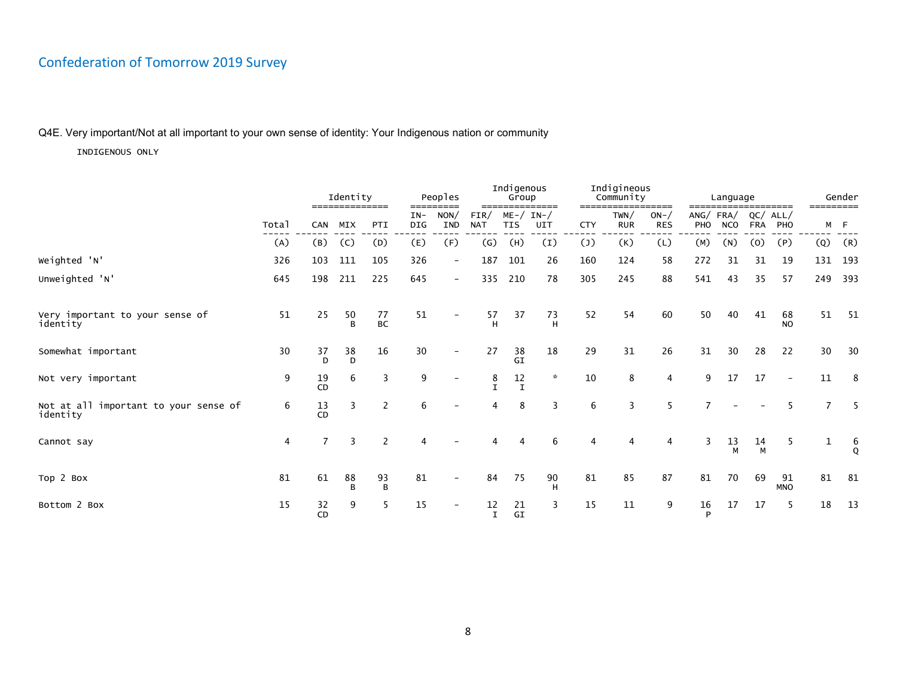# Confederation of Tomorrow 2019 Survey

Q4E. Very important/Not at all important to your own sense of identity: Your Indigenous nation or community

INDIGENOUS ONLY

| | | Identity | | | Peoples | | Indigenous Group | | | Indigineous Community | | | Language | | | | Gender | |
|---|---|---|---|---|---|---|---|---|---|---|---|---|---|---|---|---|---|---|
| | Total | CAN | MIX | PTI | IN-DIG | NON/IND | FIR/NAT | ME-/TIS | IN-/UIT | CTY | TWN/RUR | ON-/RES | ANG/PHO | FRA/NCO | QC/FRA | ALL/PHO | M | F |
| | (A) | (B) | (C) | (D) | (E) | (F) | (G) | (H) | (I) | (J) | (K) | (L) | (M) | (N) | (O) | (P) | (Q) | (R) |
| Weighted 'N' | 326 | 103 | 111 | 105 | 326 | - | 187 | 101 | 26 | 160 | 124 | 58 | 272 | 31 | 31 | 19 | 131 | 193 |
| Unweighted 'N' | 645 | 198 | 211 | 225 | 645 | - | 335 | 210 | 78 | 305 | 245 | 88 | 541 | 43 | 35 | 57 | 249 | 393 |
| Very important to your sense of identity | 51 | 25 | 50 B | 77 BC | 51 | - | 57 H | 37 | 73 H | 52 | 54 | 60 | 50 | 40 | 41 | 68 NO | 51 | 51 |
| Somewhat important | 30 | 37 D | 38 D | 16 | 30 | - | 27 | 38 GI | 18 | 29 | 31 | 26 | 31 | 30 | 28 | 22 | 30 | 30 |
| Not very important | 9 | 19 CD | 6 | 3 | 9 | - | 8 I | 12 I | * | 10 | 8 | 4 | 9 | 17 | 17 | - | 11 | 8 |
| Not at all important to your sense of identity | 6 | 13 CD | 3 | 2 | 6 | - | 4 | 8 | 3 | 6 | 3 | 5 | 7 | - | - | 5 | 7 | 5 |
| Cannot say | 4 | 7 | 3 | 2 | 4 | - | 4 | 4 | 6 | 4 | 4 | 4 | 3 | 13 M | 14 M | 5 | 1 | 6 Q |
| Top 2 Box | 81 | 61 | 88 B | 93 B | 81 | - | 84 | 75 | 90 H | 81 | 85 | 87 | 81 | 70 | 69 | 91 MNO | 81 | 81 |
| Bottom 2 Box | 15 | 32 CD | 9 | 5 | 15 | - | 12 I | 21 GI | 3 | 15 | 11 | 9 | 16 P | 17 | 17 | 5 | 18 | 13 |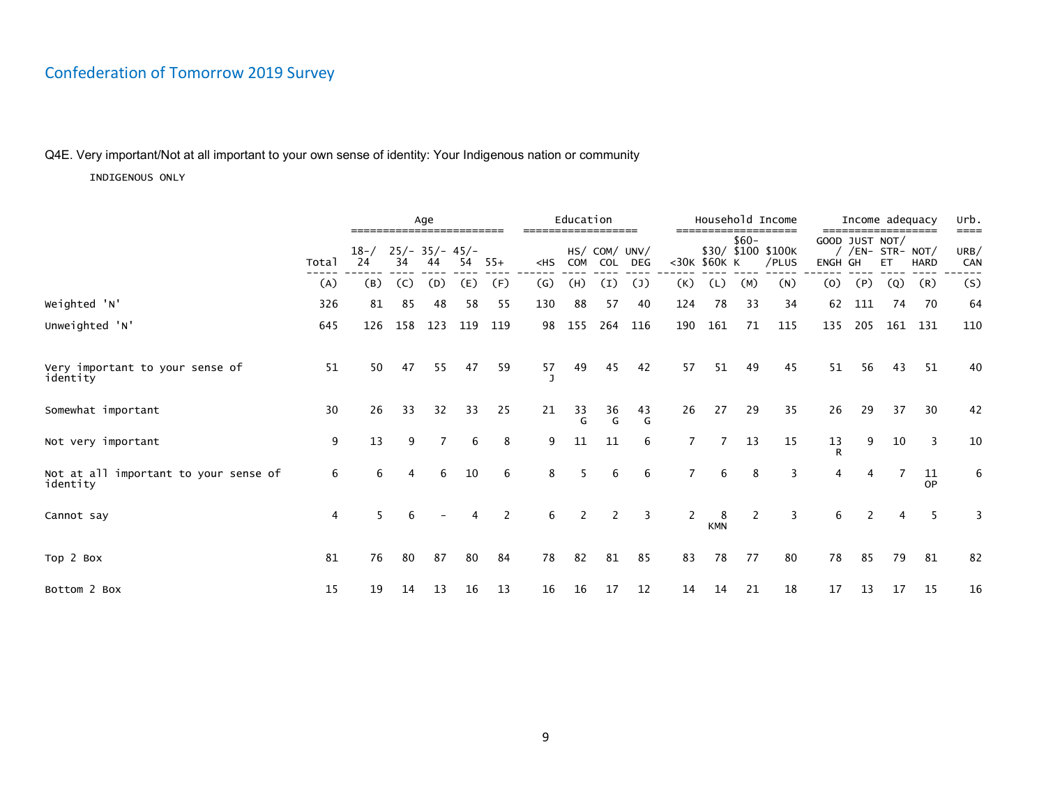## Confederation of Tomorrow 2019 Survey

Q4E. Very important/Not at all important to your own sense of identity: Your Indigenous nation or community

INDIGENOUS ONLY

| | | Age | | | | | Education | | | | Household Income | | | | Income adequacy | | | | Urb. |
|---|---|---|---|---|---|---|---|---|---|---|---|---|---|---|---|---|---|---|---|
| | Total | 18-/ 24 | 25/- 34 | 35/- 44 | 45/- 54 | 55+ | <HS | HS/ COM | COM/ COL | UNV/ DEG | <30K | $30/ $60K | $60- $100 K | $100K /PLUS | GOOD / ENGH | JUST /EN- GH | NOT/ STR- ET | NOT/ HARD | URB/ CAN |
| | (A) | (B) | (C) | (D) | (E) | (F) | (G) | (H) | (I) | (J) | (K) | (L) | (M) | (N) | (O) | (P) | (Q) | (R) | (S) |
| Weighted 'N' | 326 | 81 | 85 | 48 | 58 | 55 | 130 | 88 | 57 | 40 | 124 | 78 | 33 | 34 | 62 | 111 | 74 | 70 | 64 |
| Unweighted 'N' | 645 | 126 | 158 | 123 | 119 | 119 | 98 | 155 | 264 | 116 | 190 | 161 | 71 | 115 | 135 | 205 | 161 | 131 | 110 |
| Very important to your sense of identity | 51 | 50 | 47 | 55 | 47 | 59 | 57 J | 49 | 45 | 42 | 57 | 51 | 49 | 45 | 51 | 56 | 43 | 51 | 40 |
| Somewhat important | 30 | 26 | 33 | 32 | 33 | 25 | 21 | 33 G | 36 G | 43 G | 26 | 27 | 29 | 35 | 26 | 29 | 37 | 30 | 42 |
| Not very important | 9 | 13 | 9 | 7 | 6 | 8 | 9 | 11 | 11 | 6 | 7 | 7 | 13 | 15 | 13 R | 9 | 10 | 3 | 10 |
| Not at all important to your sense of identity | 6 | 6 | 4 | 6 | 10 | 6 | 8 | 5 | 6 | 6 | 7 | 6 | 8 | 3 | 4 | 4 | 7 | 11 OP | 6 |
| Cannot say | 4 | 5 | 6 | - | 4 | 2 | 6 | 2 | 2 | 3 | 2 | 8 KMN | 2 | 3 | 6 | 2 | 4 | 5 | 3 |
| Top 2 Box | 81 | 76 | 80 | 87 | 80 | 84 | 78 | 82 | 81 | 85 | 83 | 78 | 77 | 80 | 78 | 85 | 79 | 81 | 82 |
| Bottom 2 Box | 15 | 19 | 14 | 13 | 16 | 13 | 16 | 16 | 17 | 12 | 14 | 14 | 21 | 18 | 17 | 13 | 17 | 15 | 16 |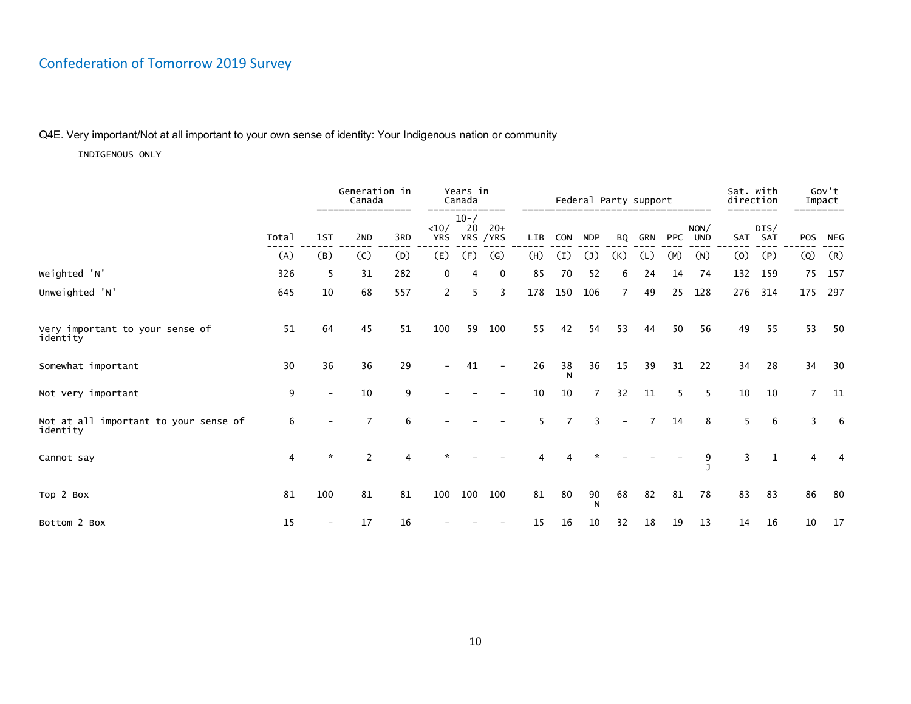# Confederation of Tomorrow 2019 Survey

Q4E. Very important/Not at all important to your own sense of identity: Your Indigenous nation or community

INDIGENOUS ONLY

| | | Generation in Canada | | | Years in Canada | | | Federal Party support | | | | | | | Sat. with direction | | Gov't Impact | |
|---|---|---|---|---|---|---|---|---|---|---|---|---|---|---|---|---|---|---|
| | Total | 1ST | 2ND | 3RD | <10/ YRS | 10-/ 20 YRS | 20+ /YRS | LIB | CON | NDP | BQ | GRN | PPC | NON/ UND | SAT | DIS/ SAT | POS | NEG |
| | (A) | (B) | (C) | (D) | (E) | (F) | (G) | (H) | (I) | (J) | (K) | (L) | (M) | (N) | (O) | (P) | (Q) | (R) |
| Weighted 'N' | 326 | 5 | 31 | 282 | 0 | 4 | 0 | 85 | 70 | 52 | 6 | 24 | 14 | 74 | 132 | 159 | 75 | 157 |
| Unweighted 'N' | 645 | 10 | 68 | 557 | 2 | 5 | 3 | 178 | 150 | 106 | 7 | 49 | 25 | 128 | 276 | 314 | 175 | 297 |
| Very important to your sense of identity | 51 | 64 | 45 | 51 | 100 | 59 | 100 | 55 | 42 | 54 | 53 | 44 | 50 | 56 | 49 | 55 | 53 | 50 |
| Somewhat important | 30 | 36 | 36 | 29 | - | 41 | - | 26 | 38 N | 36 | 15 | 39 | 31 | 22 | 34 | 28 | 34 | 30 |
| Not very important | 9 | - | 10 | 9 | - | - | - | 10 | 10 | 7 | 32 | 11 | 5 | 5 | 10 | 10 | 7 | 11 |
| Not at all important to your sense of identity | 6 | - | 7 | 6 | - | - | - | 5 | 7 | 3 | - | 7 | 14 | 8 | 5 | 6 | 3 | 6 |
| Cannot say | 4 | * | 2 | 4 | * | - | - | 4 | 4 | * | - | - | - | 9 J | 3 | 1 | 4 | 4 |
| Top 2 Box | 81 | 100 | 81 | 81 | 100 | 100 | 100 | 81 | 80 | 90 N | 68 | 82 | 81 | 78 | 83 | 83 | 86 | 80 |
| Bottom 2 Box | 15 | - | 17 | 16 | - | - | - | 15 | 16 | 10 | 32 | 18 | 19 | 13 | 14 | 16 | 10 | 17 |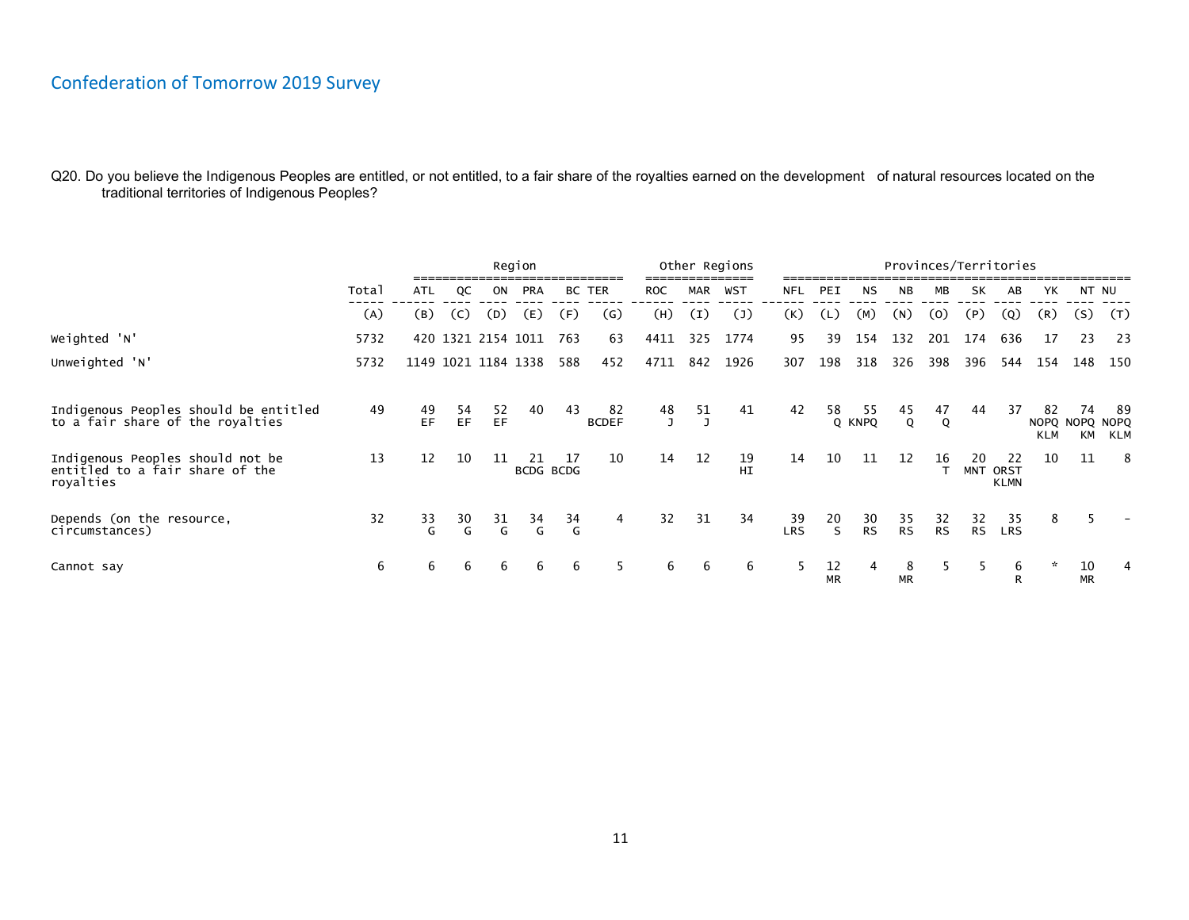## Confederation of Tomorrow 2019 Survey

Q20. Do you believe the Indigenous Peoples are entitled, or not entitled, to a fair share of the royalties earned on the development of natural resources located on the traditional territories of Indigenous Peoples?

| | Total | Region | | | | | | Other Regions | | | Provinces/Territories | | | | | | | | | |
|---|---|---|---|---|---|---|---|---|---|---|---|---|---|---|---|---|---|---|---|---|
| | | ATL | QC | ON | PRA | BC | TER | ROC | MAR | WST | NFL | PEI | NS | NB | MB | SK | AB | YK | NT | NU |
| | (A) | (B) | (C) | (D) | (E) | (F) | (G) | (H) | (I) | (J) | (K) | (L) | (M) | (N) | (O) | (P) | (Q) | (R) | (S) | (T) |
| Weighted 'N' | 5732 | 420 | 1321 | 2154 | 1011 | 763 | 63 | 4411 | 325 | 1774 | 95 | 39 | 154 | 132 | 201 | 174 | 636 | 17 | 23 | 23 |
| Unweighted 'N' | 5732 | 1149 | 1021 | 1184 | 1338 | 588 | 452 | 4711 | 842 | 1926 | 307 | 198 | 318 | 326 | 398 | 396 | 544 | 154 | 148 | 150 |
| Indigenous Peoples should be entitled to a fair share of the royalties | 49 | 49 EF | 54 EF | 52 EF | 40 | 43 | 82 BCDEF | 48 J | 51 J | 41 | 42 | 58 Q | 55 KNPQ | 45 Q | 47 Q | 44 | 37 | 82 NOPQ KLM | 74 NOPQ KM | 89 NOPQ KLM |
| Indigenous Peoples should not be entitled to a fair share of the royalties | 13 | 12 | 10 | 11 | 21 BCDG | 17 BCDG | 10 | 14 | 12 | 19 HI | 14 | 10 | 11 | 12 | 16 T | 20 MNT | 22 ORST KLMN | 10 | 11 | 8 |
| Depends (on the resource, circumstances) | 32 | 33 G | 30 G | 31 G | 34 G | 34 G | 4 | 32 | 31 | 34 | 39 LRS | 20 S | 30 RS | 35 RS | 32 RS | 32 RS | 35 LRS | 8 | 5 | - |
| Cannot say | 6 | 6 | 6 | 6 | 6 | 6 | 5 | 6 | 6 | 6 | 5 | 12 MR | 4 | 8 MR | 5 | 5 | 6 R | * | 10 MR | 4 |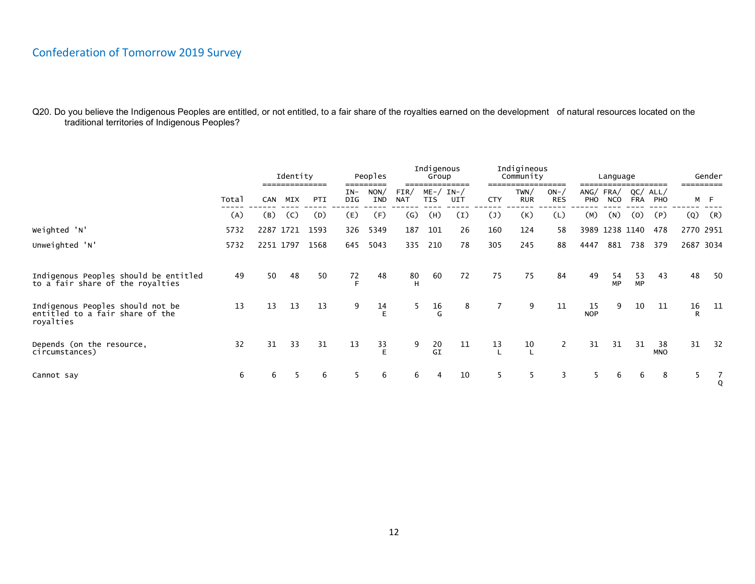# Confederation of Tomorrow 2019 Survey

Q20. Do you believe the Indigenous Peoples are entitled, or not entitled, to a fair share of the royalties earned on the development of natural resources located on the traditional territories of Indigenous Peoples?

| | Total | Identity | | | Peoples | | Indigenous Group | | | Indigineous Community | | | Language | | | | Gender | |
|---|---|---|---|---|---|---|---|---|---|---|---|---|---|---|---|---|---|---|
| | Total | CAN | MIX | PTI | IN-DIG | NON/IND | FIR/NAT | ME-/TIS | IN-/UIT | CTY | TWN/RUR | ON-/RES | ANG/PHO | FRA/NCO | QC/FRA | ALL/PHO | M | F |
| | (A) | (B) | (C) | (D) | (E) | (F) | (G) | (H) | (I) | (J) | (K) | (L) | (M) | (N) | (O) | (P) | (Q) | (R) |
| Weighted 'N' | 5732 | 2287 | 1721 | 1593 | 326 | 5349 | 187 | 101 | 26 | 160 | 124 | 58 | 3989 | 1238 | 1140 | 478 | 2770 | 2951 |
| Unweighted 'N' | 5732 | 2251 | 1797 | 1568 | 645 | 5043 | 335 | 210 | 78 | 305 | 245 | 88 | 4447 | 881 | 738 | 379 | 2687 | 3034 |
| Indigenous Peoples should be entitled to a fair share of the royalties | 49 | 50 | 48 | 50 | 72 F | 48 | 80 H | 60 | 72 | 75 | 75 | 84 | 49 | 54 MP | 53 MP | 43 | 48 | 50 |
| Indigenous Peoples should not be entitled to a fair share of the royalties | 13 | 13 | 13 | 13 | 9 | 14 E | 5 | 16 G | 8 | 7 | 9 | 11 | 15 NOP | 9 | 10 | 11 | 16 R | 11 |
| Depends (on the resource, circumstances) | 32 | 31 | 33 | 31 | 13 | 33 E | 9 | 20 GI | 11 | 13 L | 10 L | 2 | 31 | 31 | 31 | 38 MNO | 31 | 32 |
| Cannot say | 6 | 6 | 5 | 6 | 5 | 6 | 6 | 4 | 10 | 5 | 5 | 3 | 5 | 6 | 6 | 8 | 5 | 7 Q |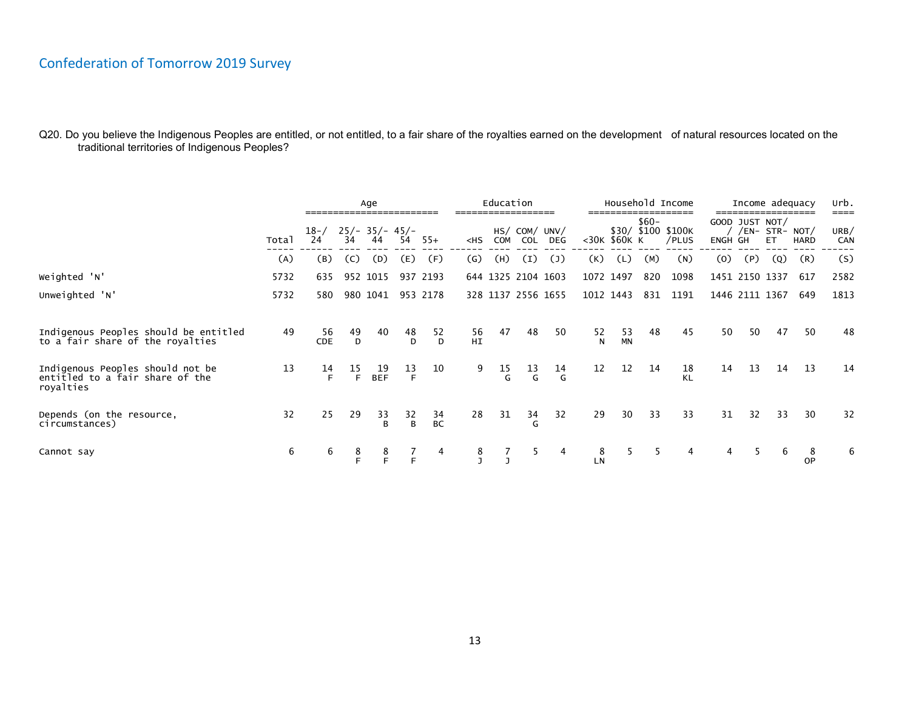## Confederation of Tomorrow 2019 Survey

Q20. Do you believe the Indigenous Peoples are entitled, or not entitled, to a fair share of the royalties earned on the development of natural resources located on the traditional territories of Indigenous Peoples?

| | Total | Age | | | | | Education | | | | Household Income | | | | Income adequacy | | | | Urb. |
|---|---|---|---|---|---|---|---|---|---|---|---|---|---|---|---|---|---|---|---|
| | Total | 18-/24 | 25/-34 | 35/-44 | 45/-54 | 55+ | <HS | HS/COM | COM/COL | UNV/DEG | <30K | $30/$60K | $60-$100K | $100K/PLUS | GOOD/ENGH | JUST/EN-GH | NOT/STR-ET | NOT/HARD | URB/CAN |
| | (A) | (B) | (C) | (D) | (E) | (F) | (G) | (H) | (I) | (J) | (K) | (L) | (M) | (N) | (O) | (P) | (Q) | (R) | (S) |
| Weighted 'N' | 5732 | 635 | 952 | 1015 | 937 | 2193 | 644 | 1325 | 2104 | 1603 | 1072 | 1497 | 820 | 1098 | 1451 | 2150 | 1337 | 617 | 2582 |
| Unweighted 'N' | 5732 | 580 | 980 | 1041 | 953 | 2178 | 328 | 1137 | 2556 | 1655 | 1012 | 1443 | 831 | 1191 | 1446 | 2111 | 1367 | 649 | 1813 |
| Indigenous Peoples should be entitled to a fair share of the royalties | 49 | 56 CDE | 49 D | 40 | 48 D | 52 D | 56 HI | 47 | 48 | 50 | 52 N | 53 MN | 48 | 45 | 50 | 50 | 47 | 50 | 48 |
| Indigenous Peoples should not be entitled to a fair share of the royalties | 13 | 14 F | 15 F | 19 BEF | 13 F | 10 | 9 | 15 G | 13 G | 14 G | 12 | 12 | 14 | 18 KL | 14 | 13 | 14 | 13 | 14 |
| Depends (on the resource, circumstances) | 32 | 25 | 29 | 33 B | 32 B | 34 BC | 28 | 31 | 34 G | 32 | 29 | 30 | 33 | 33 | 31 | 32 | 33 | 30 | 32 |
| Cannot say | 6 | 6 | 8 F | 8 F | 7 F | 4 | 8 J | 7 J | 5 | 4 | 8 LN | 5 | 5 | 4 | 4 | 5 | 6 | 8 OP | 6 |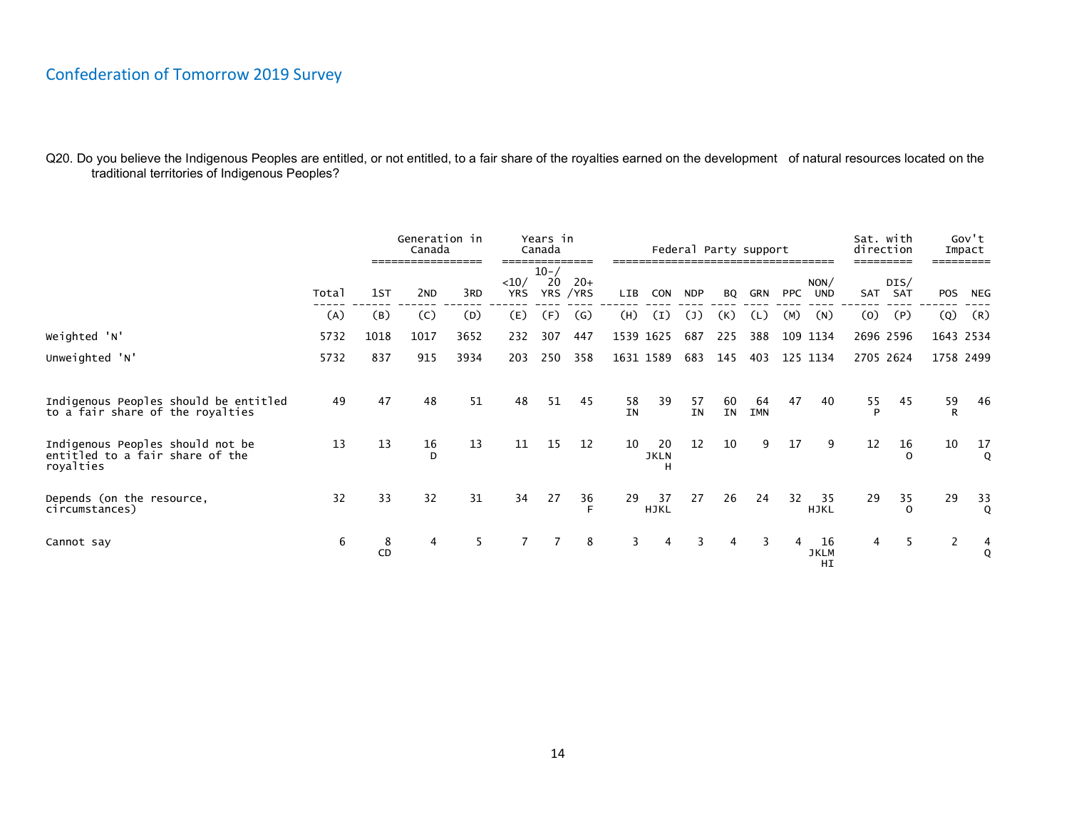Q20. Do you believe the Indigenous Peoples are entitled, or not entitled, to a fair share of the royalties earned on the development of natural resources located on the traditional territories of Indigenous Peoples?

| | Total | Generation in Canada | | | Years in Canada | | | Federal Party support | | | | | | | Sat. with direction | | Gov't Impact | |
|---|---|---|---|---|---|---|---|---|---|---|---|---|---|---|---|---|---|---|
| | | 1ST | 2ND | 3RD | <10/ YRS | 10-/ 20 YRS | 20+ /YRS | LIB | CON | NDP | BQ | GRN | PPC | NON/ UND | SAT | DIS/ SAT | POS | NEG |
| | (A) | (B) | (C) | (D) | (E) | (F) | (G) | (H) | (I) | (J) | (K) | (L) | (M) | (N) | (O) | (P) | (Q) | (R) |
| Weighted 'N' | 5732 | 1018 | 1017 | 3652 | 232 | 307 | 447 | 1539 | 1625 | 687 | 225 | 388 | 109 | 1134 | 2696 | 2596 | 1643 | 2534 |
| Unweighted 'N' | 5732 | 837 | 915 | 3934 | 203 | 250 | 358 | 1631 | 1589 | 683 | 145 | 403 | 125 | 1134 | 2705 | 2624 | 1758 | 2499 |
| Indigenous Peoples should be entitled to a fair share of the royalties | 49 | 47 | 48 | 51 | 48 | 51 | 45 | 58 IN | 39 | 57 IN | 60 IN | 64 IMN | 47 | 40 | 55 P | 45 | 59 R | 46 |
| Indigenous Peoples should not be entitled to a fair share of the royalties | 13 | 13 | 16 D | 13 | 11 | 15 | 12 | 10 | 20 JKLN H | 12 | 10 | 9 | 17 | 9 | 12 | 16 O | 10 | 17 Q |
| Depends (on the resource, circumstances) | 32 | 33 | 32 | 31 | 34 | 27 | 36 F | 29 | 37 HJKL | 27 | 26 | 24 | 32 | 35 HJKL | 29 | 35 O | 29 | 33 Q |
| Cannot say | 6 | 8 CD | 4 | 5 | 7 | 7 | 8 | 3 | 4 | 3 | 4 | 3 | 4 | 16 JKLM HI | 4 | 5 | 2 | 4 Q |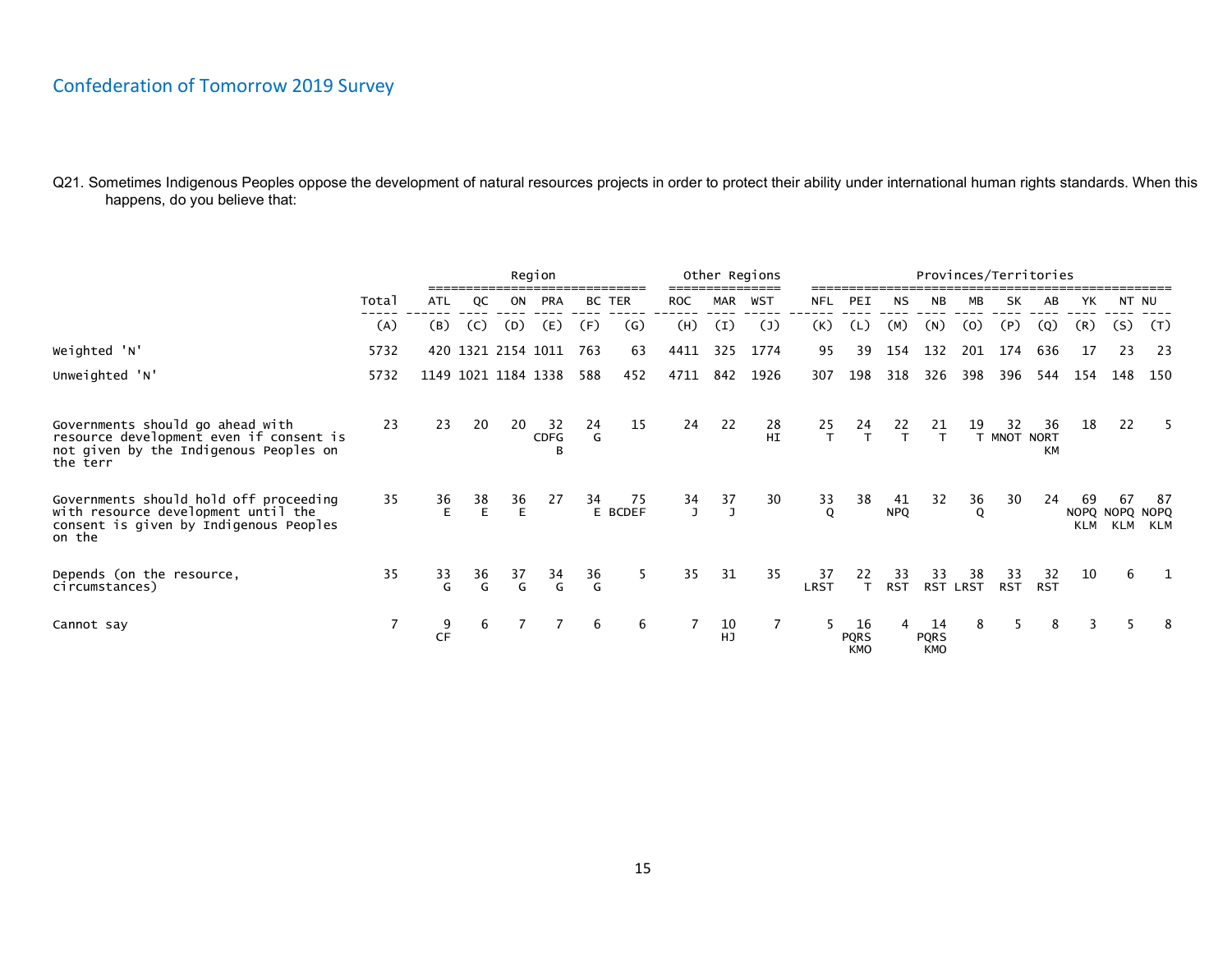## Confederation of Tomorrow 2019 Survey

Q21. Sometimes Indigenous Peoples oppose the development of natural resources projects in order to protect their ability under international human rights standards. When this happens, do you believe that:

| | Total | Region | | | | | | Other Regions | | | Provinces/Territories | | | | | | | | | |
|---|---|---|---|---|---|---|---|---|---|---|---|---|---|---|---|---|---|---|---|---|
| | | ATL | QC | ON | PRA | BC | TER | ROC | MAR | WST | NFL | PEI | NS | NB | MB | SK | AB | YK | NT | NU |
| | (A) | (B) | (C) | (D) | (E) | (F) | (G) | (H) | (I) | (J) | (K) | (L) | (M) | (N) | (O) | (P) | (Q) | (R) | (S) | (T) |
| Weighted 'N' | 5732 | 420 | 1321 | 2154 | 1011 | 763 | 63 | 4411 | 325 | 1774 | 95 | 39 | 154 | 132 | 201 | 174 | 636 | 17 | 23 | 23 |
| Unweighted 'N' | 5732 | 1149 | 1021 | 1184 | 1338 | 588 | 452 | 4711 | 842 | 1926 | 307 | 198 | 318 | 326 | 398 | 396 | 544 | 154 | 148 | 150 |
| Governments should go ahead with resource development even if consent is not given by the Indigenous Peoples on the terr | 23 | 23 | 20 | 20 | 32 CDFG B | 24 G | 15 | 24 | 22 | 28 HI | 25 T | 24 T | 22 T | 21 T | 19 T | 32 MNOT | 36 NORT KM | 18 | 22 | 5 |
| Governments should hold off proceeding with resource development until the consent is given by Indigenous Peoples on the | 35 | 36 E | 38 E | 36 E | 27 | 34 E | 75 BCDEF | 34 J | 37 J | 30 | 33 Q | 38 | 41 NPQ | 32 | 36 Q | 30 | 24 | 69 NOPQ KLM | 67 NOPQ KLM | 87 NOPQ KLM |
| Depends (on the resource, circumstances) | 35 | 33 G | 36 G | 37 G | 34 G | 36 G | 5 | 35 | 31 | 35 | 37 LRST | 22 T | 33 RST | 33 RST | 38 LRST | 33 RST | 32 RST | 10 | 6 | 1 |
| Cannot say | 7 | 9 CF | 6 | 7 | 7 | 6 | 6 | 7 | 10 HJ | 7 | 5 | 16 PQRS KMO | 4 | 14 PQRS KMO | 8 | 5 | 8 | 3 | 5 | 8 |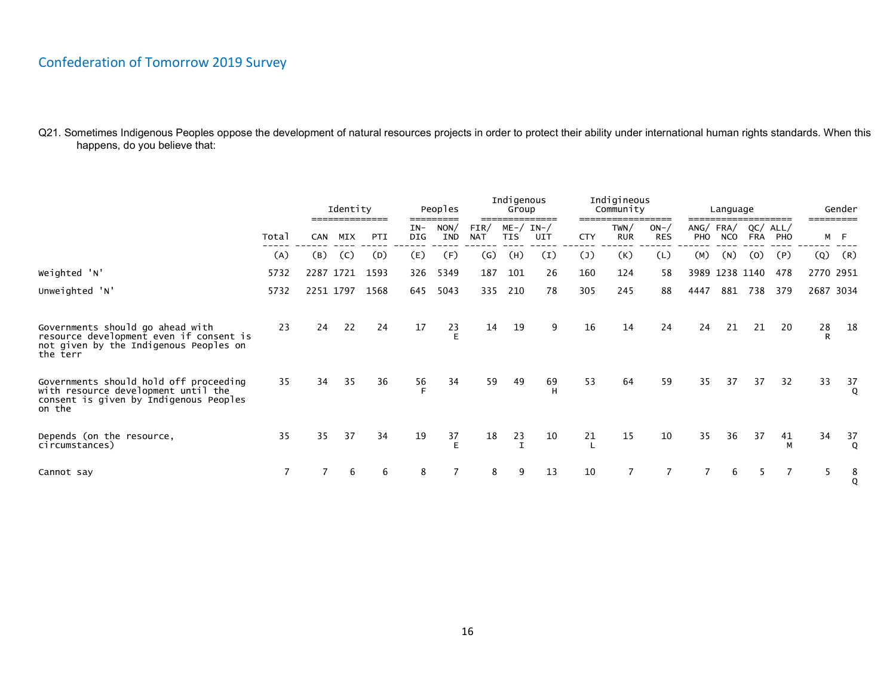## Confederation of Tomorrow 2019 Survey

Q21. Sometimes Indigenous Peoples oppose the development of natural resources projects in order to protect their ability under international human rights standards. When this happens, do you believe that:

| | Total | Identity | | | Peoples | | Indigenous Group | | | Indigineous Community | | | Language | | | | Gender | |
|---|---|---|---|---|---|---|---|---|---|---|---|---|---|---|---|---|---|---|
| | Total | CAN | MIX | PTI | IN-DIG | NON/IND | FIR/NAT | ME-/TIS | IN-/UIT | CTY | TWN/RUR | ON-/RES | ANG/PHO | FRA/NCO | QC/FRA | ALL/PHO | M | F |
| | (A) | (B) | (C) | (D) | (E) | (F) | (G) | (H) | (I) | (J) | (K) | (L) | (M) | (N) | (O) | (P) | (Q) | (R) |
| Weighted 'N' | 5732 | 2287 | 1721 | 1593 | 326 | 5349 | 187 | 101 | 26 | 160 | 124 | 58 | 3989 | 1238 | 1140 | 478 | 2770 | 2951 |
| Unweighted 'N' | 5732 | 2251 | 1797 | 1568 | 645 | 5043 | 335 | 210 | 78 | 305 | 245 | 88 | 4447 | 881 | 738 | 379 | 2687 | 3034 |
| Governments should go ahead with resource development even if consent is not given by the Indigenous Peoples on the terr | 23 | 24 | 22 | 24 | 17 | 23 E | 14 | 19 | 9 | 16 | 14 | 24 | 24 | 21 | 21 | 20 | 28 R | 18 |
| Governments should hold off proceeding with resource development until the consent is given by Indigenous Peoples on the | 35 | 34 | 35 | 36 | 56 F | 34 | 59 | 49 | 69 H | 53 | 64 | 59 | 35 | 37 | 37 | 32 | 33 | 37 Q |
| Depends (on the resource, circumstances) | 35 | 35 | 37 | 34 | 19 | 37 E | 18 | 23 I | 10 | 21 L | 15 | 10 | 35 | 36 | 37 | 41 M | 34 | 37 Q |
| Cannot say | 7 | 7 | 6 | 6 | 8 | 7 | 8 | 9 | 13 | 10 | 7 | 7 | 7 | 6 | 5 | 7 | 5 | 8 Q |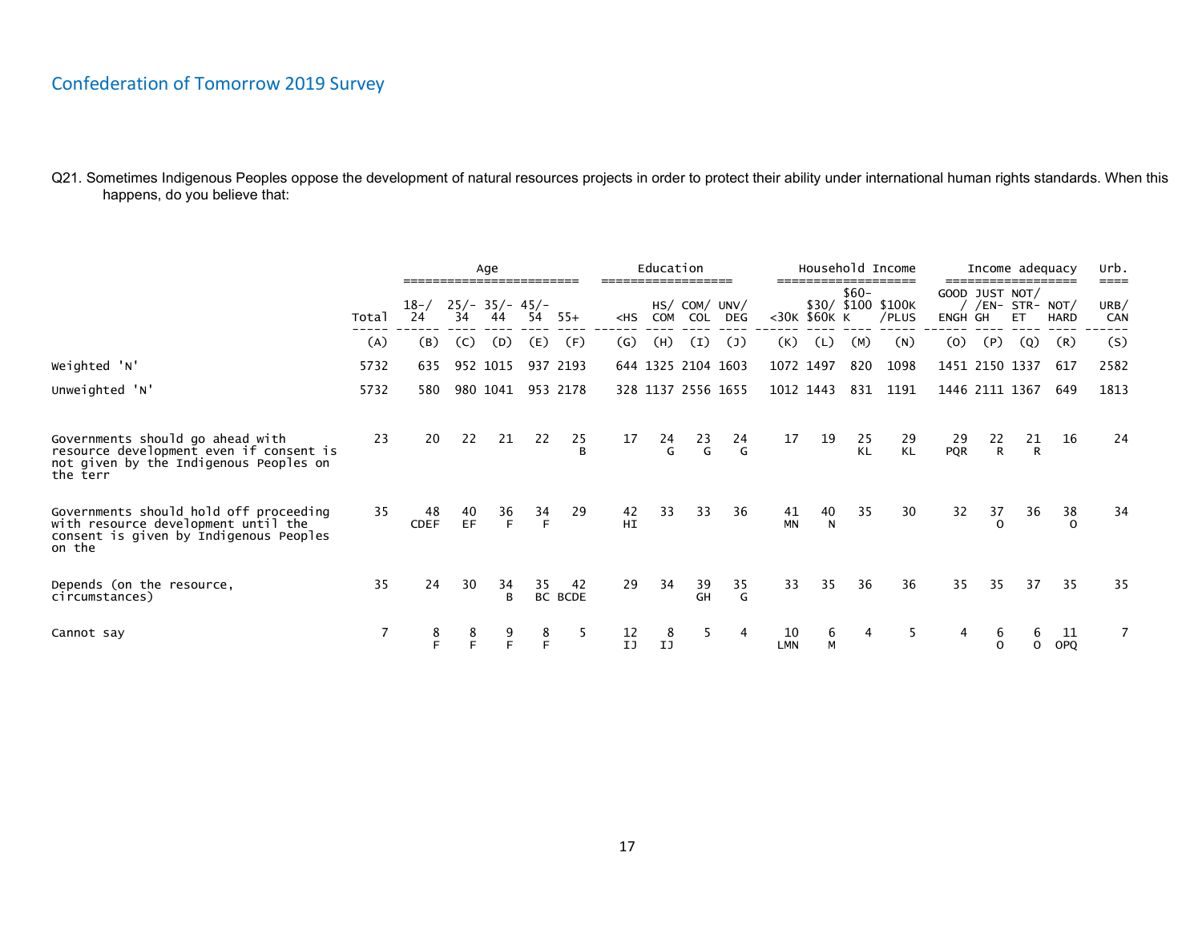## Confederation of Tomorrow 2019 Survey

Q21. Sometimes Indigenous Peoples oppose the development of natural resources projects in order to protect their ability under international human rights standards. When this happens, do you believe that:

| | | Age | | | | | Education | | | | Household Income | | | | Income adequacy | | | | Urb. |
|---|---|---|---|---|---|---|---|---|---|---|---|---|---|---|---|---|---|---|---|
| | Total | 18-/24 | 25/-34 | 35/-44 | 45/-54 | 55+ | <HS | HS/COM | COM/COL | UNV/DEG | <30K | $30/$60K | $60-$100K | $100K/PLUS | GOOD/ENGH | JUST/EN-GH | NOT/STR-ET | NOT/HARD | URB/CAN |
| | (A) | (B) | (C) | (D) | (E) | (F) | (G) | (H) | (I) | (J) | (K) | (L) | (M) | (N) | (O) | (P) | (Q) | (R) | (S) |
| Weighted 'N' | 5732 | 635 | 952 | 1015 | 937 | 2193 | 644 | 1325 | 2104 | 1603 | 1072 | 1497 | 820 | 1098 | 1451 | 2150 | 1337 | 617 | 2582 |
| Unweighted 'N' | 5732 | 580 | 980 | 1041 | 953 | 2178 | 328 | 1137 | 2556 | 1655 | 1012 | 1443 | 831 | 1191 | 1446 | 2111 | 1367 | 649 | 1813 |
| Governments should go ahead with resource development even if consent is not given by the Indigenous Peoples on the terr | 23 | 20 | 22 | 21 | 22 | 25 B | 17 | 24 G | 23 G | 24 G | 17 | 19 | 25 KL | 29 KL | 29 PQR | 22 R | 21 R | 16 | 24 |
| Governments should hold off proceeding with resource development until the consent is given by Indigenous Peoples on the | 35 | 48 CDEF | 40 EF | 36 F | 34 F | 29 | 42 HI | 33 | 33 | 36 | 41 MN | 40 N | 35 | 30 | 32 | 37 O | 36 | 38 O | 34 |
| Depends (on the resource, circumstances) | 35 | 24 | 30 | 34 B | 35 BC | 42 BCDE | 29 | 34 | 39 GH | 35 G | 33 | 35 | 36 | 36 | 35 | 35 | 37 | 35 | 35 |
| Cannot say | 7 | 8 F | 8 F | 9 F | 8 F | 5 | 12 IJ | 8 IJ | 5 | 4 | 10 LMN | 6 M | 4 | 5 | 4 | 6 O | 6 O | 11 OPQ | 7 |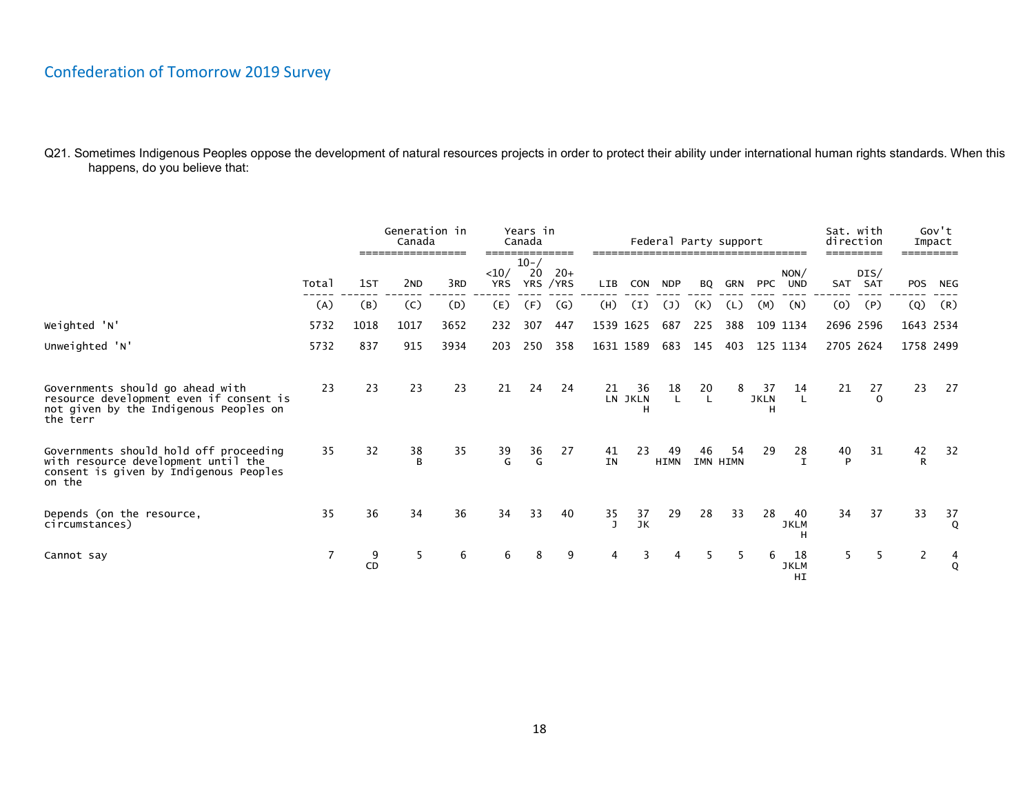## Confederation of Tomorrow 2019 Survey

Q21. Sometimes Indigenous Peoples oppose the development of natural resources projects in order to protect their ability under international human rights standards. When this happens, do you believe that:

| | | Generation in Canada | | | Years in Canada | | | Federal Party support | | | | | | | Sat. with direction | | Gov't Impact | |
|---|---|---|---|---|---|---|---|---|---|---|---|---|---|---|---|---|---|---|
| | Total | 1ST | 2ND | 3RD | <10/ YRS | 10-/ 20 YRS | 20+ /YRS | LIB | CON | NDP | BQ | GRN | PPC | NON/ UND | SAT | DIS/ SAT | POS | NEG |
| | (A) | (B) | (C) | (D) | (E) | (F) | (G) | (H) | (I) | (J) | (K) | (L) | (M) | (N) | (O) | (P) | (Q) | (R) |
| Weighted 'N' | 5732 | 1018 | 1017 | 3652 | 232 | 307 | 447 | 1539 | 1625 | 687 | 225 | 388 | 109 | 1134 | 2696 | 2596 | 1643 | 2534 |
| Unweighted 'N' | 5732 | 837 | 915 | 3934 | 203 | 250 | 358 | 1631 | 1589 | 683 | 145 | 403 | 125 | 1134 | 2705 | 2624 | 1758 | 2499 |
| Governments should go ahead with resource development even if consent is not given by the Indigenous Peoples on the terr | 23 | 23 | 23 | 23 | 21 | 24 | 24 | 21 LN | 36 JKLN H | 18 L | 20 L | 8 | 37 JKLN H | 14 L | 21 | 27 O | 23 | 27 |
| Governments should hold off proceeding with resource development until the consent is given by Indigenous Peoples on the | 35 | 32 | 38 B | 35 | 39 G | 36 G | 27 | 41 IN | 23 | 49 HIMN | 46 IMN | 54 HIMN | 29 | 28 I | 40 P | 31 | 42 R | 32 |
| Depends (on the resource, circumstances) | 35 | 36 | 34 | 36 | 34 | 33 | 40 | 35 J | 37 JK | 29 | 28 | 33 | 28 | 40 JKLM H | 34 | 37 | 33 | 37 Q |
| Cannot say | 7 | 9 CD | 5 | 6 | 6 | 8 | 9 | 4 | 3 | 4 | 5 | 5 | 6 | 18 JKLM HI | 5 | 5 | 2 | 4 Q |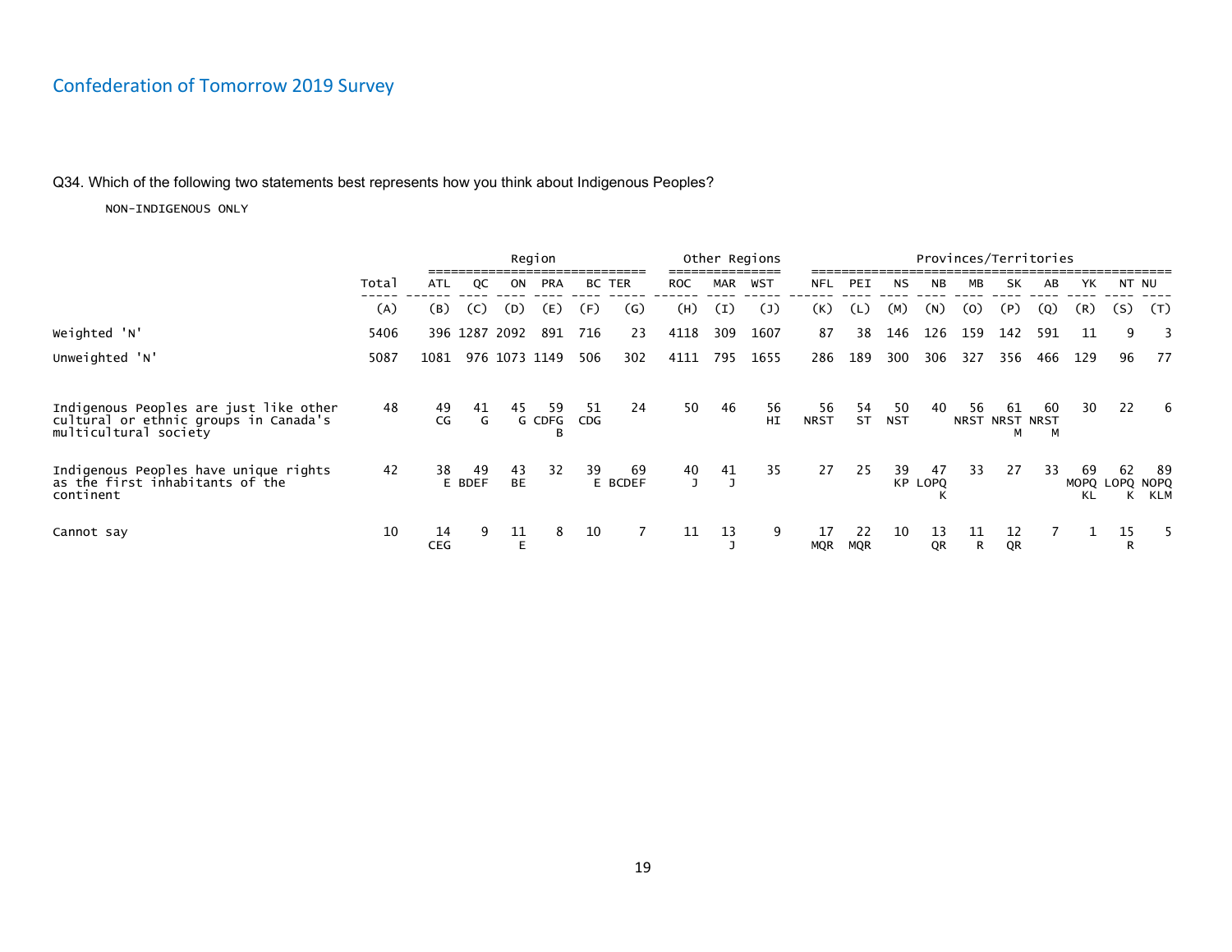Confederation of Tomorrow 2019 Survey

Q34. Which of the following two statements best represents how you think about Indigenous Peoples?

NON-INDIGENOUS ONLY

| | Total | Region | | | | | | Other Regions | | | Provinces/Territories | | | | | | | | | |
|---|---|---|---|---|---|---|---|---|---|---|---|---|---|---|---|---|---|---|---|---|
| | Total | ATL | QC | ON | PRA | BC | TER | ROC | MAR | WST | NFL | PEI | NS | NB | MB | SK | AB | YK | NT | NU |
| | (A) | (B) | (C) | (D) | (E) | (F) | (G) | (H) | (I) | (J) | (K) | (L) | (M) | (N) | (O) | (P) | (Q) | (R) | (S) | (T) |
| Weighted 'N' | 5406 | 396 | 1287 | 2092 | 891 | 716 | 23 | 4118 | 309 | 1607 | 87 | 38 | 146 | 126 | 159 | 142 | 591 | 11 | 9 | 3 |
| Unweighted 'N' | 5087 | 1081 | 976 | 1073 | 1149 | 506 | 302 | 4111 | 795 | 1655 | 286 | 189 | 300 | 306 | 327 | 356 | 466 | 129 | 96 | 77 |
| Indigenous Peoples are just like other cultural or ethnic groups in Canada's multicultural society | 48 | 49 CG | 41 G | 45 G | 59 CDFG B | 51 CDG | 24 | 50 | 46 | 56 HI | 56 NRST | 54 ST | 50 NST | 40 | 56 NRST | 61 NRST M | 60 NRST M | 30 | 22 | 6 |
| Indigenous Peoples have unique rights as the first inhabitants of the continent | 42 | 38 E | 49 BDEF | 43 BE | 32 | 39 E | 69 BCDEF | 40 J | 41 J | 35 | 27 | 25 | 39 KP | 47 LOPQ K | 33 | 27 | 33 | 69 MOPQ KL | 62 LOPQ K | 89 NOPQ KLM |
| Cannot say | 10 | 14 CEG | 9 | 11 E | 8 | 10 | 7 | 11 | 13 J | 9 | 17 MQR | 22 MQR | 10 | 13 QR | 11 R | 12 QR | 7 | 1 | 15 R | 5 |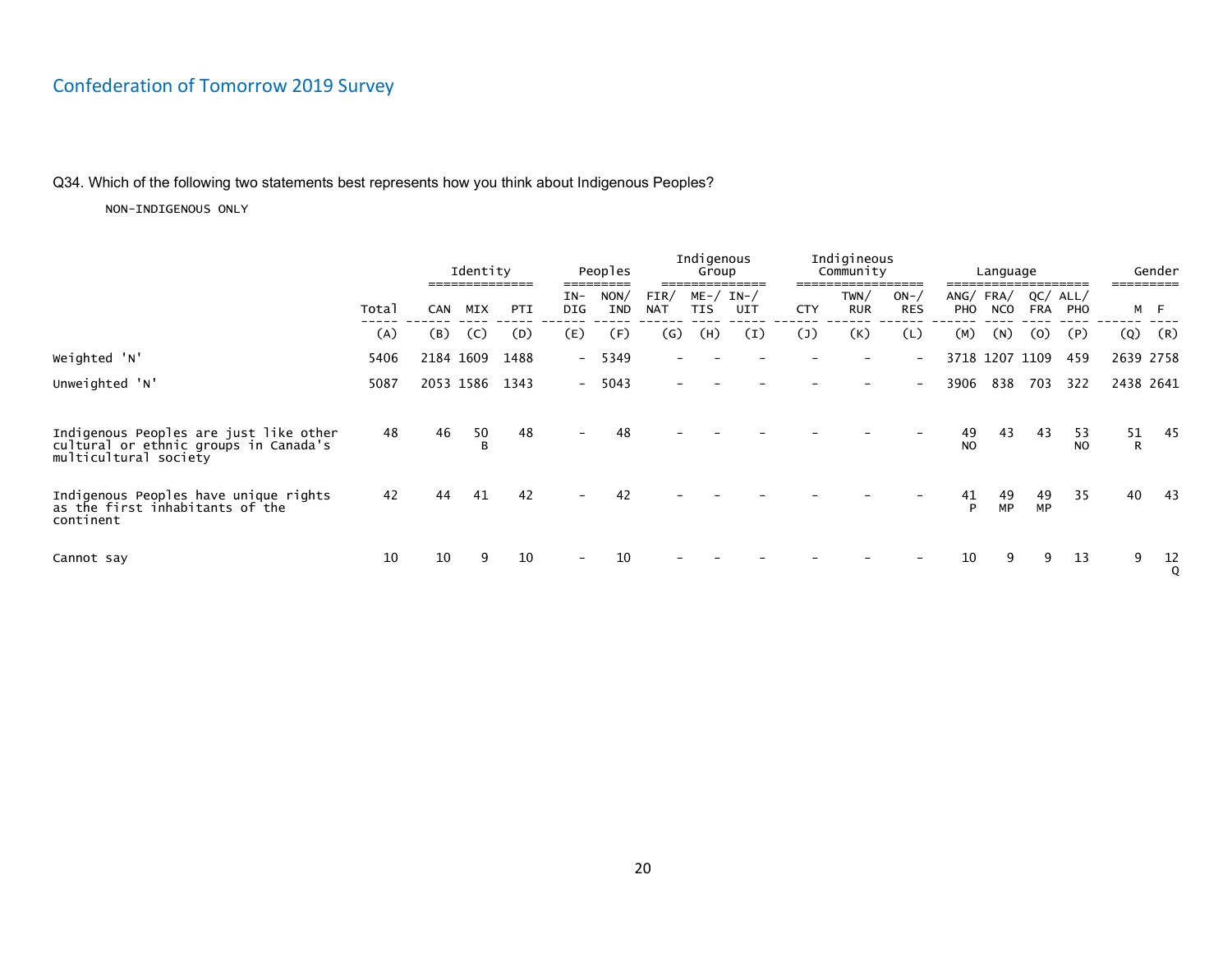## Confederation of Tomorrow 2019 Survey

Q34. Which of the following two statements best represents how you think about Indigenous Peoples?

NON-INDIGENOUS ONLY

| | Total | Identity | | | Peoples | | Indigenous Group | | | Indigineous Community | | | Language | | | | Gender | |
|---|---|---|---|---|---|---|---|---|---|---|---|---|---|---|---|---|---|---|
| | Total | CAN | MIX | PTI | IN-DIG | NON/IND | FIR/NAT | ME-/TIS | IN-/UIT | CTY | TWN/RUR | ON-/RES | ANG/PHO | FRA/NCO | QC/FRA | ALL/PHO | M | F |
| | (A) | (B) | (C) | (D) | (E) | (F) | (G) | (H) | (I) | (J) | (K) | (L) | (M) | (N) | (O) | (P) | (Q) | (R) |
| Weighted 'N' | 5406 | 2184 | 1609 | 1488 | - | 5349 | - | - | - | - | - | - | 3718 | 1207 | 1109 | 459 | 2639 | 2758 |
| Unweighted 'N' | 5087 | 2053 | 1586 | 1343 | - | 5043 | - | - | - | - | - | - | 3906 | 838 | 703 | 322 | 2438 | 2641 |
| Indigenous Peoples are just like other cultural or ethnic groups in Canada's multicultural society | 48 | 46 | 50 B | 48 | - | 48 | - | - | - | - | - | - | 49 NO | 43 | 43 | 53 NO | 51 R | 45 |
| Indigenous Peoples have unique rights as the first inhabitants of the continent | 42 | 44 | 41 | 42 | - | 42 | - | - | - | - | - | - | 41 P | 49 MP | 49 MP | 35 | 40 | 43 |
| Cannot say | 10 | 10 | 9 | 10 | - | 10 | - | - | - | - | - | - | 10 | 9 | 9 | 13 | 9 | 12 Q |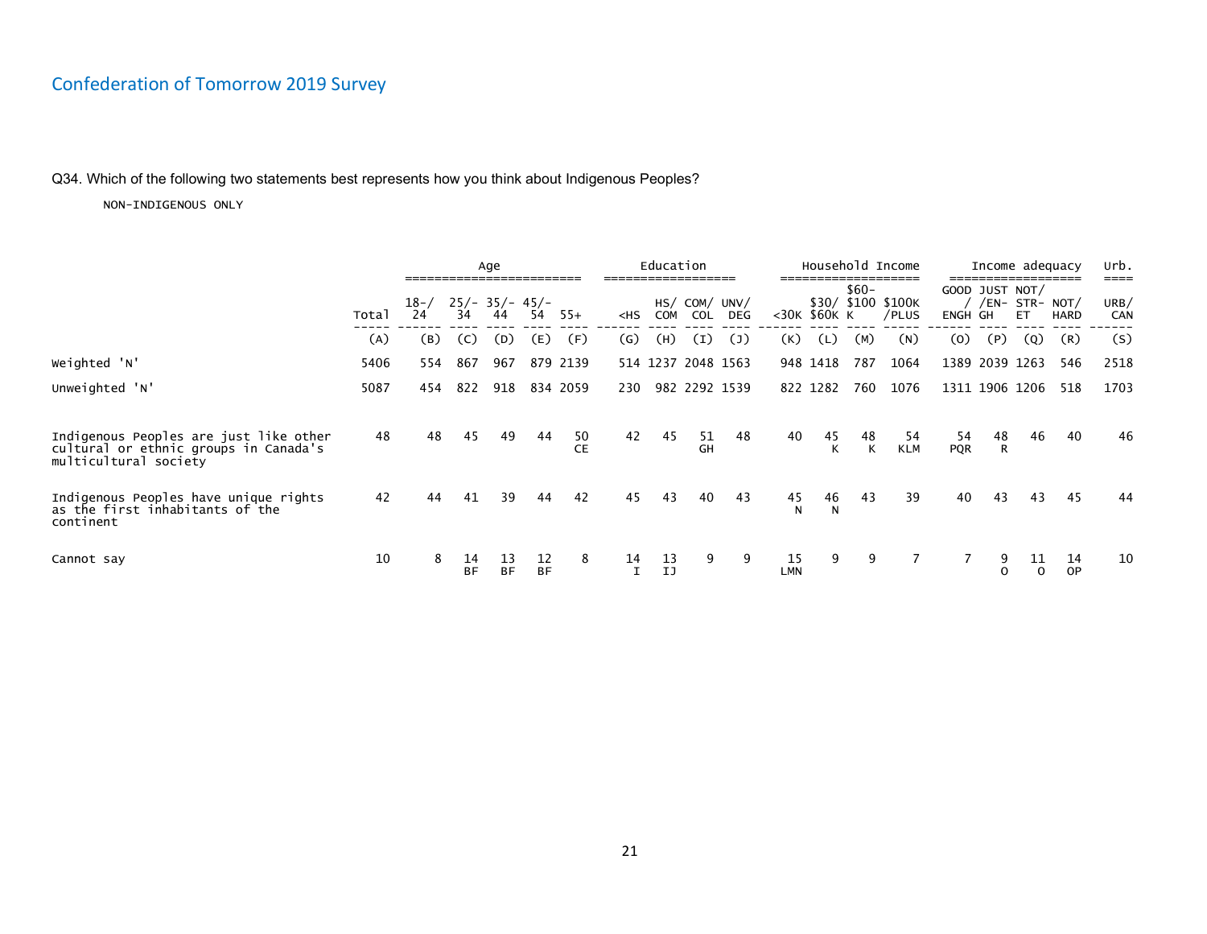# Confederation of Tomorrow 2019 Survey

Q34. Which of the following two statements best represents how you think about Indigenous Peoples?

NON-INDIGENOUS ONLY

| | Total | Age | | | | | Education | | | | Household Income | | | | Income adequacy | | | | Urb. |
|---|---|---|---|---|---|---|---|---|---|---|---|---|---|---|---|---|---|---|---|
| | Total | 18-/24 | 25/-34 | 35/-44 | 45/-54 | 55+ | <HS | HS/COM | COM/COL | UNV/DEG | <30K | $30/$60K | $60-K $100 | $100K/PLUS | GOOD/ENGH | JUST/EN-GH | NOT/STR-ET | NOT/HARD | URB/CAN |
| | (A) | (B) | (C) | (D) | (E) | (F) | (G) | (H) | (I) | (J) | (K) | (L) | (M) | (N) | (O) | (P) | (Q) | (R) | (S) |
| Weighted 'N' | 5406 | 554 | 867 | 967 | 879 | 2139 | 514 | 1237 | 2048 | 1563 | 948 | 1418 | 787 | 1064 | 1389 | 2039 | 1263 | 546 | 2518 |
| Unweighted 'N' | 5087 | 454 | 822 | 918 | 834 | 2059 | 230 | 982 | 2292 | 1539 | 822 | 1282 | 760 | 1076 | 1311 | 1906 | 1206 | 518 | 1703 |
| Indigenous Peoples are just like other cultural or ethnic groups in Canada's multicultural society | 48 | 48 | 45 | 49 | 44 | 50 CE | 42 | 45 | 51 GH | 48 | 40 | 45 K | 48 K | 54 KLM | 54 PQR | 48 R | 46 | 40 | 46 |
| Indigenous Peoples have unique rights as the first inhabitants of the continent | 42 | 44 | 41 | 39 | 44 | 42 | 45 | 43 | 40 | 43 | 45 N | 46 N | 43 | 39 | 40 | 43 | 43 | 45 | 44 |
| Cannot say | 10 | 8 | 14 BF | 13 BF | 12 BF | 8 | 14 I | 13 IJ | 9 | 9 | 15 LMN | 9 | 9 | 7 | 7 | 9 O | 11 O | 14 OP | 10 |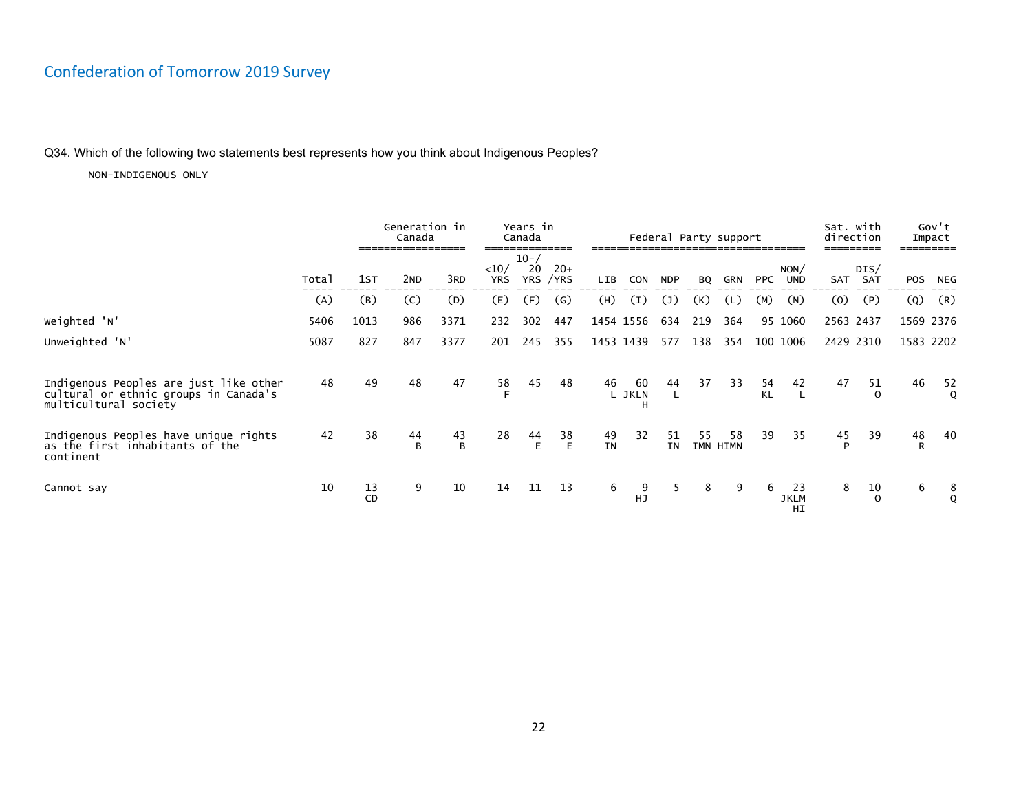Q34. Which of the following two statements best represents how you think about Indigenous Peoples?

NON-INDIGENOUS ONLY

| | Total | Generation in Canada | | | Years in Canada | | | Federal Party support | | | | | | | Sat. with direction | | Gov't Impact | |
|---|---|---|---|---|---|---|---|---|---|---|---|---|---|---|---|---|---|---|
| | | 1ST | 2ND | 3RD | <10/ YRS | 10-/ 20 YRS | 20+ /YRS | LIB | CON | NDP | BQ | GRN | PPC | NON/ UND | SAT | DIS/ SAT | POS | NEG |
| | (A) | (B) | (C) | (D) | (E) | (F) | (G) | (H) | (I) | (J) | (K) | (L) | (M) | (N) | (O) | (P) | (Q) | (R) |
| Weighted 'N' | 5406 | 1013 | 986 | 3371 | 232 | 302 | 447 | 1454 | 1556 | 634 | 219 | 364 | 95 | 1060 | 2563 | 2437 | 1569 | 2376 |
| Unweighted 'N' | 5087 | 827 | 847 | 3377 | 201 | 245 | 355 | 1453 | 1439 | 577 | 138 | 354 | 100 | 1006 | 2429 | 2310 | 1583 | 2202 |
| Indigenous Peoples are just like other cultural or ethnic groups in Canada's multicultural society | 48 | 49 | 48 | 47 | 58 F | 45 | 48 | 46 L | 60 JKLN H | 44 L | 37 | 33 | 54 KL | 42 L | 47 | 51 O | 46 | 52 Q |
| Indigenous Peoples have unique rights as the first inhabitants of the continent | 42 | 38 | 44 B | 43 B | 28 | 44 E | 38 E | 49 IN | 32 | 51 IN | 55 IMN | 58 HIMN | 39 | 35 | 45 P | 39 | 48 R | 40 |
| Cannot say | 10 | 13 CD | 9 | 10 | 14 | 11 | 13 | 6 | 9 HJ | 5 | 8 | 9 | 6 | 23 JKLM HI | 8 | 10 O | 6 | 8 Q |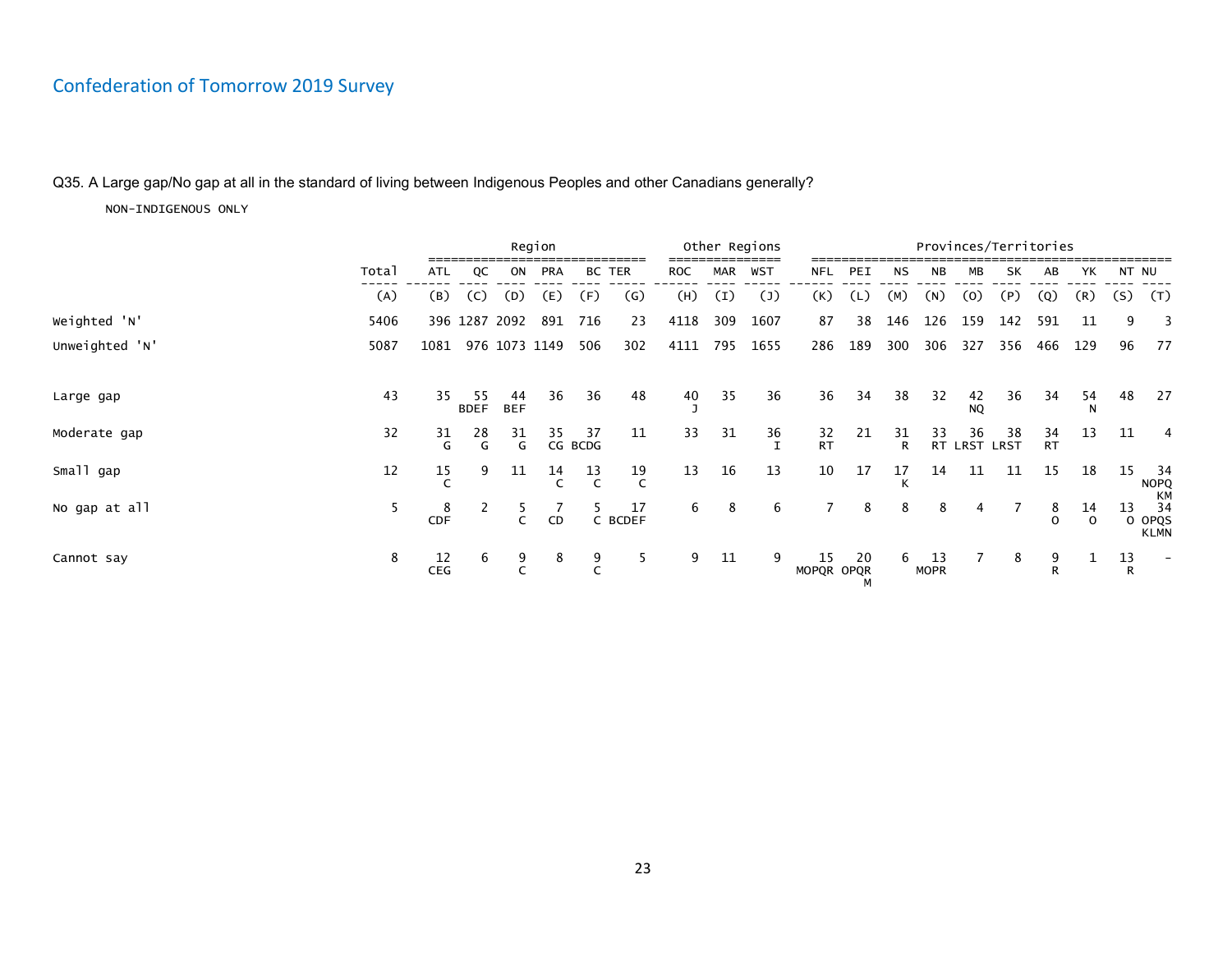## Confederation of Tomorrow 2019 Survey

Q35. A Large gap/No gap at all in the standard of living between Indigenous Peoples and other Canadians generally?

NON-INDIGENOUS ONLY

| | Total | Region | | | | | | Other Regions | | | Provinces/Territories | | | | | | | | | |
|---|---|---|---|---|---|---|---|---|---|---|---|---|---|---|---|---|---|---|---|---|
| | Total | ATL | QC | ON | PRA | BC | TER | ROC | MAR | WST | NFL | PEI | NS | NB | MB | SK | AB | YK | NT | NU |
| | (A) | (B) | (C) | (D) | (E) | (F) | (G) | (H) | (I) | (J) | (K) | (L) | (M) | (N) | (O) | (P) | (Q) | (R) | (S) | (T) |
| Weighted 'N' | 5406 | 396 | 1287 | 2092 | 891 | 716 | 23 | 4118 | 309 | 1607 | 87 | 38 | 146 | 126 | 159 | 142 | 591 | 11 | 9 | 3 |
| Unweighted 'N' | 5087 | 1081 | 976 | 1073 | 1149 | 506 | 302 | 4111 | 795 | 1655 | 286 | 189 | 300 | 306 | 327 | 356 | 466 | 129 | 96 | 77 |
| Large gap | 43 | 35 | 55 BDEF | 44 BEF | 36 | 36 | 48 | 40 J | 35 | 36 | 36 | 34 | 38 | 32 | 42 NQ | 36 | 34 | 54 N | 48 | 27 |
| Moderate gap | 32 | 31 G | 28 G | 31 G | 35 CG | 37 BCDG | 11 | 33 | 31 | 36 I | 32 RT | 21 | 31 R | 33 RT | 36 LRST | 38 LRST | 34 RT | 13 | 11 | 4 |
| Small gap | 12 | 15 C | 9 | 11 | 14 C | 13 C | 19 C | 13 | 16 | 13 | 10 | 17 | 17 K | 14 | 11 | 11 | 15 | 18 | 15 | 34 NOPQ KM |
| No gap at all | 5 | 8 CDF | 2 | 5 C | 7 CD | 5 C | 17 BCDEF | 6 | 8 | 6 | 7 | 8 | 8 | 8 | 4 | 7 | 8 O | 14 O | 13 O | 34 OPQS KLMN |
| Cannot say | 8 | 12 CEG | 6 | 9 C | 8 | 9 C | 5 | 9 | 11 | 9 | 15 MOPQR | 20 OPQR M | 6 | 13 MOPR | 7 | 8 | 9 R | 1 | 13 R | - |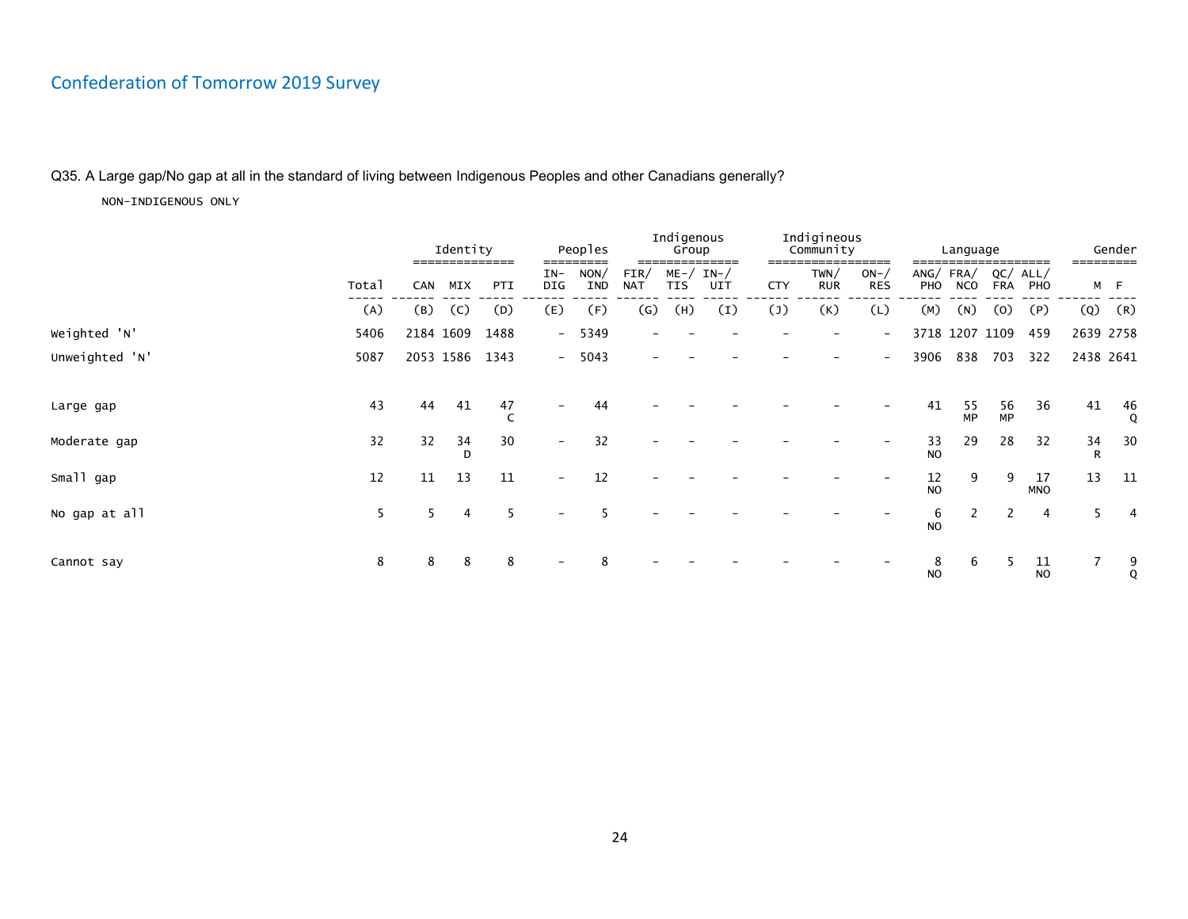## Confederation of Tomorrow 2019 Survey

Q35. A Large gap/No gap at all in the standard of living between Indigenous Peoples and other Canadians generally?

NON-INDIGENOUS ONLY

| | Total | Identity | | | Peoples | | Indigenous Group | | | Indigineous Community | | | Language | | | | Gender | |
|---|---|---|---|---|---|---|---|---|---|---|---|---|---|---|---|---|---|---|
| | Total | CAN | MIX | PTI | IN-DIG | NON/IND | FIR/NAT | ME-/TIS | IN-/UIT | CTY | TWN/RUR | ON-/RES | ANG/PHO | FRA/NCO | QC/FRA | ALL/PHO | M | F |
| | (A) | (B) | (C) | (D) | (E) | (F) | (G) | (H) | (I) | (J) | (K) | (L) | (M) | (N) | (O) | (P) | (Q) | (R) |
| Weighted 'N' | 5406 | 2184 | 1609 | 1488 | - | 5349 | - | - | - | - | - | - | 3718 | 1207 | 1109 | 459 | 2639 | 2758 |
| Unweighted 'N' | 5087 | 2053 | 1586 | 1343 | - | 5043 | - | - | - | - | - | - | 3906 | 838 | 703 | 322 | 2438 | 2641 |
| Large gap | 43 | 44 | 41 | 47 C | - | 44 | - | - | - | - | - | - | 41 | 55 MP | 56 MP | 36 | 41 | 46 Q |
| Moderate gap | 32 | 32 | 34 D | 30 | - | 32 | - | - | - | - | - | - | 33 NO | 29 | 28 | 32 | 34 R | 30 |
| Small gap | 12 | 11 | 13 | 11 | - | 12 | - | - | - | - | - | - | 12 NO | 9 | 9 | 17 MNO | 13 | 11 |
| No gap at all | 5 | 5 | 4 | 5 | - | 5 | - | - | - | - | - | - | 6 NO | 2 | 2 | 4 | 5 | 4 |
| Cannot say | 8 | 8 | 8 | 8 | - | 8 | - | - | - | - | - | - | 8 NO | 6 | 5 | 11 NO | 7 | 9 Q |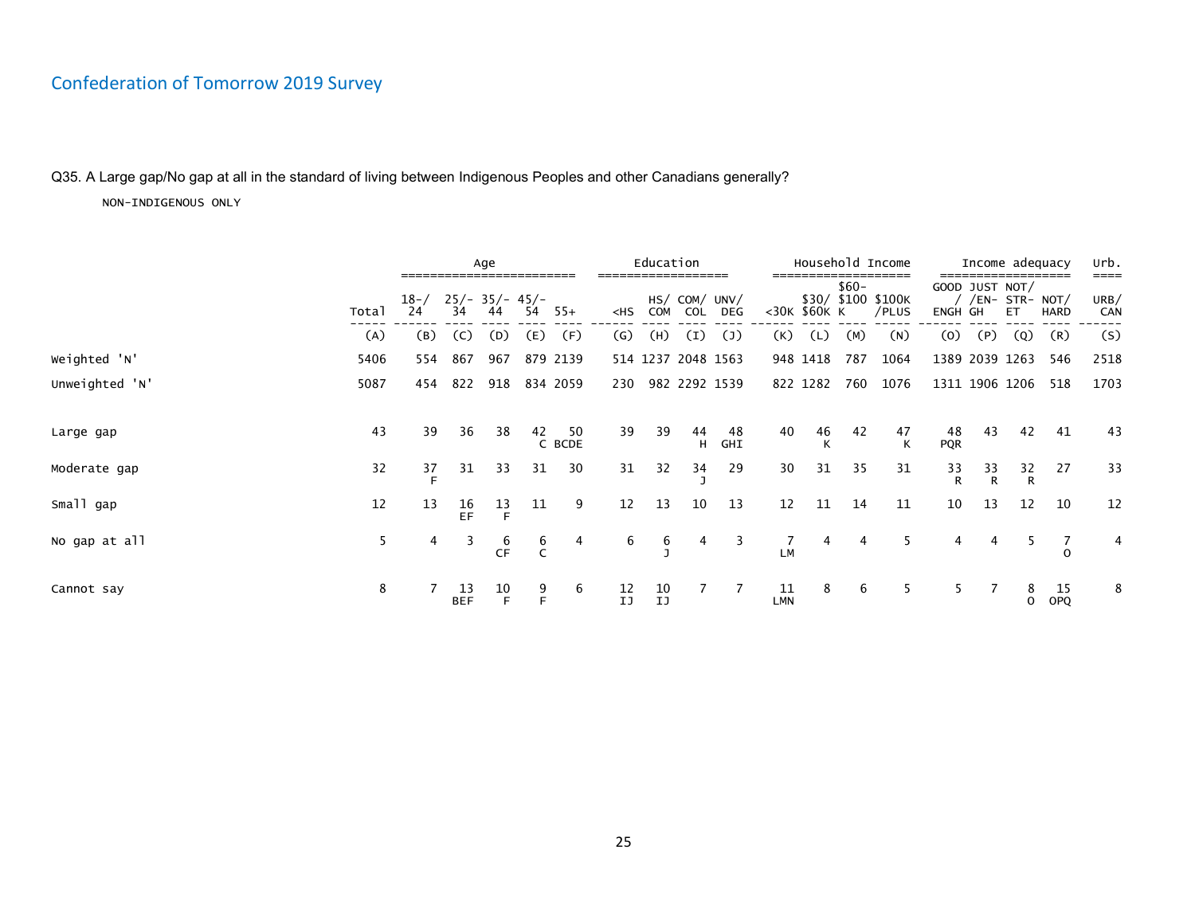## Confederation of Tomorrow 2019 Survey

Q35. A Large gap/No gap at all in the standard of living between Indigenous Peoples and other Canadians generally?

NON-INDIGENOUS ONLY

| | | Age | | | | | Education | | | | Household Income | | | | Income adequacy | | | | Urb. |
|---|---|---|---|---|---|---|---|---|---|---|---|---|---|---|---|---|---|---|---|
| | Total | 18-/24 | 25/-34 | 35/-44 | 45/-54 | 55+ | <HS | HS/COM | COM/COL | UNV/DEG | <30K | $30/$60K | $60-$100K | $100K/PLUS | GOOD/ENGH | JUST/EN-GH | NOT/STR-ET | NOT/HARD | URB/CAN |
| | (A) | (B) | (C) | (D) | (E) | (F) | (G) | (H) | (I) | (J) | (K) | (L) | (M) | (N) | (O) | (P) | (Q) | (R) | (S) |
| Weighted 'N' | 5406 | 554 | 867 | 967 | 879 | 2139 | 514 | 1237 | 2048 | 1563 | 948 | 1418 | 787 | 1064 | 1389 | 2039 | 1263 | 546 | 2518 |
| Unweighted 'N' | 5087 | 454 | 822 | 918 | 834 | 2059 | 230 | 982 | 2292 | 1539 | 822 | 1282 | 760 | 1076 | 1311 | 1906 | 1206 | 518 | 1703 |
| Large gap | 43 | 39 | 36 | 38 | 42 C | 50 BCDE | 39 | 39 | 44 H | 48 GHI | 40 | 46 K | 42 | 47 K | 48 PQR | 43 | 42 | 41 | 43 |
| Moderate gap | 32 | 37 F | 31 | 33 | 31 | 30 | 31 | 32 | 34 J | 29 | 30 | 31 | 35 | 31 | 33 R | 33 R | 32 R | 27 | 33 |
| Small gap | 12 | 13 | 16 EF | 13 F | 11 | 9 | 12 | 13 | 10 | 13 | 12 | 11 | 14 | 11 | 10 | 13 | 12 | 10 | 12 |
| No gap at all | 5 | 4 | 3 | 6 CF | 6 C | 4 | 6 | 6 J | 4 | 3 | 7 LM | 4 | 4 | 5 | 4 | 4 | 5 | 7 O | 4 |
| Cannot say | 8 | 7 | 13 BEF | 10 F | 9 F | 6 | 12 IJ | 10 IJ | 7 | 7 | 11 LMN | 8 | 6 | 5 | 5 | 7 | 8 O | 15 OPQ | 8 |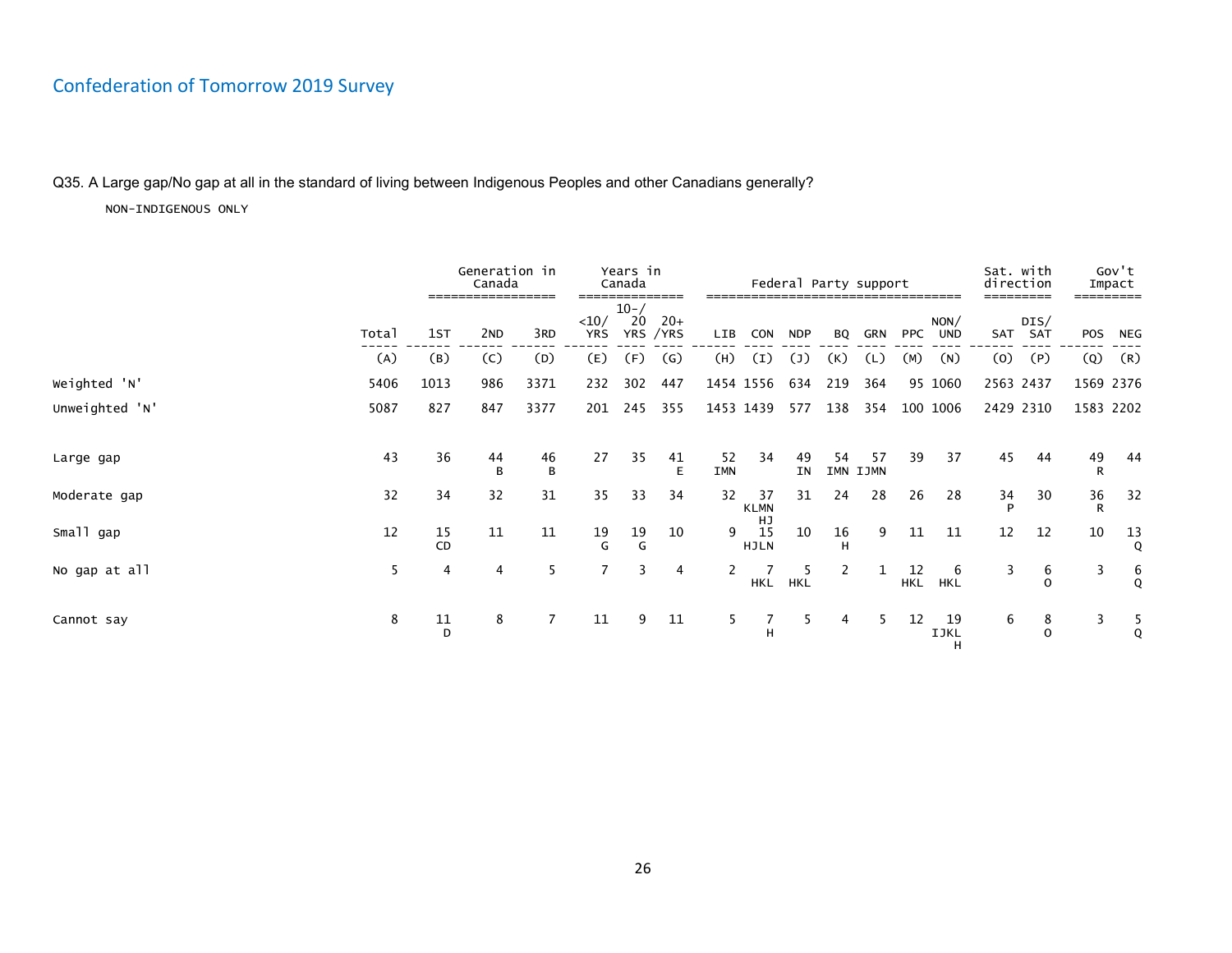## Confederation of Tomorrow 2019 Survey

Q35. A Large gap/No gap at all in the standard of living between Indigenous Peoples and other Canadians generally?

NON-INDIGENOUS ONLY

| | | Generation in Canada | | | Years in Canada | | | Federal Party support | | | | | | | Sat. with direction | | Gov't Impact | |
|---|---|---|---|---|---|---|---|---|---|---|---|---|---|---|---|---|---|---|
| | Total | 1ST | 2ND | 3RD | <10/ YRS | 10-/ 20 YRS | 20+ /YRS | LIB | CON | NDP | BQ | GRN | PPC | NON/ UND | SAT | DIS/ SAT | POS | NEG |
| | (A) | (B) | (C) | (D) | (E) | (F) | (G) | (H) | (I) | (J) | (K) | (L) | (M) | (N) | (O) | (P) | (Q) | (R) |
| Weighted 'N' | 5406 | 1013 | 986 | 3371 | 232 | 302 | 447 | 1454 | 1556 | 634 | 219 | 364 | 95 | 1060 | 2563 | 2437 | 1569 | 2376 |
| Unweighted 'N' | 5087 | 827 | 847 | 3377 | 201 | 245 | 355 | 1453 | 1439 | 577 | 138 | 354 | 100 | 1006 | 2429 | 2310 | 1583 | 2202 |
| Large gap | 43 | 36 | 44 B | 46 B | 27 | 35 | 41 E | 52 IMN | 34 | 49 IN | 54 IMN | 57 IJMN | 39 | 37 | 45 | 44 | 49 R | 44 |
| Moderate gap | 32 | 34 | 32 | 31 | 35 | 33 | 34 | 32 | 37 KLMN | 31 | 24 | 28 | 26 | 28 | 34 P | 30 | 36 R | 32 |
| Small gap | 12 | 15 CD | 11 | 11 | 19 G | 19 G | 10 | 9 | 15 HJLN | 10 | 16 H | 9 | 11 | 11 | 12 | 12 | 10 | 13 Q |
| No gap at all | 5 | 4 | 4 | 5 | 7 | 3 | 4 | 2 | 7 HKL | 5 HKL | 2 | 1 | 12 HKL | 6 HKL | 3 | 6 O | 3 | 6 Q |
| Cannot say | 8 | 11 D | 8 | 7 | 11 | 9 | 11 | 5 | 7 H | 5 | 4 | 5 | 12 | 19 HIJKL | 6 | 8 O | 3 | 5 Q |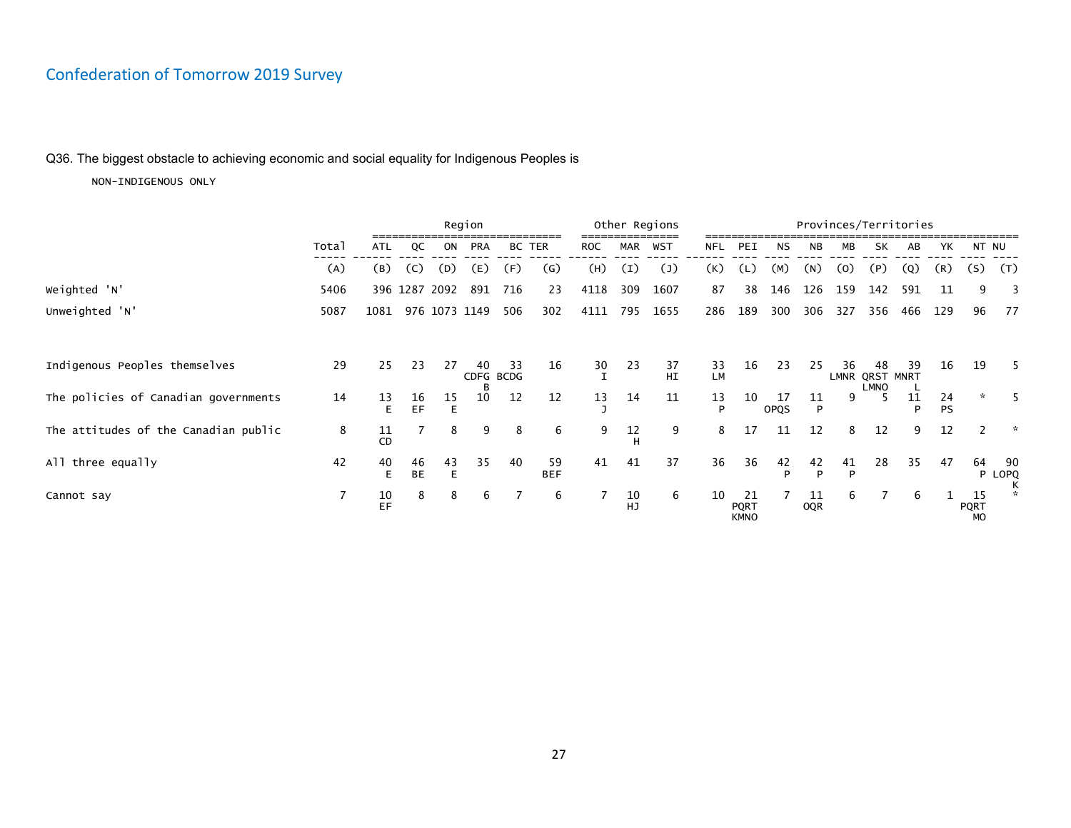# Confederation of Tomorrow 2019 Survey

Q36. The biggest obstacle to achieving economic and social equality for Indigenous Peoples is

NON-INDIGENOUS ONLY

| | Total | Region | | | | | | Other Regions | | | Provinces/Territories | | | | | | | | | |
|---|---|---|---|---|---|---|---|---|---|---|---|---|---|---|---|---|---|---|---|---|
| | Total | ATL | QC | ON | PRA | BC | TER | ROC | MAR | WST | NFL | PEI | NS | NB | MB | SK | AB | YK | NT | NU |
| | (A) | (B) | (C) | (D) | (E) | (F) | (G) | (H) | (I) | (J) | (K) | (L) | (M) | (N) | (O) | (P) | (Q) | (R) | (S) | (T) |
| Weighted 'N' | 5406 | 396 | 1287 | 2092 | 891 | 716 | 23 | 4118 | 309 | 1607 | 87 | 38 | 146 | 126 | 159 | 142 | 591 | 11 | 9 | 3 |
| Unweighted 'N' | 5087 | 1081 | 976 | 1073 | 1149 | 506 | 302 | 4111 | 795 | 1655 | 286 | 189 | 300 | 306 | 327 | 356 | 466 | 129 | 96 | 77 |
| Indigenous Peoples themselves | 29 | 25 | 23 | 27 | 40 CDFG B | 33 BCDG | 16 | 30 I | 23 | 37 HI | 33 LM | 16 | 23 | 25 | 36 LMNR | 48 QRST LMNO | 39 MNRT L | 16 | 19 | 5 |
| The policies of Canadian governments | 14 | 13 E | 16 EF | 15 E | 10 | 12 | 12 | 13 J | 14 | 11 | 13 P | 10 | 17 OPQS | 11 P | 9 | 5 | 11 P | 24 PS | * | 5 |
| The attitudes of the Canadian public | 8 | 11 CD | 7 | 8 | 9 | 8 | 6 | 9 | 12 H | 9 | 8 | 17 | 11 | 12 | 8 | 12 | 9 | 12 | 2 | * |
| All three equally | 42 | 40 E | 46 BE | 43 E | 35 | 40 | 59 BEF | 41 | 41 | 37 | 36 | 36 | 42 P | 42 P | 41 P | 28 | 35 | 47 | 64 P | 90 LOPQ K |
| Cannot say | 7 | 10 EF | 8 | 8 | 6 | 7 | 6 | 7 | 10 HJ | 6 | 10 | 21 PQRT KMNO | 7 | 11 OQR | 6 | 7 | 6 | 1 | 15 PQRT MO | * |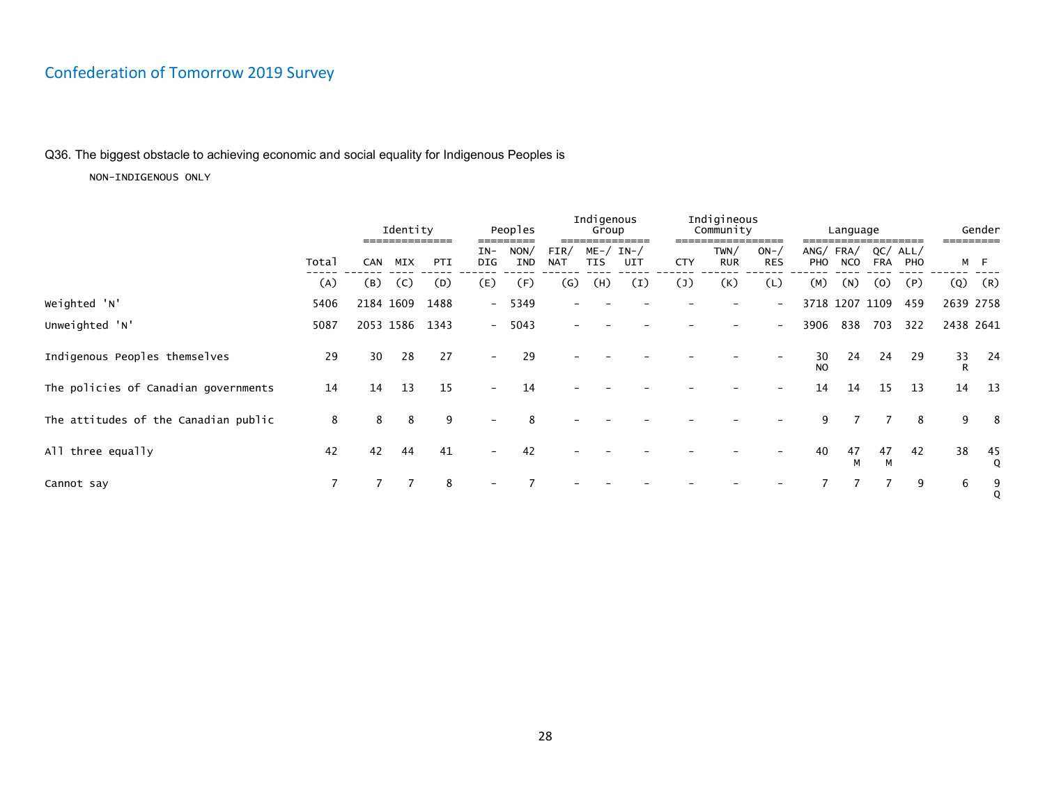Confederation of Tomorrow 2019 Survey

Q36. The biggest obstacle to achieving economic and social equality for Indigenous Peoples is

NON-INDIGENOUS ONLY

| | Total | Identity | | | Peoples | | Indigenous Group | | | Indigineous Community | | | Language | | | | Gender | |
|---|---|---|---|---|---|---|---|---|---|---|---|---|---|---|---|---|---|---|
| | Total | CAN | MIX | PTI | IN-DIG | NON/IND | FIR/NAT | ME-/TIS | IN-/UIT | CTY | TWN/RUR | ON-/RES | ANG/PHO | FRA/NCO | QC/FRA | ALL/PHO | M | F |
| | (A) | (B) | (C) | (D) | (E) | (F) | (G) | (H) | (I) | (J) | (K) | (L) | (M) | (N) | (O) | (P) | (Q) | (R) |
| Weighted 'N' | 5406 | 2184 | 1609 | 1488 | - | 5349 | - | - | - | - | - | - | 3718 | 1207 | 1109 | 459 | 2639 | 2758 |
| Unweighted 'N' | 5087 | 2053 | 1586 | 1343 | - | 5043 | - | - | - | - | - | - | 3906 | 838 | 703 | 322 | 2438 | 2641 |
| Indigenous Peoples themselves | 29 | 30 | 28 | 27 | - | 29 | - | - | - | - | - | - | 30 NO | 24 | 24 | 29 | 33 R | 24 |
| The policies of Canadian governments | 14 | 14 | 13 | 15 | - | 14 | - | - | - | - | - | - | 14 | 14 | 15 | 13 | 14 | 13 |
| The attitudes of the Canadian public | 8 | 8 | 8 | 9 | - | 8 | - | - | - | - | - | - | 9 | 7 | 7 | 8 | 9 | 8 |
| All three equally | 42 | 42 | 44 | 41 | - | 42 | - | - | - | - | - | - | 40 | 47 M | 47 M | 42 | 38 | 45 Q |
| Cannot say | 7 | 7 | 7 | 8 | - | 7 | - | - | - | - | - | - | 7 | 7 | 7 | 9 | 6 | 9 Q |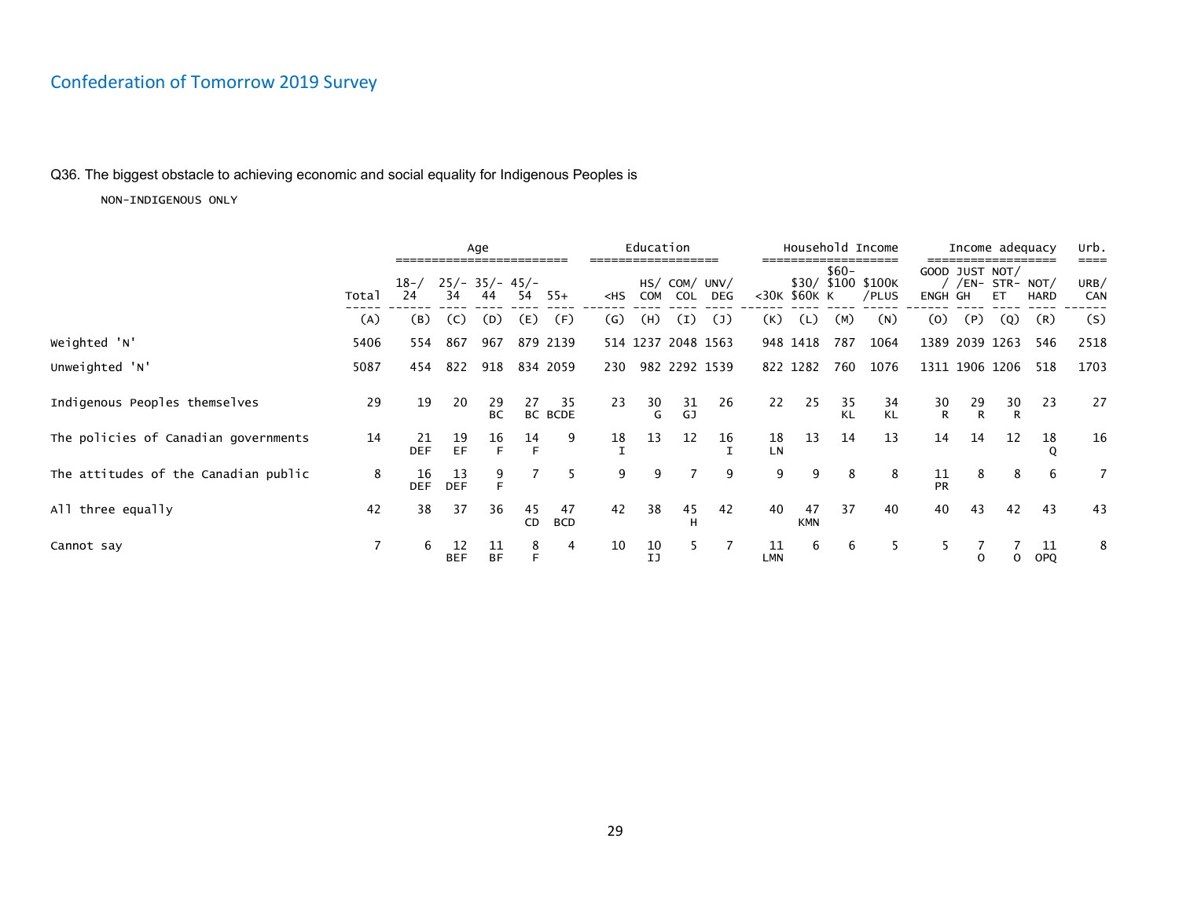## Confederation of Tomorrow 2019 Survey

Q36. The biggest obstacle to achieving economic and social equality for Indigenous Peoples is

NON-INDIGENOUS ONLY

| | Total | Age | | | | | Education | | | | Household Income | | | | Income adequacy | | | | Urb. |
|---|---|---|---|---|---|---|---|---|---|---|---|---|---|---|---|---|---|---|---|
| | Total | 18-/ 24 | 25/- 34 | 35/- 44 | 45/- 54 | 55+ | <HS | HS/ COM | COM/ COL | UNV/ DEG | <30K | $30/ $60K | $60- $100 K | $100K /PLUS | GOOD / ENGH | JUST /EN- GH | NOT/ STR- ET | NOT/ HARD | URB/ CAN |
| | (A) | (B) | (C) | (D) | (E) | (F) | (G) | (H) | (I) | (J) | (K) | (L) | (M) | (N) | (O) | (P) | (Q) | (R) | (S) |
| Weighted 'N' | 5406 | 554 | 867 | 967 | 879 | 2139 | 514 | 1237 | 2048 | 1563 | 948 | 1418 | 787 | 1064 | 1389 | 2039 | 1263 | 546 | 2518 |
| Unweighted 'N' | 5087 | 454 | 822 | 918 | 834 | 2059 | 230 | 982 | 2292 | 1539 | 822 | 1282 | 760 | 1076 | 1311 | 1906 | 1206 | 518 | 1703 |
| Indigenous Peoples themselves | 29 | 19 | 20 | 29 BC | 27 BC | 35 BCDE | 23 | 30 G | 31 GJ | 26 | 22 | 25 | 35 KL | 34 KL | 30 R | 29 R | 30 R | 23 | 27 |
| The policies of Canadian governments | 14 | 21 DEF | 19 EF | 16 F | 14 F | 9 | 18 I | 13 | 12 | 16 I | 18 LN | 13 | 14 | 13 | 14 | 14 | 12 | 18 Q | 16 |
| The attitudes of the Canadian public | 8 | 16 DEF | 13 DEF | 9 F | 7 | 5 | 9 | 9 | 7 | 9 | 9 | 9 | 8 | 8 | 11 PR | 8 | 8 | 6 | 7 |
| All three equally | 42 | 38 | 37 | 36 | 45 CD | 47 BCD | 42 | 38 | 45 H | 42 | 40 | 47 KMN | 37 | 40 | 40 | 43 | 42 | 43 | 43 |
| Cannot say | 7 | 6 | 12 BEF | 11 BF | 8 F | 4 | 10 | 10 IJ | 5 | 7 | 11 LMN | 6 | 6 | 5 | 5 | 7 O | 7 O | 11 OPQ | 8 |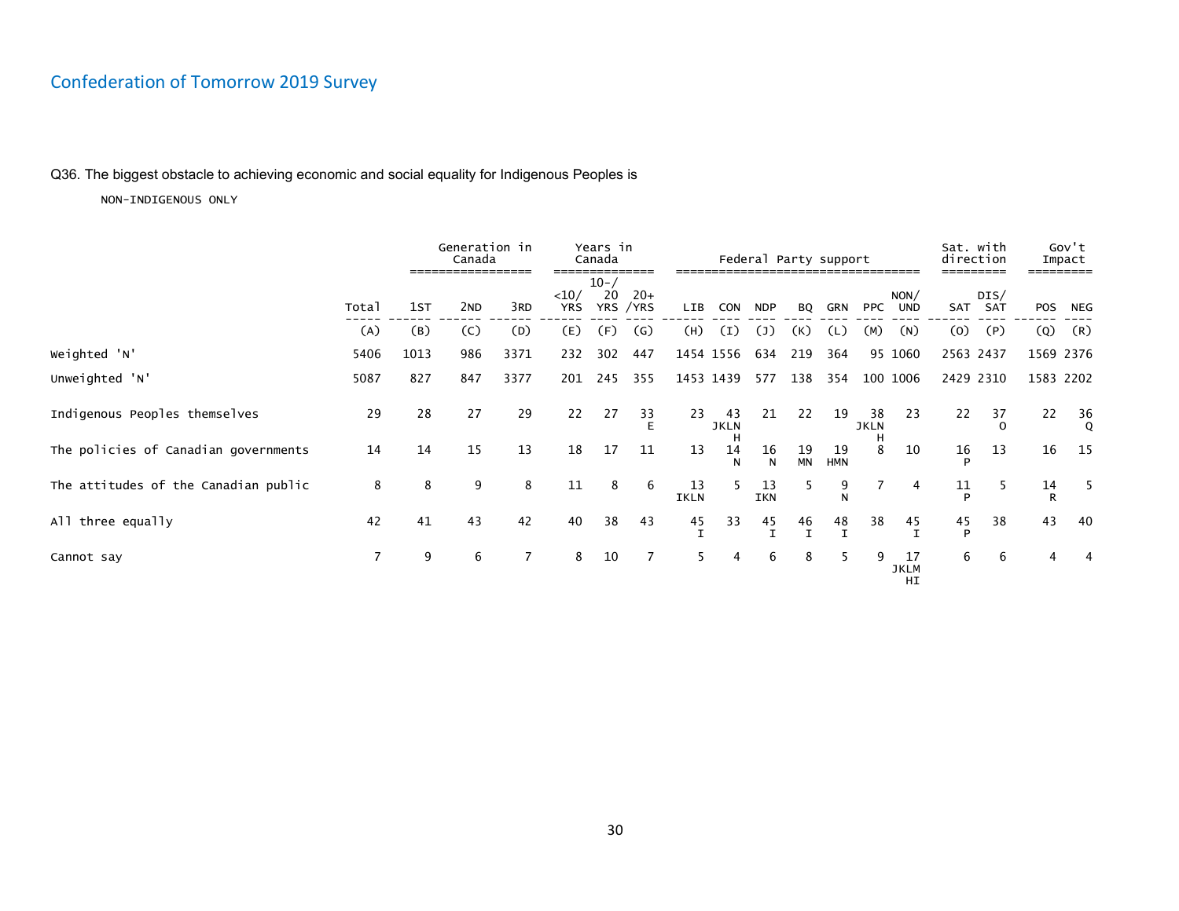## Confederation of Tomorrow 2019 Survey

Q36. The biggest obstacle to achieving economic and social equality for Indigenous Peoples is

NON-INDIGENOUS ONLY

| | | Generation in Canada | | | Years in Canada | | | Federal Party support | | | | | | | Sat. with direction | | Gov't Impact | |
|---|---|---|---|---|---|---|---|---|---|---|---|---|---|---|---|---|---|---|
| | Total | 1ST | 2ND | 3RD | <10/ YRS | 10-/ 20 YRS | 20+ /YRS | LIB | CON | NDP | BQ | GRN | PPC | NON/ UND | SAT | DIS/ SAT | POS | NEG |
| | (A) | (B) | (C) | (D) | (E) | (F) | (G) | (H) | (I) | (J) | (K) | (L) | (M) | (N) | (O) | (P) | (Q) | (R) |
| Weighted 'N' | 5406 | 1013 | 986 | 3371 | 232 | 302 | 447 | 1454 | 1556 | 634 | 219 | 364 | 95 | 1060 | 2563 | 2437 | 1569 | 2376 |
| Unweighted 'N' | 5087 | 827 | 847 | 3377 | 201 | 245 | 355 | 1453 | 1439 | 577 | 138 | 354 | 100 | 1006 | 2429 | 2310 | 1583 | 2202 |
| Indigenous Peoples themselves | 29 | 28 | 27 | 29 | 22 | 27 | 33 E | 23 | 43 JKLN H | 21 | 22 | 19 | 38 JKLN H | 23 | 22 | 37 O | 22 | 36 Q |
| The policies of Canadian governments | 14 | 14 | 15 | 13 | 18 | 17 | 11 | 13 | 14 N | 16 N | 19 MN | 19 HMN | 8 | 10 | 16 P | 13 | 16 | 15 |
| The attitudes of the Canadian public | 8 | 8 | 9 | 8 | 11 | 8 | 6 | 13 IKLN | 5 | 13 IKN | 5 | 9 N | 7 | 4 | 11 P | 5 | 14 R | 5 |
| All three equally | 42 | 41 | 43 | 42 | 40 | 38 | 43 | 45 I | 33 | 45 I | 46 I | 48 I | 38 | 45 I | 45 P | 38 | 43 | 40 |
| Cannot say | 7 | 9 | 6 | 7 | 8 | 10 | 7 | 5 | 4 | 6 | 8 | 5 | 9 | 17 JKLM HI | 6 | 6 | 4 | 4 |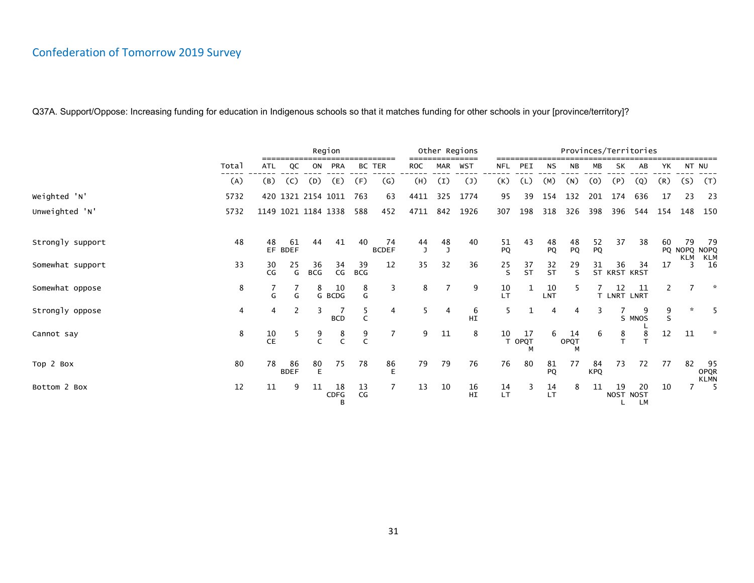## Confederation of Tomorrow 2019 Survey

Q37A. Support/Oppose: Increasing funding for education in Indigenous schools so that it matches funding for other schools in your [province/territory]?

| | Total | Region | | | | | | Other Regions | | | Provinces/Territories | | | | | | | | | |
|---|---|---|---|---|---|---|---|---|---|---|---|---|---|---|---|---|---|---|---|---|
| | Total | ATL | QC | ON | PRA | BC | TER | ROC | MAR | WST | NFL | PEI | NS | NB | MB | SK | AB | YK | NT | NU |
| | (A) | (B) | (C) | (D) | (E) | (F) | (G) | (H) | (I) | (J) | (K) | (L) | (M) | (N) | (O) | (P) | (Q) | (R) | (S) | (T) |
| Weighted 'N' | 5732 | 420 | 1321 | 2154 | 1011 | 763 | 63 | 4411 | 325 | 1774 | 95 | 39 | 154 | 132 | 201 | 174 | 636 | 17 | 23 | 23 |
| Unweighted 'N' | 5732 | 1149 | 1021 | 1184 | 1338 | 588 | 452 | 4711 | 842 | 1926 | 307 | 198 | 318 | 326 | 398 | 396 | 544 | 154 | 148 | 150 |
| Strongly support | 48 | 48 EF | 61 BDEF | 44 | 41 | 40 | 74 BCDEF | 44 J | 48 J | 40 | 51 PQ | 43 | 48 PQ | 48 PQ | 52 PQ | 37 | 38 | 60 PQ | 79 NOPQ KLM | 79 NOPQ KLM |
| Somewhat support | 33 | 30 CG | 25 G | 36 BCG | 34 CG | 39 BCG | 12 | 35 | 32 | 36 | 25 S | 37 ST | 32 ST | 29 S | 31 ST | 36 KRST | 34 KRST | 17 | 3 | 16 |
| Somewhat oppose | 8 | 7 G | 7 G | 8 G | 10 BCDG | 8 G | 3 | 8 | 7 | 9 | 10 LT | 1 | 10 LNT | 5 | 7 T | 12 LNRT | 11 LNRT | 2 | 7 | * |
| Strongly oppose | 4 | 4 | 2 | 3 | 7 BCD | 5 C | 4 | 5 | 4 | 6 HI | 5 | 1 | 4 | 4 | 3 | 7 S | 9 MNOS L | 9 S | * | 5 |
| Cannot say | 8 | 10 CE | 5 | 9 C | 8 C | 9 C | 7 | 9 | 11 | 8 | 10 T | 17 OPQT M | 6 | 14 OPQT M | 6 | 8 T | 8 T | 12 | 11 | * |
| Top 2 Box | 80 | 78 | 86 BDEF | 80 E | 75 | 78 | 86 E | 79 | 79 | 76 | 76 | 80 | 81 PQ | 77 | 84 KPQ | 73 | 72 | 77 | 82 | 95 OPQR KLMN |
| Bottom 2 Box | 12 | 11 | 9 | 11 | 18 CDFG B | 13 CG | 7 | 13 | 10 | 16 HI | 14 LT | 3 | 14 LT | 8 | 11 | 19 NOST L | 20 NOST LM | 10 | 7 | 5 |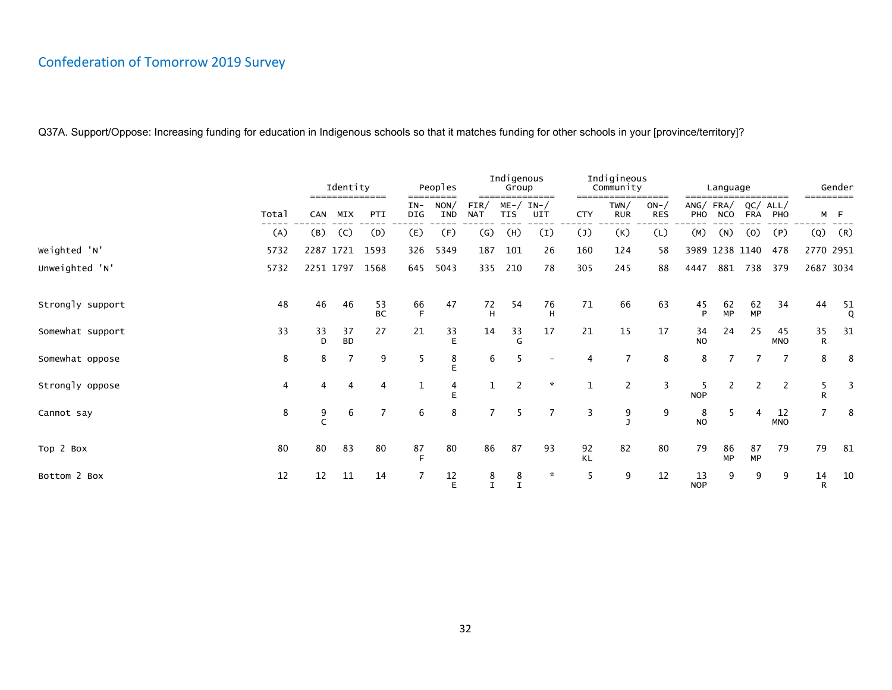## Confederation of Tomorrow 2019 Survey

Q37A. Support/Oppose: Increasing funding for education in Indigenous schools so that it matches funding for other schools in your [province/territory]?

| | Total | Identity | | | Peoples | | Indigenous Group | | | Indigineous Community | | | Language | | | | Gender | |
|---|---|---|---|---|---|---|---|---|---|---|---|---|---|---|---|---|---|---|
| | Total | CAN | MIX | PTI | IN-DIG | NON/IND | FIR/NAT | ME-/TIS | IN-/UIT | CTY | TWN/RUR | ON-/RES | ANG/PHO | FRA/NCO | QC/FRA | ALL/PHO | M | F |
| | (A) | (B) | (C) | (D) | (E) | (F) | (G) | (H) | (I) | (J) | (K) | (L) | (M) | (N) | (O) | (P) | (Q) | (R) |
| Weighted 'N' | 5732 | 2287 | 1721 | 1593 | 326 | 5349 | 187 | 101 | 26 | 160 | 124 | 58 | 3989 | 1238 | 1140 | 478 | 2770 | 2951 |
| Unweighted 'N' | 5732 | 2251 | 1797 | 1568 | 645 | 5043 | 335 | 210 | 78 | 305 | 245 | 88 | 4447 | 881 | 738 | 379 | 2687 | 3034 |
| Strongly support | 48 | 46 | 46 | 53 BC | 66 F | 47 | 72 H | 54 | 76 H | 71 | 66 | 63 | 45 P | 62 MP | 62 MP | 34 | 44 | 51 Q |
| Somewhat support | 33 | 33 D | 37 BD | 27 | 21 | 33 E | 14 | 33 G | 17 | 21 | 15 | 17 | 34 NO | 24 | 25 | 45 MNO | 35 R | 31 |
| Somewhat oppose | 8 | 8 | 7 | 9 | 5 | 8 E | 6 | 5 | - | 4 | 7 | 8 | 8 | 7 | 7 | 7 | 8 | 8 |
| Strongly oppose | 4 | 4 | 4 | 4 | 1 | 4 E | 1 | 2 | * | 1 | 2 | 3 | 5 NOP | 2 | 2 | 2 | 5 R | 3 |
| Cannot say | 8 | 9 C | 6 | 7 | 6 | 8 | 7 | 5 | 7 | 3 | 9 J | 9 | 8 NO | 5 | 4 | 12 MNO | 7 | 8 |
| Top 2 Box | 80 | 80 | 83 | 80 | 87 F | 80 | 86 | 87 | 93 | 92 KL | 82 | 80 | 79 | 86 MP | 87 MP | 79 | 79 | 81 |
| Bottom 2 Box | 12 | 12 | 11 | 14 | 7 | 12 E | 8 I | 8 I | * | 5 | 9 | 12 | 13 NOP | 9 | 9 | 9 | 14 R | 10 |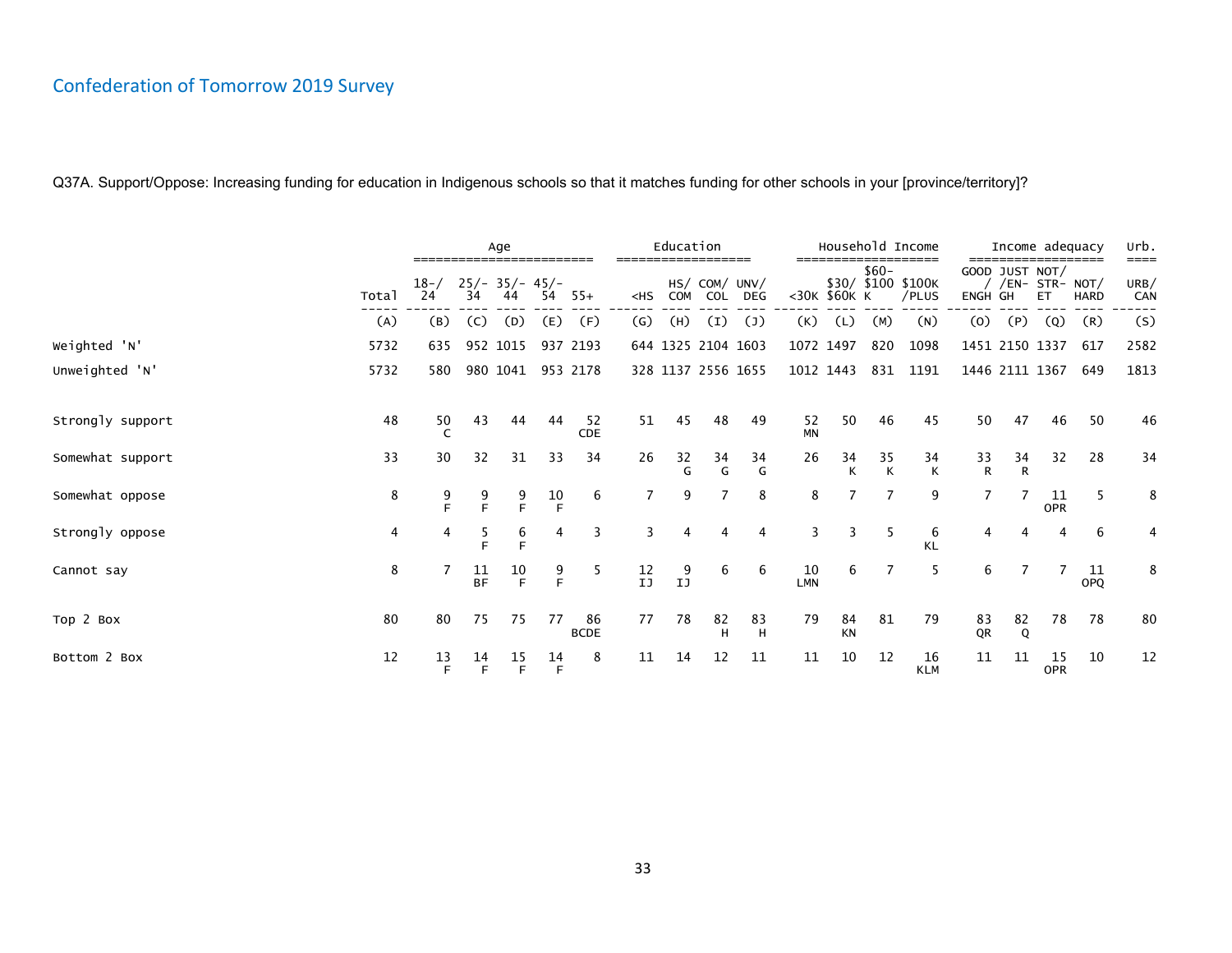## Confederation of Tomorrow 2019 Survey

Q37A. Support/Oppose: Increasing funding for education in Indigenous schools so that it matches funding for other schools in your [province/territory]?

| | | Age | | | | | Education | | | | Household Income | | | | Income adequacy | | | | Urb. |
|---|---|---|---|---|---|---|---|---|---|---|---|---|---|---|---|---|---|---|---|
| | Total | 18-/ 24 | 25/- 34 | 35/- 44 | 45/- 54 | 55+ | <HS | HS/ COM | COM/ COL | UNV/ DEG | <30K | $30/ $60K | $60- $100 K | $100K /PLUS | GOOD / ENGH | JUST /EN- GH | NOT/ STR- ET | NOT/ HARD | URB/ CAN |
| | (A) | (B) | (C) | (D) | (E) | (F) | (G) | (H) | (I) | (J) | (K) | (L) | (M) | (N) | (O) | (P) | (Q) | (R) | (S) |
| Weighted 'N' | 5732 | 635 | 952 | 1015 | 937 | 2193 | 644 | 1325 | 2104 | 1603 | 1072 | 1497 | 820 | 1098 | 1451 | 2150 | 1337 | 617 | 2582 |
| Unweighted 'N' | 5732 | 580 | 980 | 1041 | 953 | 2178 | 328 | 1137 | 2556 | 1655 | 1012 | 1443 | 831 | 1191 | 1446 | 2111 | 1367 | 649 | 1813 |
| Strongly support | 48 | 50 C | 43 | 44 | 44 | 52 CDE | 51 | 45 | 48 | 49 | 52 MN | 50 | 46 | 45 | 50 | 47 | 46 | 50 | 46 |
| Somewhat support | 33 | 30 | 32 | 31 | 33 | 34 | 26 | 32 G | 34 G | 34 G | 26 | 34 K | 35 K | 34 K | 33 R | 34 R | 32 | 28 | 34 |
| Somewhat oppose | 8 | 9 F | 9 F | 9 F | 10 F | 6 | 7 | 9 | 7 | 8 | 8 | 7 | 7 | 9 | 7 | 7 | 11 OPR | 5 | 8 |
| Strongly oppose | 4 | 4 | 5 F | 6 F | 4 | 3 | 3 | 4 | 4 | 4 | 3 | 3 | 5 | 6 KL | 4 | 4 | 4 | 6 | 4 |
| Cannot say | 8 | 7 | 11 BF | 10 F | 9 F | 5 | 12 IJ | 9 IJ | 6 | 6 | 10 LMN | 6 | 7 | 5 | 6 | 7 | 7 | 11 OPQ | 8 |
| Top 2 Box | 80 | 80 | 75 | 75 | 77 | 86 BCDE | 77 | 78 | 82 H | 83 H | 79 | 84 KN | 81 | 79 | 83 QR | 82 Q | 78 | 78 | 80 |
| Bottom 2 Box | 12 | 13 F | 14 F | 15 F | 14 F | 8 | 11 | 14 | 12 | 11 | 11 | 10 | 12 | 16 KLM | 11 | 11 | 15 OPR | 10 | 12 |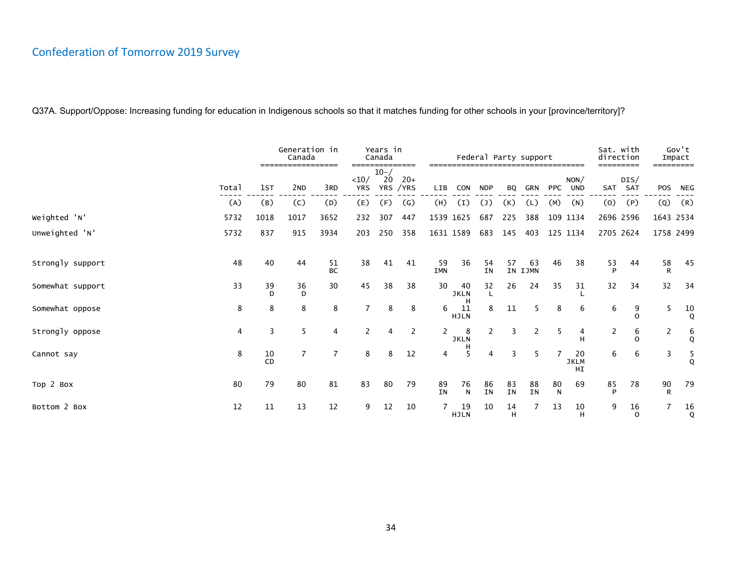## Confederation of Tomorrow 2019 Survey

Q37A. Support/Oppose: Increasing funding for education in Indigenous schools so that it matches funding for other schools in your [province/territory]?

| | Total | Generation in Canada | | | Years in Canada | | | Federal Party support | | | | | | | Sat. with direction | | Gov't Impact | |
|---|---|---|---|---|---|---|---|---|---|---|---|---|---|---|---|---|---|---|
| | Total | 1ST | 2ND | 3RD | <10/ YRS | 10-/ 20 YRS | 20+ /YRS | LIB | CON | NDP | BQ | GRN | PPC | NON/ UND | SAT | DIS/ SAT | POS | NEG |
| | (A) | (B) | (C) | (D) | (E) | (F) | (G) | (H) | (I) | (J) | (K) | (L) | (M) | (N) | (O) | (P) | (Q) | (R) |
| Weighted 'N' | 5732 | 1018 | 1017 | 3652 | 232 | 307 | 447 | 1539 | 1625 | 687 | 225 | 388 | 109 | 1134 | 2696 | 2596 | 1643 | 2534 |
| Unweighted 'N' | 5732 | 837 | 915 | 3934 | 203 | 250 | 358 | 1631 | 1589 | 683 | 145 | 403 | 125 | 1134 | 2705 | 2624 | 1758 | 2499 |
| Strongly support | 48 | 40 | 44 | 51 BC | 38 | 41 | 41 | 59 IMN | 36 | 54 IN | 57 IN | 63 IJMN | 46 | 38 | 53 P | 44 | 58 R | 45 |
| Somewhat support | 33 | 39 D | 36 D | 30 | 45 | 38 | 38 | 30 | 40 JKLNH | 32 L | 26 | 24 | 35 | 31 L | 32 | 34 | 32 | 34 |
| Somewhat oppose | 8 | 8 | 8 | 8 | 7 | 8 | 8 | 6 | 11 HJLN | 8 | 11 | 5 | 8 | 6 | 6 | 9 O | 5 | 10 Q |
| Strongly oppose | 4 | 3 | 5 | 4 | 2 | 4 | 2 | 2 | 8 JKLNH | 2 | 3 | 2 | 5 | 4 H | 2 | 6 O | 2 | 6 Q |
| Cannot say | 8 | 10 CD | 7 | 7 | 8 | 8 | 12 | 4 | 5 | 4 | 3 | 5 | 7 | 20 JKLMHI | 6 | 6 | 3 | 5 Q |
| Top 2 Box | 80 | 79 | 80 | 81 | 83 | 80 | 79 | 89 IN | 76 N | 86 IN | 83 IN | 88 IN | 80 N | 69 | 85 P | 78 | 90 R | 79 |
| Bottom 2 Box | 12 | 11 | 13 | 12 | 9 | 12 | 10 | 7 | 19 HJLN | 10 | 14 H | 7 | 13 | 10 H | 9 | 16 O | 7 | 16 Q |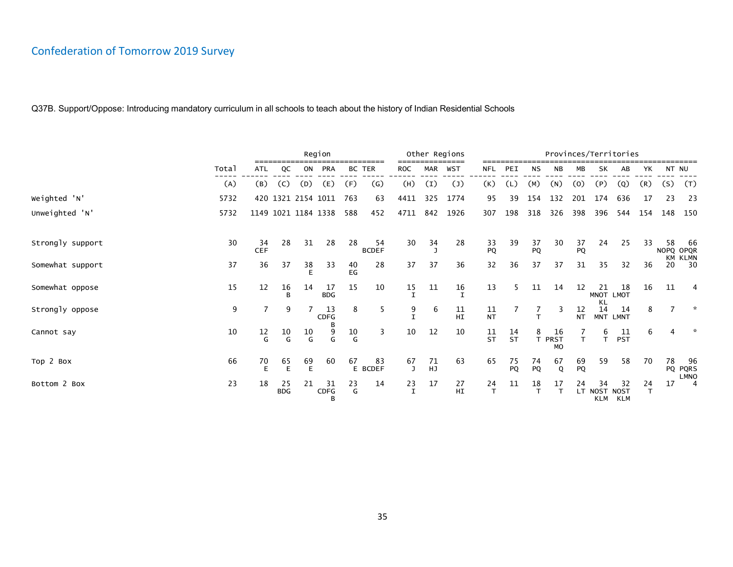## Confederation of Tomorrow 2019 Survey

Q37B. Support/Oppose: Introducing mandatory curriculum in all schools to teach about the history of Indian Residential Schools

| | Total | Region | | | | | | Other Regions | | | Provinces/Territories | | | | | | | | | |
|---|---|---|---|---|---|---|---|---|---|---|---|---|---|---|---|---|---|---|---|---|
| | Total | ATL | QC | ON | PRA | BC | TER | ROC | MAR | WST | NFL | PEI | NS | NB | MB | SK | AB | YK | NT | NU |
| | (A) | (B) | (C) | (D) | (E) | (F) | (G) | (H) | (I) | (J) | (K) | (L) | (M) | (N) | (O) | (P) | (Q) | (R) | (S) | (T) |
| Weighted 'N' | 5732 | 420 | 1321 | 2154 | 1011 | 763 | 63 | 4411 | 325 | 1774 | 95 | 39 | 154 | 132 | 201 | 174 | 636 | 17 | 23 | 23 |
| Unweighted 'N' | 5732 | 1149 | 1021 | 1184 | 1338 | 588 | 452 | 4711 | 842 | 1926 | 307 | 198 | 318 | 326 | 398 | 396 | 544 | 154 | 148 | 150 |
| Strongly support | 30 | 34 CEF | 28 | 31 | 28 | 28 | 54 BCDEF | 30 | 34 J | 28 | 33 PQ | 39 | 37 PQ | 30 | 37 PQ | 24 | 25 | 33 | 58 NOPQ KM | 66 OPQR KLMN |
| Somewhat support | 37 | 36 | 37 | 38 E | 33 | 40 EG | 28 | 37 | 37 | 36 | 32 | 36 | 37 | 37 | 31 | 35 | 32 | 36 | 20 | 30 |
| Somewhat oppose | 15 | 12 | 16 B | 14 | 17 BDG | 15 | 10 | 15 I | 11 | 16 I | 13 | 5 | 11 | 14 | 12 | 21 MNOT KL | 18 LMOT | 16 | 11 | 4 |
| Strongly oppose | 9 | 7 | 9 | 7 | 13 CDFG B | 8 | 5 | 9 I | 6 | 11 HI | 11 NT | 7 | 7 T | 3 | 12 NT | 14 MNT | 14 LMNT | 8 | 7 | * |
| Cannot say | 10 | 12 G | 10 G | 10 G | 9 G | 10 G | 3 | 10 | 12 | 10 | 11 ST | 14 ST | 8 T | 16 PRST MO | 7 T | 6 T | 11 PST | 6 | 4 | * |
| Top 2 Box | 66 | 70 E | 65 E | 69 E | 60 | 67 E | 83 BCDEF | 67 J | 71 HJ | 63 | 65 | 75 PQ | 74 PQ | 67 Q | 69 PQ | 59 | 58 | 70 | 78 PQ | 96 PQRS LMNO |
| Bottom 2 Box | 23 | 18 | 25 BDG | 21 | 31 CDFG B | 23 G | 14 | 23 I | 17 | 27 HI | 24 T | 11 | 18 T | 17 T | 24 LT | 34 NOST KLM | 32 NOST KLM | 24 T | 17 | 4 |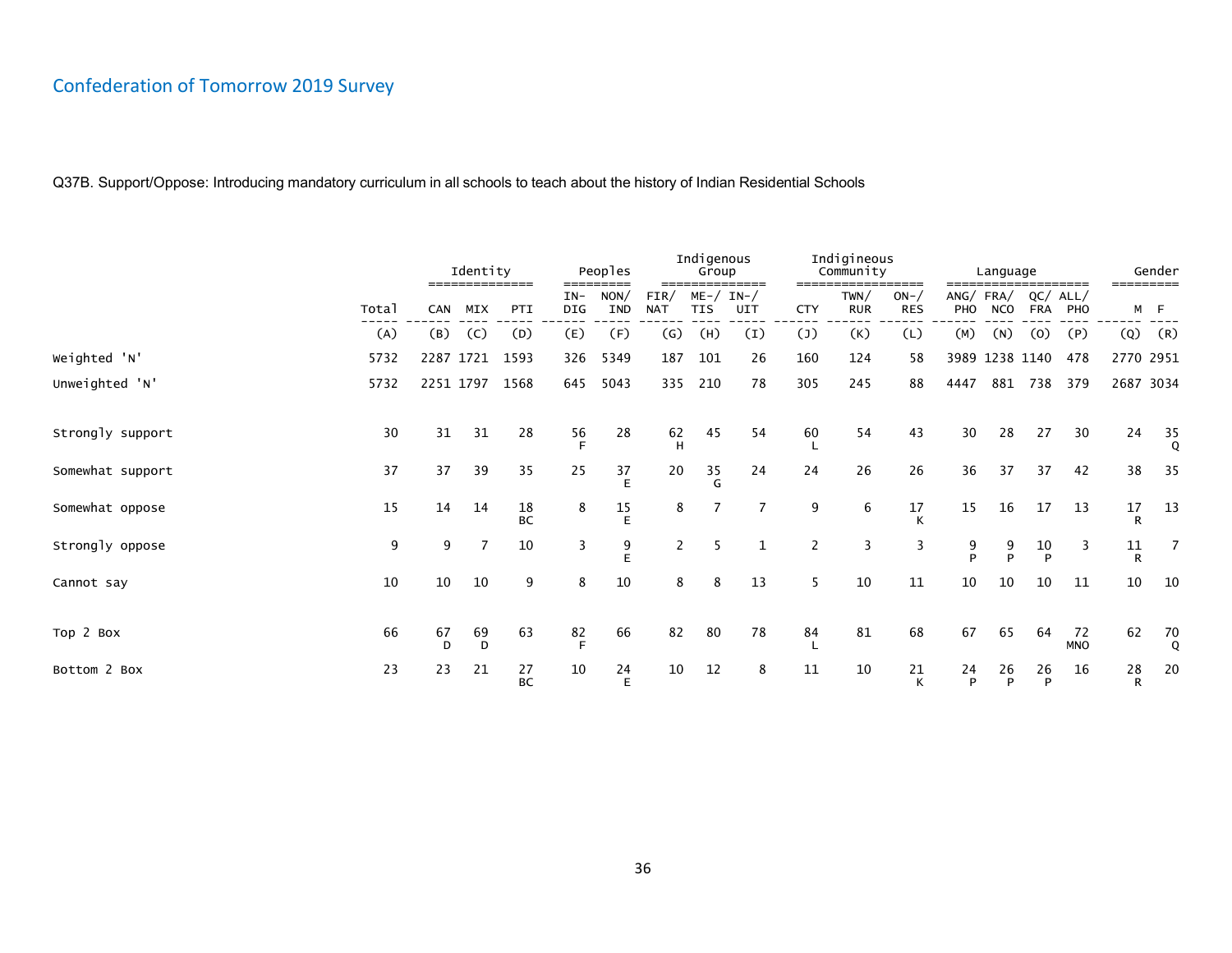# Confederation of Tomorrow 2019 Survey

Q37B. Support/Oppose: Introducing mandatory curriculum in all schools to teach about the history of Indian Residential Schools

| | | Identity | | | Peoples | | Indigenous Group | | | Indigineous Community | | | Language | | | | Gender | |
|---|---|---|---|---|---|---|---|---|---|---|---|---|---|---|---|---|---|---|
| | Total | CAN | MIX | PTI | IN-DIG | NON/IND | FIR/NAT | ME-/TIS | IN-/UIT | CTY | TWN/RUR | ON-/RES | ANG/PHO | FRA/NCO | QC/FRA | ALL/PHO | M | F |
| | (A) | (B) | (C) | (D) | (E) | (F) | (G) | (H) | (I) | (J) | (K) | (L) | (M) | (N) | (O) | (P) | (Q) | (R) |
| Weighted 'N' | 5732 | 2287 | 1721 | 1593 | 326 | 5349 | 187 | 101 | 26 | 160 | 124 | 58 | 3989 | 1238 | 1140 | 478 | 2770 | 2951 |
| Unweighted 'N' | 5732 | 2251 | 1797 | 1568 | 645 | 5043 | 335 | 210 | 78 | 305 | 245 | 88 | 4447 | 881 | 738 | 379 | 2687 | 3034 |
| Strongly support | 30 | 31 | 31 | 28 | 56 F | 28 | 62 H | 45 | 54 | 60 L | 54 | 43 | 30 | 28 | 27 | 30 | 24 | 35 Q |
| Somewhat support | 37 | 37 | 39 | 35 | 25 | 37 E | 20 | 35 G | 24 | 24 | 26 | 26 | 36 | 37 | 37 | 42 | 38 | 35 |
| Somewhat oppose | 15 | 14 | 14 | 18 BC | 8 | 15 E | 8 | 7 | 7 | 9 | 6 | 17 K | 15 | 16 | 17 | 13 | 17 R | 13 |
| Strongly oppose | 9 | 9 | 7 | 10 | 3 | 9 E | 2 | 5 | 1 | 2 | 3 | 3 | 9 P | 9 P | 10 P | 3 | 11 R | 7 |
| Cannot say | 10 | 10 | 10 | 9 | 8 | 10 | 8 | 8 | 13 | 5 | 10 | 11 | 10 | 10 | 10 | 11 | 10 | 10 |
| Top 2 Box | 66 | 67 D | 69 D | 63 | 82 F | 66 | 82 | 80 | 78 | 84 L | 81 | 68 | 67 | 65 | 64 | 72 MNO | 62 | 70 Q |
| Bottom 2 Box | 23 | 23 | 21 | 27 BC | 10 | 24 E | 10 | 12 | 8 | 11 | 10 | 21 K | 24 P | 26 P | 26 P | 16 | 28 R | 20 |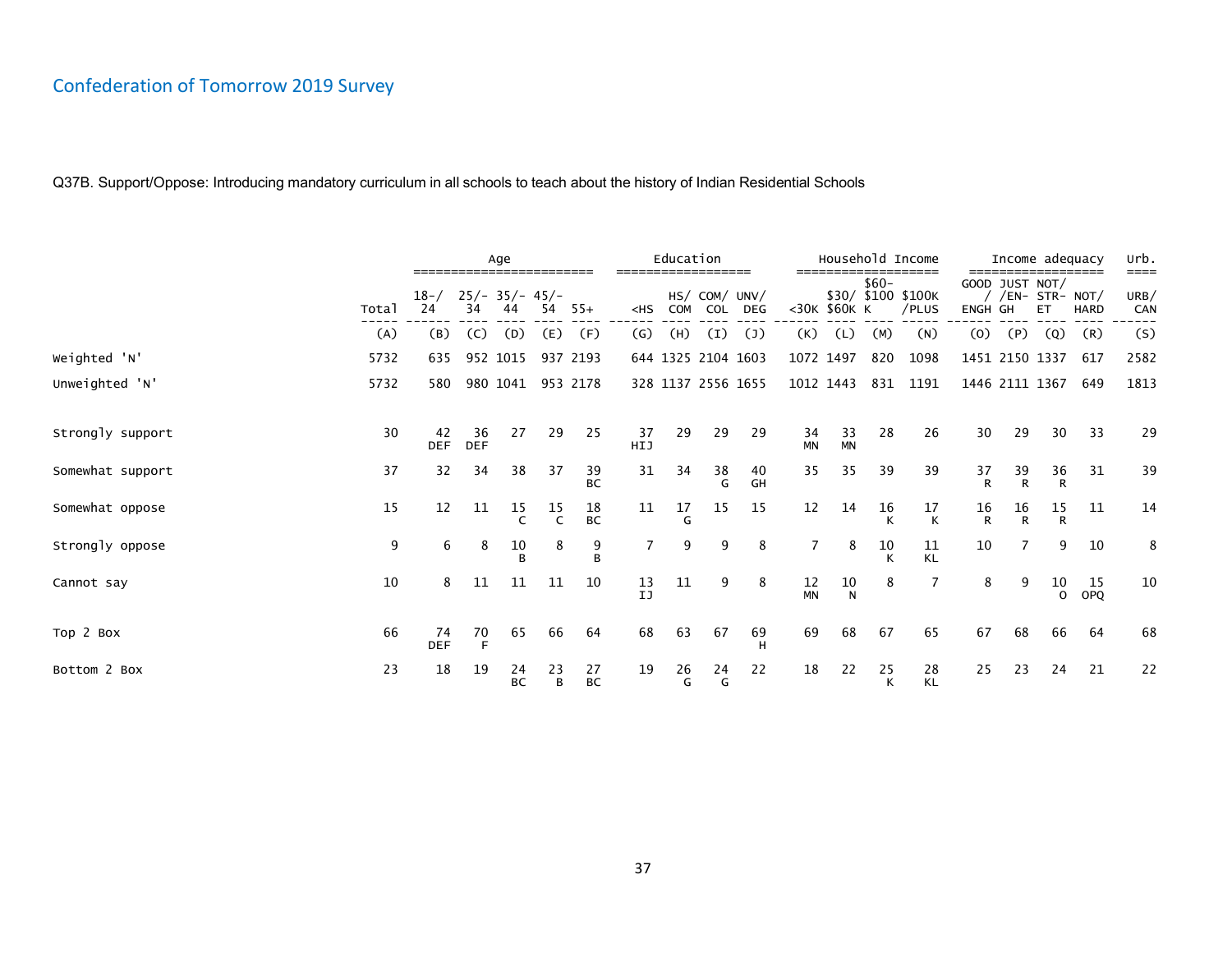## Confederation of Tomorrow 2019 Survey

Q37B. Support/Oppose: Introducing mandatory curriculum in all schools to teach about the history of Indian Residential Schools

| | Total | Age | | | | | Education | | | | Household Income | | | | Income adequacy | | | | Urb. |
|---|---|---|---|---|---|---|---|---|---|---|---|---|---|---|---|---|---|---|---|
| | Total | 18-/ 24 | 25/- 34 | 35/- 44 | 45/- 54 | 55+ | <HS | HS/ COM | COM/ COL | UNV/ DEG | <30K | $30/ $60K | $60- $100 K | $100K /PLUS | GOOD / ENGH | JUST /EN- GH | NOT/ STR- ET | NOT/ HARD | URB/ CAN |
| | (A) | (B) | (C) | (D) | (E) | (F) | (G) | (H) | (I) | (J) | (K) | (L) | (M) | (N) | (O) | (P) | (Q) | (R) | (S) |
| Weighted 'N' | 5732 | 635 | 952 | 1015 | 937 | 2193 | 644 | 1325 | 2104 | 1603 | 1072 | 1497 | 820 | 1098 | 1451 | 2150 | 1337 | 617 | 2582 |
| Unweighted 'N' | 5732 | 580 | 980 | 1041 | 953 | 2178 | 328 | 1137 | 2556 | 1655 | 1012 | 1443 | 831 | 1191 | 1446 | 2111 | 1367 | 649 | 1813 |
| Strongly support | 30 | 42 DEF | 36 DEF | 27 | 29 | 25 | 37 HIJ | 29 | 29 | 29 | 34 MN | 33 MN | 28 | 26 | 30 | 29 | 30 | 33 | 29 |
| Somewhat support | 37 | 32 | 34 | 38 | 37 | 39 BC | 31 | 34 | 38 G | 40 GH | 35 | 35 | 39 | 39 | 37 R | 39 R | 36 R | 31 | 39 |
| Somewhat oppose | 15 | 12 | 11 | 15 C | 15 C | 18 BC | 11 | 17 G | 15 | 15 | 12 | 14 | 16 K | 17 K | 16 R | 16 R | 15 R | 11 | 14 |
| Strongly oppose | 9 | 6 | 8 | 10 B | 8 | 9 B | 7 | 9 | 9 | 8 | 7 | 8 | 10 K | 11 KL | 10 | 7 | 9 | 10 | 8 |
| Cannot say | 10 | 8 | 11 | 11 | 11 | 10 | 13 IJ | 11 | 9 | 8 | 12 MN | 10 N | 8 | 7 | 8 | 9 | 10 O | 15 OPQ | 10 |
| Top 2 Box | 66 | 74 DEF | 70 F | 65 | 66 | 64 | 68 | 63 | 67 | 69 H | 69 | 68 | 67 | 65 | 67 | 68 | 66 | 64 | 68 |
| Bottom 2 Box | 23 | 18 | 19 | 24 BC | 23 B | 27 BC | 19 | 26 G | 24 G | 22 | 18 | 22 | 25 K | 28 KL | 25 | 23 | 24 | 21 | 22 |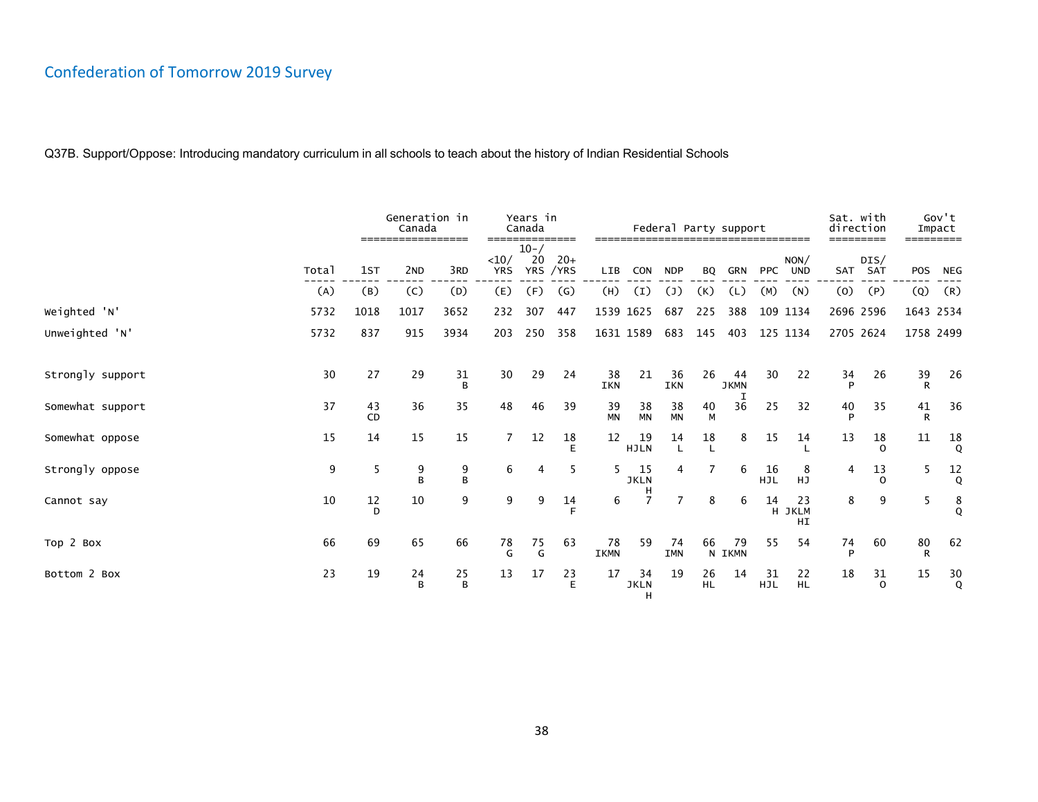# Confederation of Tomorrow 2019 Survey

Q37B. Support/Oppose: Introducing mandatory curriculum in all schools to teach about the history of Indian Residential Schools

| | Total | Generation in Canada | | | Years in Canada | | | Federal Party support | | | | | | | Sat. with direction | | Gov't Impact | |
|---|---|---|---|---|---|---|---|---|---|---|---|---|---|---|---|---|---|---|
| | Total | 1ST | 2ND | 3RD | <10/ YRS | 10-/ 20 YRS | 20+ /YRS | LIB | CON | NDP | BQ | GRN | PPC | NON/ UND | SAT | DIS/ SAT | POS | NEG |
| | (A) | (B) | (C) | (D) | (E) | (F) | (G) | (H) | (I) | (J) | (K) | (L) | (M) | (N) | (O) | (P) | (Q) | (R) |
| Weighted 'N' | 5732 | 1018 | 1017 | 3652 | 232 | 307 | 447 | 1539 | 1625 | 687 | 225 | 388 | 109 | 1134 | 2696 | 2596 | 1643 | 2534 |
| Unweighted 'N' | 5732 | 837 | 915 | 3934 | 203 | 250 | 358 | 1631 | 1589 | 683 | 145 | 403 | 125 | 1134 | 2705 | 2624 | 1758 | 2499 |
| Strongly support | 30 | 27 | 29 | 31 B | 30 | 29 | 24 | 38 IKN | 21 | 36 IKN | 26 | 44 JKMN I | 30 | 22 | 34 P | 26 | 39 R | 26 |
| Somewhat support | 37 | 43 CD | 36 | 35 | 48 | 46 | 39 | 39 MN | 38 MN | 38 MN | 40 M | 36 | 25 | 32 | 40 P | 35 | 41 R | 36 |
| Somewhat oppose | 15 | 14 | 15 | 15 | 7 | 12 | 18 E | 12 | 19 HJLN | 14 L | 18 L | 8 | 15 | 14 L | 13 | 18 O | 11 | 18 Q |
| Strongly oppose | 9 | 5 | 9 B | 9 B | 6 | 4 | 5 | 5 | 15 JKLN H | 4 | 7 | 6 | 16 HJL | 8 HJ | 4 | 13 O | 5 | 12 Q |
| Cannot say | 10 | 12 D | 10 | 9 | 9 | 9 | 14 F | 6 | 7 | 7 | 8 | 6 | 14 H | 23 JKLM HI | 8 | 9 | 5 | 8 Q |
| Top 2 Box | 66 | 69 | 65 | 66 | 78 G | 75 G | 63 | 78 IKMN | 59 | 74 IMN | 66 N | 79 IKMN | 55 | 54 | 74 P | 60 | 80 R | 62 |
| Bottom 2 Box | 23 | 19 | 24 B | 25 B | 13 | 17 | 23 E | 17 | 34 JKLN H | 19 | 26 HL | 14 | 31 HJL | 22 HL | 18 | 31 O | 15 | 30 Q |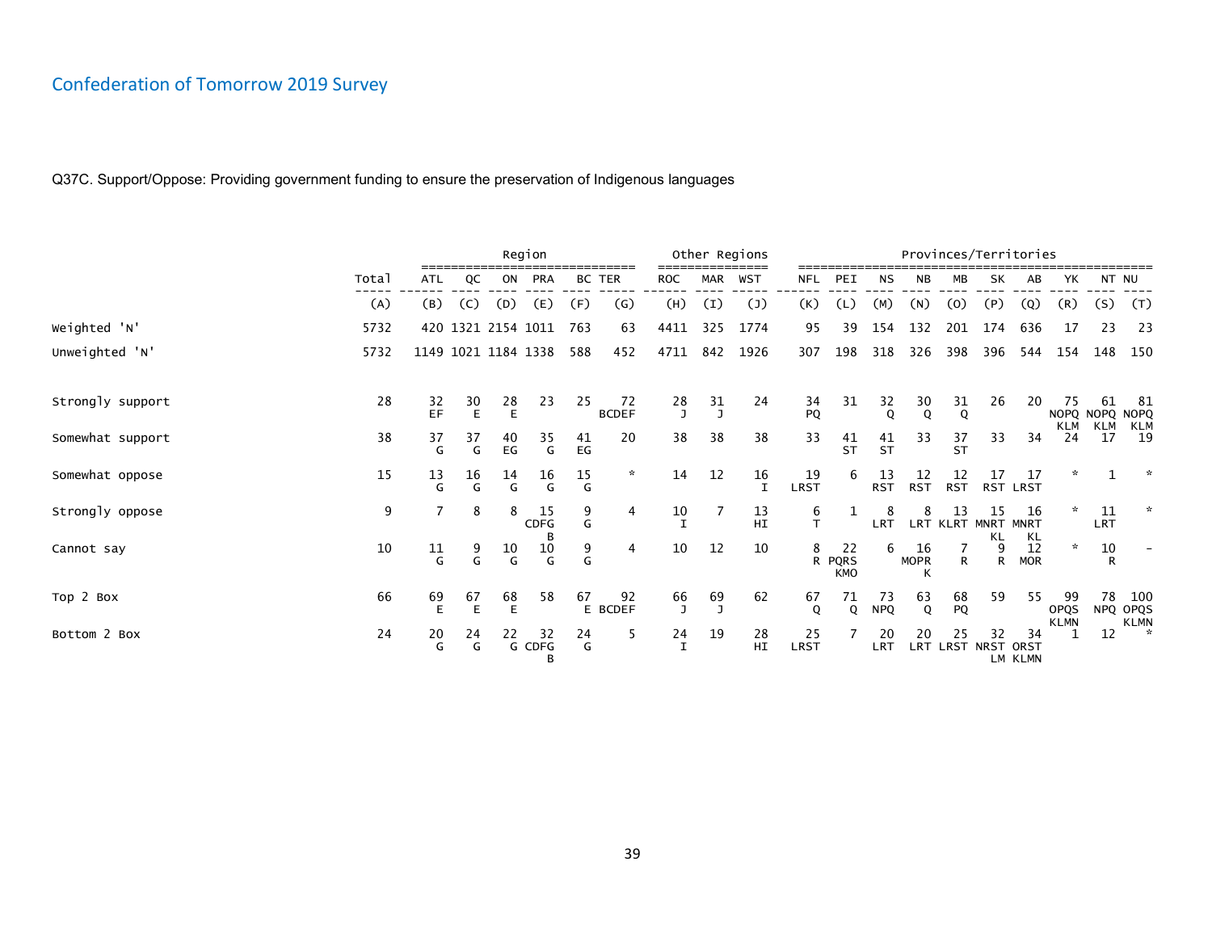# Confederation of Tomorrow 2019 Survey

Q37C. Support/Oppose: Providing government funding to ensure the preservation of Indigenous languages

| | Total | Region | | | | | | Other Regions | | | Provinces/Territories | | | | | | | | | |
|---|---|---|---|---|---|---|---|---|---|---|---|---|---|---|---|---|---|---|---|---|
| | Total | ATL | QC | ON | PRA | BC | TER | ROC | MAR | WST | NFL | PEI | NS | NB | MB | SK | AB | YK | NT | NU |
| | (A) | (B) | (C) | (D) | (E) | (F) | (G) | (H) | (I) | (J) | (K) | (L) | (M) | (N) | (O) | (P) | (Q) | (R) | (S) | (T) |
| Weighted 'N' | 5732 | 420 | 1321 | 2154 | 1011 | 763 | 63 | 4411 | 325 | 1774 | 95 | 39 | 154 | 132 | 201 | 174 | 636 | 17 | 23 | 23 |
| Unweighted 'N' | 5732 | 1149 | 1021 | 1184 | 1338 | 588 | 452 | 4711 | 842 | 1926 | 307 | 198 | 318 | 326 | 398 | 396 | 544 | 154 | 148 | 150 |
| Strongly support | 28 | 32 EF | 30 E | 28 E | 23 | 25 | 72 BCDEF | 28 J | 31 J | 24 | 34 PQ | 31 | 32 Q | 30 Q | 31 Q | 26 | 20 | 75 NOPQ KLM | 61 NOPQ KLM | 81 NOPQ KLM |
| Somewhat support | 38 | 37 G | 37 G | 40 EG | 35 G | 41 EG | 20 | 38 | 38 | 38 | 33 | 41 ST | 41 ST | 33 | 37 ST | 33 | 34 | 24 | 17 | 19 |
| Somewhat oppose | 15 | 13 G | 16 G | 14 G | 16 G | 15 G | * | 14 | 12 | 16 I | 19 LRST | 6 | 13 RST | 12 RST | 12 RST | 17 RST | 17 LRST | * | 1 | * |
| Strongly oppose | 9 | 7 | 8 | 8 | 15 CDFG B | 9 G | 4 | 10 I | 7 | 13 HI | 6 T | 1 | 8 LRT | 8 LRT | 13 KLRT | 15 MNRT KL | 16 MNRT KL | * | 11 LRT | * |
| Cannot say | 10 | 11 G | 9 G | 10 G | 10 G | 9 G | 4 | 10 | 12 | 10 | 8 R | 22 PQRS KMO | 6 | 16 MOPR K | 7 R | 9 R | 12 MOR | * | 10 R | - |
| Top 2 Box | 66 | 69 E | 67 E | 68 E | 58 | 67 E | 92 BCDEF | 66 J | 69 J | 62 | 67 Q | 71 Q | 73 NPQ | 63 Q | 68 PQ | 59 | 55 | 99 OPQS KLMN | 78 NPQ | 100 OPQS KLMN |
| Bottom 2 Box | 24 | 20 G | 24 G | 22 G | 32 CDFG B | 24 G | 5 | 24 I | 19 | 28 HI | 25 LRST | 7 | 20 LRT | 20 LRT | 25 LRST | 32 NRST LM | 34 ORST KLMN | 1 | 12 | * |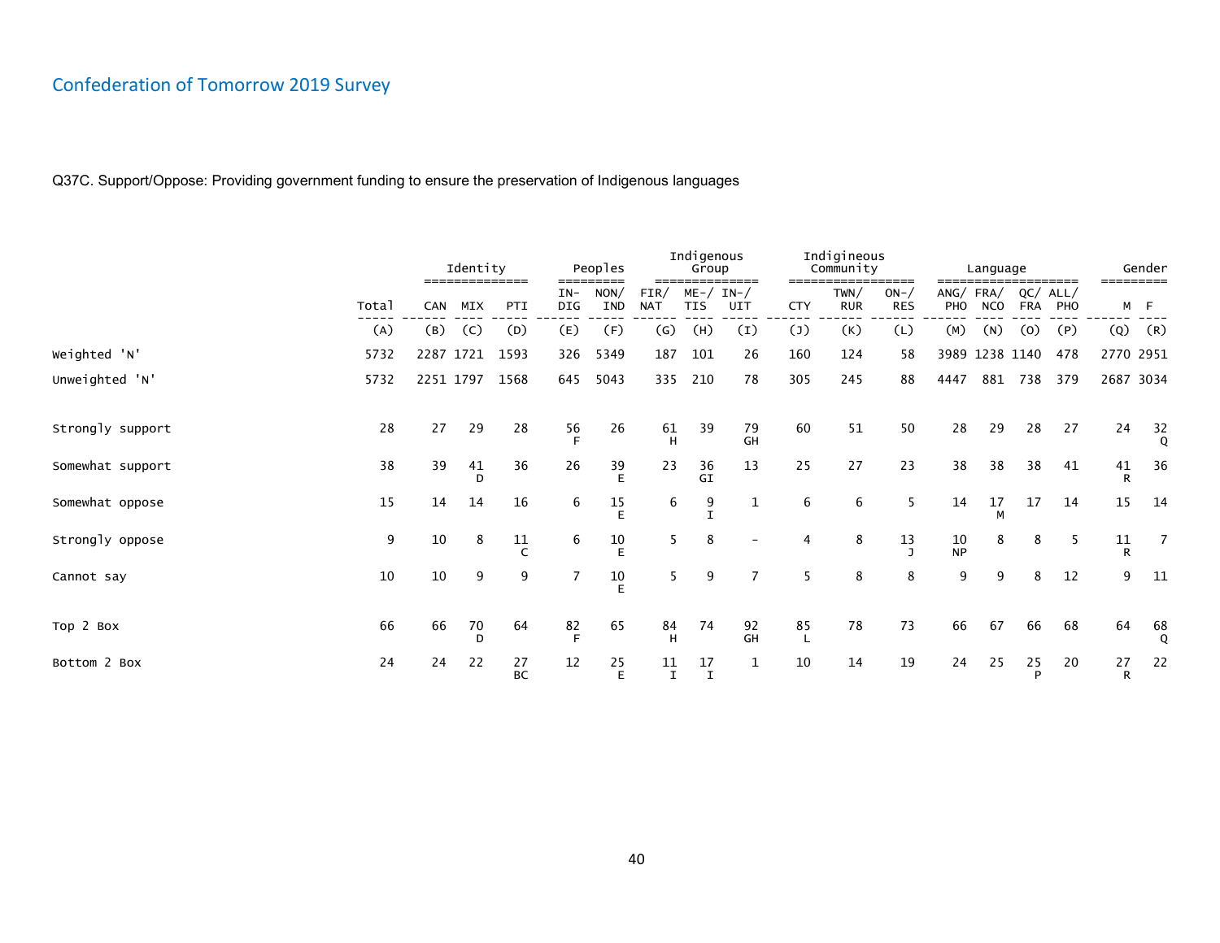## Confederation of Tomorrow 2019 Survey

Q37C. Support/Oppose: Providing government funding to ensure the preservation of Indigenous languages

| | Total | Identity | | | Peoples | | Indigenous Group | | | Indigineous Community | | | Language | | | | Gender | |
|---|---|---|---|---|---|---|---|---|---|---|---|---|---|---|---|---|---|---|
| | Total | CAN | MIX | PTI | IN-DIG | NON/IND | FIR/NAT | ME-/TIS | IN-/UIT | CTY | TWN/RUR | ON-/RES | ANG/PHO | FRA/NCO | QC/FRA | ALL/PHO | M | F |
| | (A) | (B) | (C) | (D) | (E) | (F) | (G) | (H) | (I) | (J) | (K) | (L) | (M) | (N) | (O) | (P) | (Q) | (R) |
| Weighted 'N' | 5732 | 2287 | 1721 | 1593 | 326 | 5349 | 187 | 101 | 26 | 160 | 124 | 58 | 3989 | 1238 | 1140 | 478 | 2770 | 2951 |
| Unweighted 'N' | 5732 | 2251 | 1797 | 1568 | 645 | 5043 | 335 | 210 | 78 | 305 | 245 | 88 | 4447 | 881 | 738 | 379 | 2687 | 3034 |
| Strongly support | 28 | 27 | 29 | 28 | 56 F | 26 | 61 H | 39 | 79 GH | 60 | 51 | 50 | 28 | 29 | 28 | 27 | 24 | 32 Q |
| Somewhat support | 38 | 39 | 41 D | 36 | 26 | 39 E | 23 | 36 GI | 13 | 25 | 27 | 23 | 38 | 38 | 38 | 41 | 41 R | 36 |
| Somewhat oppose | 15 | 14 | 14 | 16 | 6 | 15 E | 6 | 9 I | 1 | 6 | 6 | 5 | 14 | 17 M | 17 | 14 | 15 | 14 |
| Strongly oppose | 9 | 10 | 8 | 11 C | 6 | 10 E | 5 | 8 | - | 4 | 8 | 13 J | 10 NP | 8 | 8 | 5 | 11 R | 7 |
| Cannot say | 10 | 10 | 9 | 9 | 7 | 10 E | 5 | 9 | 7 | 5 | 8 | 8 | 9 | 9 | 8 | 12 | 9 | 11 |
| Top 2 Box | 66 | 66 | 70 D | 64 | 82 F | 65 | 84 H | 74 | 92 GH | 85 L | 78 | 73 | 66 | 67 | 66 | 68 | 64 | 68 Q |
| Bottom 2 Box | 24 | 24 | 22 | 27 BC | 12 | 25 E | 11 I | 17 I | 1 | 10 | 14 | 19 | 24 | 25 | 25 P | 20 | 27 R | 22 |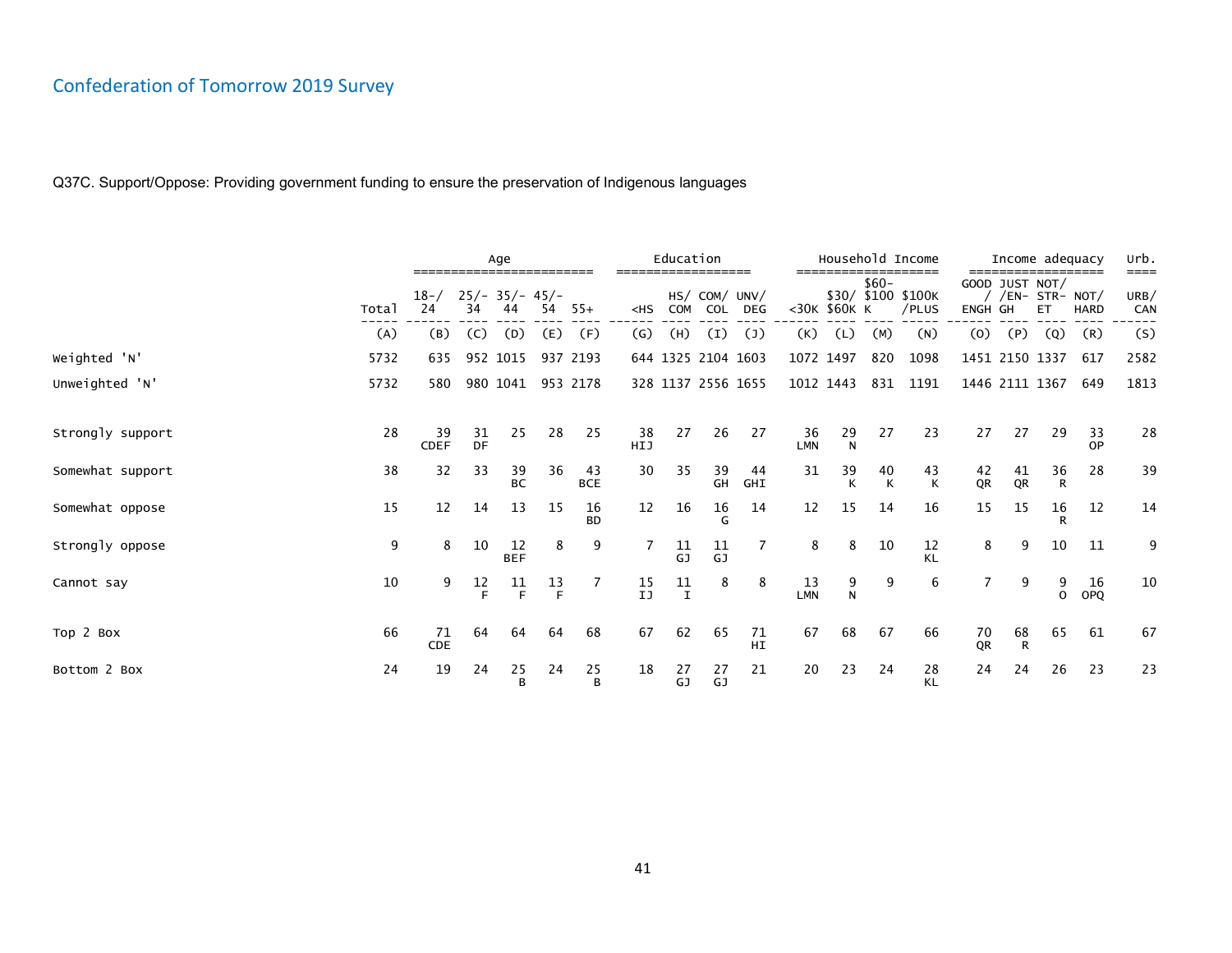## Confederation of Tomorrow 2019 Survey

Q37C. Support/Oppose: Providing government funding to ensure the preservation of Indigenous languages

| | Total | Age | | | | | Education | | | | Household Income | | | | Income adequacy | | | | Urb. |
|---|---|---|---|---|---|---|---|---|---|---|---|---|---|---|---|---|---|---|---|
| | Total | 18-/24 | 25/-34 | 35/-44 | 45/-54 | 55+ | <HS | HS/COM | COM/COL | UNV/DEG | <30K | $30/$60K | $60-$100K | $100K/PLUS | GOOD/ENGH | JUST/EN-GH | NOT/STR-ET | NOT/HARD | URB/CAN |
| | (A) | (B) | (C) | (D) | (E) | (F) | (G) | (H) | (I) | (J) | (K) | (L) | (M) | (N) | (O) | (P) | (Q) | (R) | (S) |
| Weighted 'N' | 5732 | 635 | 952 | 1015 | 937 | 2193 | 644 | 1325 | 2104 | 1603 | 1072 | 1497 | 820 | 1098 | 1451 | 2150 | 1337 | 617 | 2582 |
| Unweighted 'N' | 5732 | 580 | 980 | 1041 | 953 | 2178 | 328 | 1137 | 2556 | 1655 | 1012 | 1443 | 831 | 1191 | 1446 | 2111 | 1367 | 649 | 1813 |
| Strongly support | 28 | 39 CDEF | 31 DF | 25 | 28 | 25 | 38 HIJ | 27 | 26 | 27 | 36 LMN | 29 N | 27 | 23 | 27 | 27 | 29 | 33 OP | 28 |
| Somewhat support | 38 | 32 | 33 | 39 BC | 36 | 43 BCE | 30 | 35 | 39 GH | 44 GHI | 31 | 39 K | 40 K | 43 K | 42 QR | 41 QR | 36 R | 28 | 39 |
| Somewhat oppose | 15 | 12 | 14 | 13 | 15 | 16 BD | 12 | 16 | 16 G | 14 | 12 | 15 | 14 | 16 | 15 | 15 | 16 R | 12 | 14 |
| Strongly oppose | 9 | 8 | 10 | 12 BEF | 8 | 9 | 7 | 11 GJ | 11 GJ | 7 | 8 | 8 | 10 | 12 KL | 8 | 9 | 10 | 11 | 9 |
| Cannot say | 10 | 9 | 12 F | 11 F | 13 F | 7 | 15 IJ | 11 I | 8 | 8 | 13 LMN | 9 N | 9 | 6 | 7 | 9 | 9 O | 16 OPQ | 10 |
| Top 2 Box | 66 | 71 CDE | 64 | 64 | 64 | 68 | 67 | 62 | 65 | 71 HI | 67 | 68 | 67 | 66 | 70 QR | 68 R | 65 | 61 | 67 |
| Bottom 2 Box | 24 | 19 | 24 | 25 B | 24 | 25 B | 18 | 27 GJ | 27 GJ | 21 | 20 | 23 | 24 | 28 KL | 24 | 24 | 26 | 23 | 23 |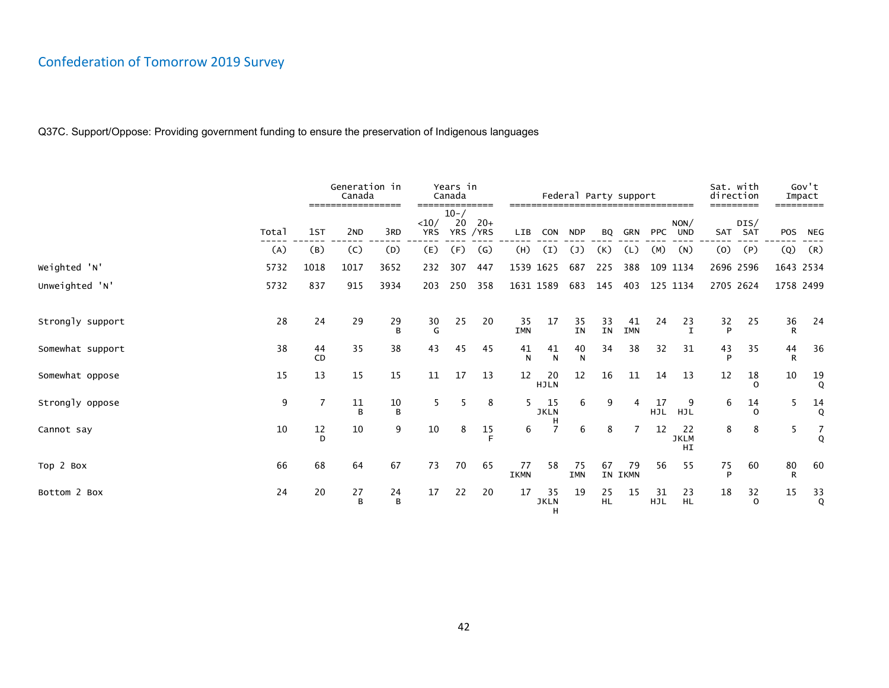## Confederation of Tomorrow 2019 Survey

Q37C. Support/Oppose: Providing government funding to ensure the preservation of Indigenous languages

| | Total | Generation in Canada | | | Years in Canada | | | Federal Party support | | | | | | | Sat. with direction | | Gov't Impact | |
|---|---|---|---|---|---|---|---|---|---|---|---|---|---|---|---|---|---|---|
| | Total | 1ST | 2ND | 3RD | <10/ YRS | 10-/ 20 YRS | 20+ /YRS | LIB | CON | NDP | BQ | GRN | PPC | NON/ UND | SAT | DIS/ SAT | POS | NEG |
| | (A) | (B) | (C) | (D) | (E) | (F) | (G) | (H) | (I) | (J) | (K) | (L) | (M) | (N) | (O) | (P) | (Q) | (R) |
| Weighted 'N' | 5732 | 1018 | 1017 | 3652 | 232 | 307 | 447 | 1539 | 1625 | 687 | 225 | 388 | 109 | 1134 | 2696 | 2596 | 1643 | 2534 |
| Unweighted 'N' | 5732 | 837 | 915 | 3934 | 203 | 250 | 358 | 1631 | 1589 | 683 | 145 | 403 | 125 | 1134 | 2705 | 2624 | 1758 | 2499 |
| Strongly support | 28 | 24 | 29 | 29 B | 30 G | 25 | 20 | 35 IMN | 17 | 35 IN | 33 IN | 41 IMN | 24 | 23 I | 32 P | 25 | 36 R | 24 |
| Somewhat support | 38 | 44 CD | 35 | 38 | 43 | 45 | 45 | 41 N | 41 N | 40 N | 34 | 38 | 32 | 31 | 43 P | 35 | 44 R | 36 |
| Somewhat oppose | 15 | 13 | 15 | 15 | 11 | 17 | 13 | 12 | 20 HJLN | 12 | 16 | 11 | 14 | 13 | 12 | 18 O | 10 | 19 Q |
| Strongly oppose | 9 | 7 | 11 B | 10 B | 5 | 5 | 8 | 5 | 15 JKLN H | 6 | 9 | 4 | 17 HJL | 9 HJL | 6 | 14 O | 5 | 14 Q |
| Cannot say | 10 | 12 D | 10 | 9 | 10 | 8 | 15 F | 6 | 7 | 6 | 8 | 7 | 12 | 22 JKLM HI | 8 | 8 | 5 | 7 Q |
| Top 2 Box | 66 | 68 | 64 | 67 | 73 | 70 | 65 | 77 IKMN | 58 | 75 IMN | 67 IN | 79 IKMN | 56 | 55 | 75 P | 60 | 80 R | 60 |
| Bottom 2 Box | 24 | 20 | 27 B | 24 B | 17 | 22 | 20 | 17 | 35 JKLN H | 19 | 25 HL | 15 | 31 HJL | 23 HL | 18 | 32 O | 15 | 33 Q |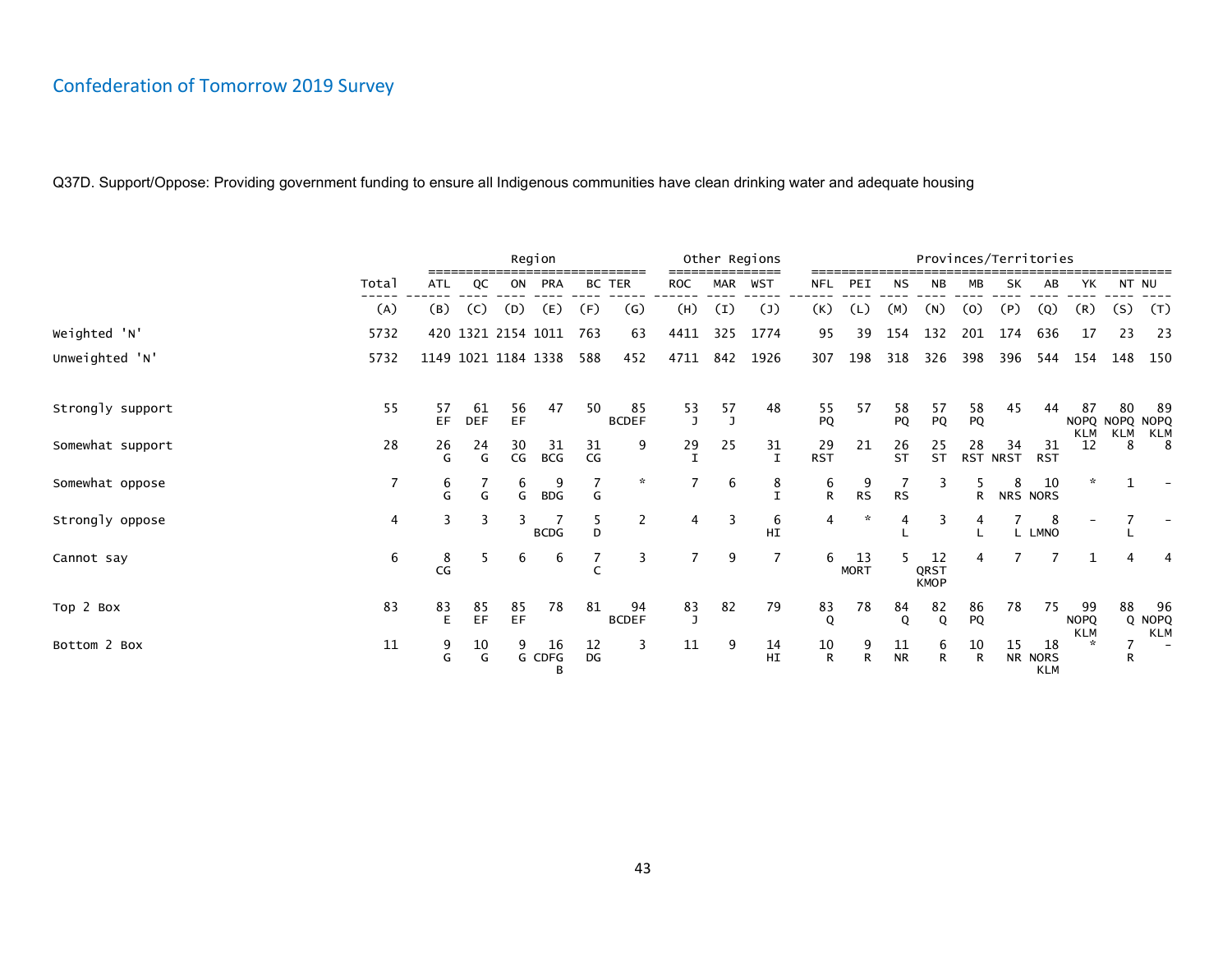## Confederation of Tomorrow 2019 Survey

Q37D. Support/Oppose: Providing government funding to ensure all Indigenous communities have clean drinking water and adequate housing

| | Total | Region | | | | | | Other Regions | | | Provinces/Territories | | | | | | | | | | |
|---|---|---|---|---|---|---|---|---|---|---|---|---|---|---|---|---|---|---|---|---|---|
| | | ATL | QC | ON | PRA | BC | TER | ROC | MAR | WST | NFL | PEI | NS | NB | MB | SK | AB | YK | NT | NU |
| | (A) | (B) | (C) | (D) | (E) | (F) | (G) | (H) | (I) | (J) | (K) | (L) | (M) | (N) | (O) | (P) | (Q) | (R) | (S) | (T) |
| Weighted 'N' | 5732 | 420 | 1321 | 2154 | 1011 | 763 | 63 | 4411 | 325 | 1774 | 95 | 39 | 154 | 132 | 201 | 174 | 636 | 17 | 23 | 23 |
| Unweighted 'N' | 5732 | 1149 | 1021 | 1184 | 1338 | 588 | 452 | 4711 | 842 | 1926 | 307 | 198 | 318 | 326 | 398 | 396 | 544 | 154 | 148 | 150 |
| Strongly support | 55 | 57 EF | 61 DEF | 56 EF | 47 | 50 | 85 BCDEF | 53 J | 57 J | 48 | 55 PQ | 57 | 58 PQ | 57 PQ | 58 PQ | 45 | 44 | 87 NOPQ KLM | 80 NOPQ KLM | 89 NOPQ KLM |
| Somewhat support | 28 | 26 G | 24 G | 30 CG | 31 BCG | 31 CG | 9 | 29 I | 25 | 31 I | 29 RST | 21 | 26 ST | 25 ST | 28 RST | 34 NRST | 31 RST | 12 | 8 | 8 |
| Somewhat oppose | 7 | 6 G | 7 G | 6 G | 9 BDG | 7 G | * | 7 | 6 | 8 I | 6 R | 9 RS | 7 RS | 3 | 5 R | 8 NRS | 10 NORS | * | 1 | - |
| Strongly oppose | 4 | 3 | 3 | 3 | 7 BCDG | 5 D | 2 | 4 | 3 | 6 HI | 4 | * | 4 L | 3 | 4 L | 7 L | 8 LMNO | - | 7 L | - |
| Cannot say | 6 | 8 CG | 5 | 6 | 6 | 7 C | 3 | 7 | 9 | 7 | 6 | 13 MORT | 5 | 12 QRST KMOP | 4 | 7 | 7 | 1 | 4 | 4 |
| Top 2 Box | 83 | 83 E | 85 EF | 85 EF | 78 | 81 | 94 BCDEF | 83 J | 82 | 79 | 83 Q | 78 | 84 Q | 82 Q | 86 PQ | 78 | 75 | 99 NOPQ KLM | 88 Q | 96 NOPQ KLM |
| Bottom 2 Box | 11 | 9 G | 10 G | 9 G | 16 CDFG B | 12 DG | 3 | 11 | 9 | 14 HI | 10 R | 9 R | 11 NR | 6 R | 10 R | 15 NR | 18 NORS KLM | * | 7 R | - |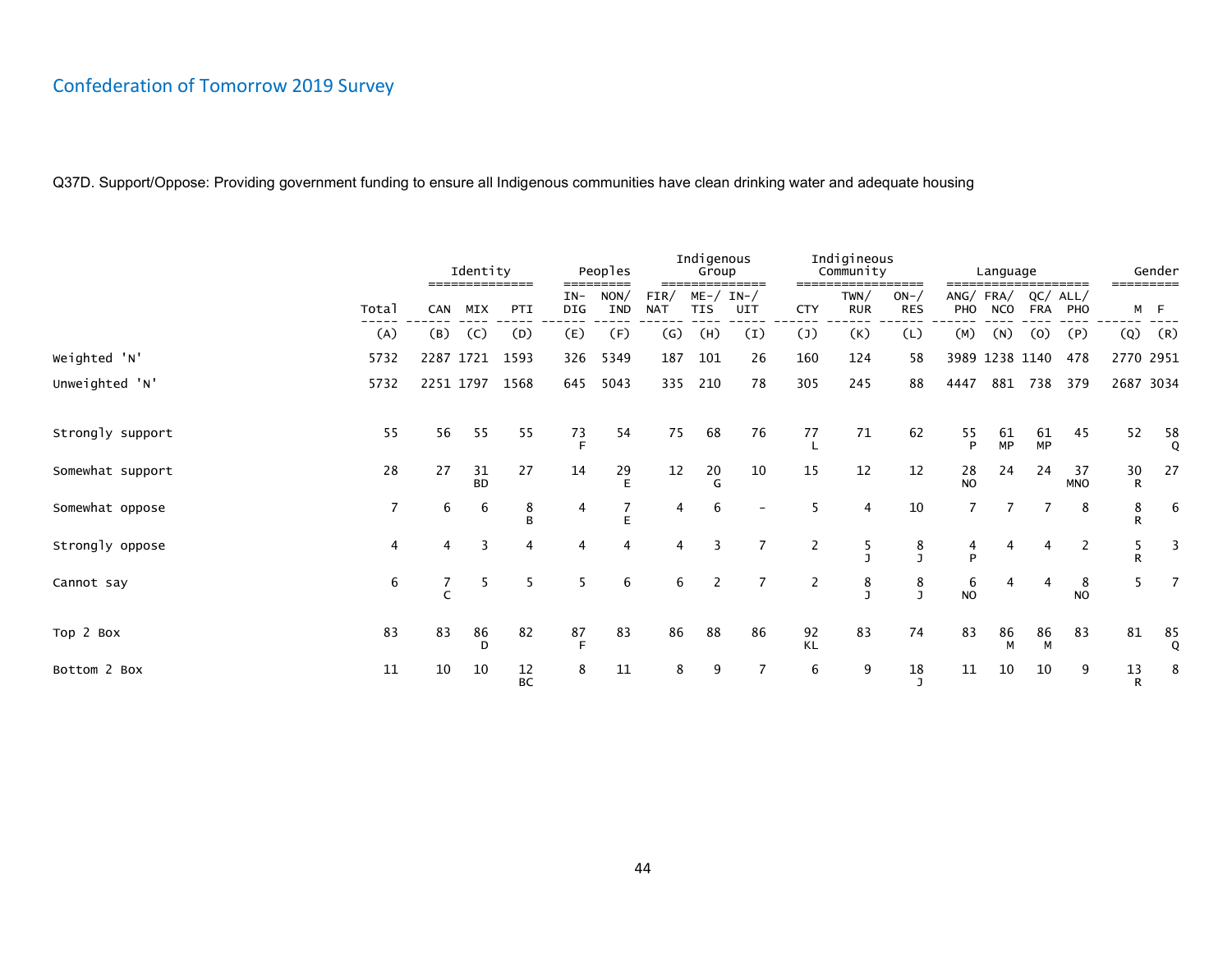## Confederation of Tomorrow 2019 Survey

Q37D. Support/Oppose: Providing government funding to ensure all Indigenous communities have clean drinking water and adequate housing

| | | Identity | | | Peoples | | Indigenous Group | | | Indigineous Community | | | Language | | | | Gender | |
|---|---|---|---|---|---|---|---|---|---|---|---|---|---|---|---|---|---|---|
| | Total | CAN | MIX | PTI | IN-DIG | NON/IND | FIR/NAT | ME-/TIS | IN-/UIT | CTY | TWN/RUR | ON-/RES | ANG/PHO | FRA/NCO | QC/FRA | ALL/PHO | M | F |
| | (A) | (B) | (C) | (D) | (E) | (F) | (G) | (H) | (I) | (J) | (K) | (L) | (M) | (N) | (O) | (P) | (Q) | (R) |
| Weighted 'N' | 5732 | 2287 | 1721 | 1593 | 326 | 5349 | 187 | 101 | 26 | 160 | 124 | 58 | 3989 | 1238 | 1140 | 478 | 2770 | 2951 |
| Unweighted 'N' | 5732 | 2251 | 1797 | 1568 | 645 | 5043 | 335 | 210 | 78 | 305 | 245 | 88 | 4447 | 881 | 738 | 379 | 2687 | 3034 |
| Strongly support | 55 | 56 | 55 | 55 | 73 F | 54 | 75 | 68 | 76 | 77 L | 71 | 62 | 55 P | 61 MP | 61 MP | 45 | 52 | 58 Q |
| Somewhat support | 28 | 27 | 31 BD | 27 | 14 | 29 E | 12 | 20 G | 10 | 15 | 12 | 12 | 28 NO | 24 | 24 | 37 MNO | 30 R | 27 |
| Somewhat oppose | 7 | 6 | 6 | 8 B | 4 | 7 E | 4 | 6 | - | 5 | 4 | 10 | 7 | 7 | 7 | 8 | 8 R | 6 |
| Strongly oppose | 4 | 4 | 3 | 4 | 4 | 4 | 4 | 3 | 7 | 2 | 5 J | 8 J | 4 P | 4 | 4 | 2 | 5 R | 3 |
| Cannot say | 6 | 7 C | 5 | 5 | 5 | 6 | 6 | 2 | 7 | 2 | 8 J | 8 J | 6 NO | 4 | 4 | 8 NO | 5 | 7 |
| Top 2 Box | 83 | 83 | 86 D | 82 | 87 F | 83 | 86 | 88 | 86 | 92 KL | 83 | 74 | 83 | 86 M | 86 M | 83 | 81 | 85 Q |
| Bottom 2 Box | 11 | 10 | 10 | 12 BC | 8 | 11 | 8 | 9 | 7 | 6 | 9 | 18 J | 11 | 10 | 10 | 9 | 13 R | 8 |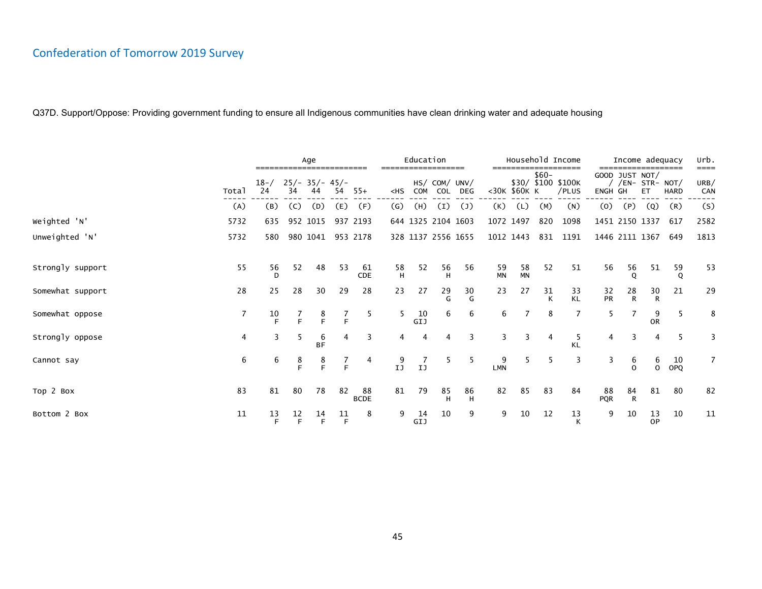## Confederation of Tomorrow 2019 Survey

Q37D. Support/Oppose: Providing government funding to ensure all Indigenous communities have clean drinking water and adequate housing

| | Total | Age | | | | | Education | | | | Household Income | | | | Income adequacy | | | | Urb. |
|---|---|---|---|---|---|---|---|---|---|---|---|---|---|---|---|---|---|---|---|
| | Total | 18-/24 | 25/-34 | 35/-44 | 45/-54 | 55+ | <HS | HS/COM | COM/COL | UNV/DEG | <30K | $30/$60K | $60-$100K | $100K/PLUS | GOOD/ENGH | JUST/ENGH | NOT/STRET | NOT/HARD | URB/CAN |
| | (A) | (B) | (C) | (D) | (E) | (F) | (G) | (H) | (I) | (J) | (K) | (L) | (M) | (N) | (O) | (P) | (Q) | (R) | (S) |
| Weighted 'N' | 5732 | 635 | 952 | 1015 | 937 | 2193 | 644 | 1325 | 2104 | 1603 | 1072 | 1497 | 820 | 1098 | 1451 | 2150 | 1337 | 617 | 2582 |
| Unweighted 'N' | 5732 | 580 | 980 | 1041 | 953 | 2178 | 328 | 1137 | 2556 | 1655 | 1012 | 1443 | 831 | 1191 | 1446 | 2111 | 1367 | 649 | 1813 |
| Strongly support | 55 | 56 D | 52 | 48 | 53 | 61 CDE | 58 H | 52 | 56 H | 56 | 59 MN | 58 MN | 52 | 51 | 56 | 56 Q | 51 | 59 Q | 53 |
| Somewhat support | 28 | 25 | 28 | 30 | 29 | 28 | 23 | 27 | 29 G | 30 G | 23 | 27 | 31 K | 33 KL | 32 PR | 28 R | 30 R | 21 | 29 |
| Somewhat oppose | 7 | 10 F | 7 F | 8 F | 7 F | 5 | 5 | 10 GIJ | 6 | 6 | 6 | 7 | 8 | 7 | 5 | 7 | 9 OR | 5 | 8 |
| Strongly oppose | 4 | 3 | 5 | 6 BF | 4 | 3 | 4 | 4 | 4 | 3 | 3 | 3 | 4 | 5 KL | 4 | 3 | 4 | 5 | 3 |
| Cannot say | 6 | 6 | 8 F | 8 F | 7 F | 4 | 9 IJ | 7 IJ | 5 | 5 | 9 LMN | 5 | 5 | 3 | 3 | 6 O | 6 O | 10 OPQ | 7 |
| Top 2 Box | 83 | 81 | 80 | 78 | 82 | 88 BCDE | 81 | 79 | 85 H | 86 H | 82 | 85 | 83 | 84 | 88 PQR | 84 R | 81 | 80 | 82 |
| Bottom 2 Box | 11 | 13 F | 12 F | 14 F | 11 F | 8 | 9 | 14 GIJ | 10 | 9 | 9 | 10 | 12 | 13 K | 9 | 10 | 13 OP | 10 | 11 |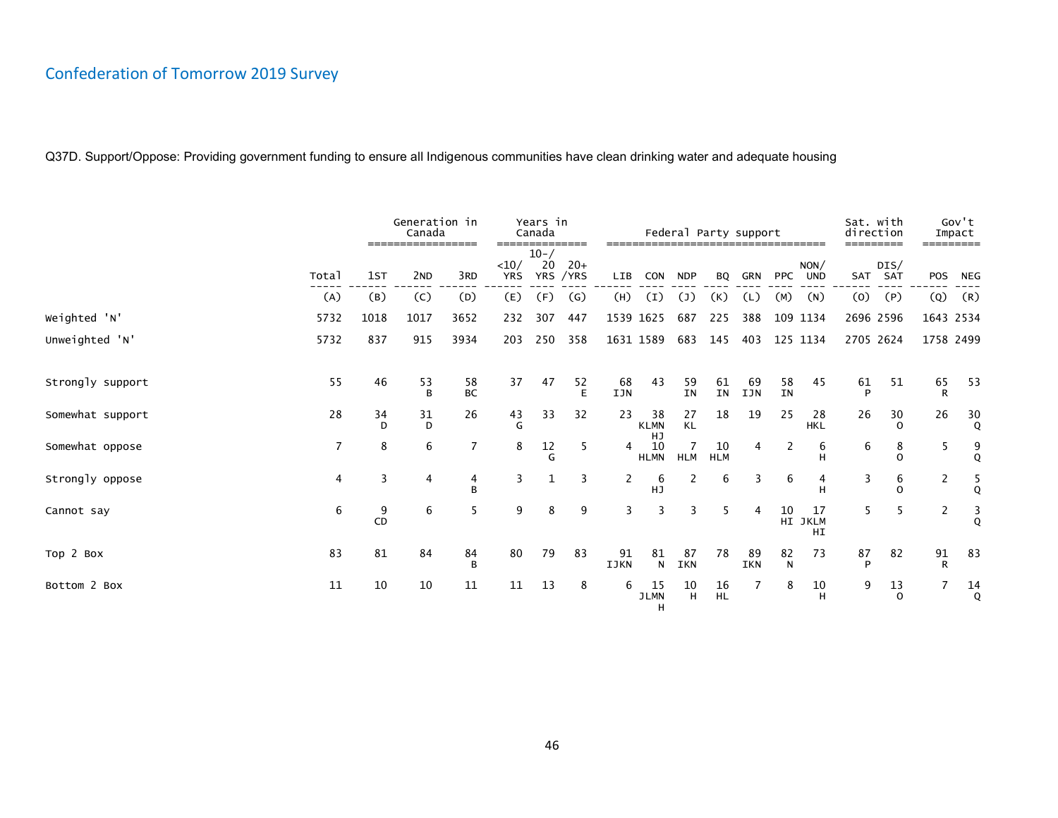# Confederation of Tomorrow 2019 Survey

Q37D. Support/Oppose: Providing government funding to ensure all Indigenous communities have clean drinking water and adequate housing

| | Total | Generation in Canada | | | Years in Canada | | | Federal Party support | | | | | | | Sat. with direction | | Gov't Impact | |
|---|---|---|---|---|---|---|---|---|---|---|---|---|---|---|---|---|---|---|
| | Total | 1ST | 2ND | 3RD | <10/ YRS | 10-/ 20 YRS | 20+ /YRS | LIB | CON | NDP | BQ | GRN | PPC | NON/ UND | SAT | DIS/ SAT | POS | NEG |
| | (A) | (B) | (C) | (D) | (E) | (F) | (G) | (H) | (I) | (J) | (K) | (L) | (M) | (N) | (O) | (P) | (Q) | (R) |
| Weighted 'N' | 5732 | 1018 | 1017 | 3652 | 232 | 307 | 447 | 1539 | 1625 | 687 | 225 | 388 | 109 | 1134 | 2696 | 2596 | 1643 | 2534 |
| Unweighted 'N' | 5732 | 837 | 915 | 3934 | 203 | 250 | 358 | 1631 | 1589 | 683 | 145 | 403 | 125 | 1134 | 2705 | 2624 | 1758 | 2499 |
| Strongly support | 55 | 46 | 53 B | 58 BC | 37 | 47 | 52 E | 68 IJN | 43 | 59 IN | 61 IN | 69 IJN | 58 IN | 45 | 61 P | 51 | 65 R | 53 |
| Somewhat support | 28 | 34 D | 31 D | 26 | 43 G | 33 | 32 | 23 | 38 KLMN HJ | 27 KL | 18 | 19 | 25 | 28 HKL | 26 | 30 O | 26 | 30 Q |
| Somewhat oppose | 7 | 8 | 6 | 7 | 8 | 12 G | 5 | 4 | 10 HLMN | 7 HLM | 10 HLM | 4 | 2 | 6 H | 6 | 8 O | 5 | 9 Q |
| Strongly oppose | 4 | 3 | 4 | 4 B | 3 | 1 | 3 | 2 | 6 HJ | 2 | 6 | 3 | 6 | 4 H | 3 | 6 O | 2 | 5 Q |
| Cannot say | 6 | 9 CD | 6 | 5 | 9 | 8 | 9 | 3 | 3 | 3 | 5 | 4 | 10 HI | 17 JKLM HI | 5 | 5 | 2 | 3 Q |
| Top 2 Box | 83 | 81 | 84 | 84 B | 80 | 79 | 83 | 91 IJKN | 81 N | 87 IKN | 78 | 89 IKN | 82 N | 73 | 87 P | 82 | 91 R | 83 |
| Bottom 2 Box | 11 | 10 | 10 | 11 | 11 | 13 | 8 | 6 | 15 JLMN H | 10 H | 16 HL | 7 | 8 | 10 H | 9 | 13 O | 7 | 14 Q |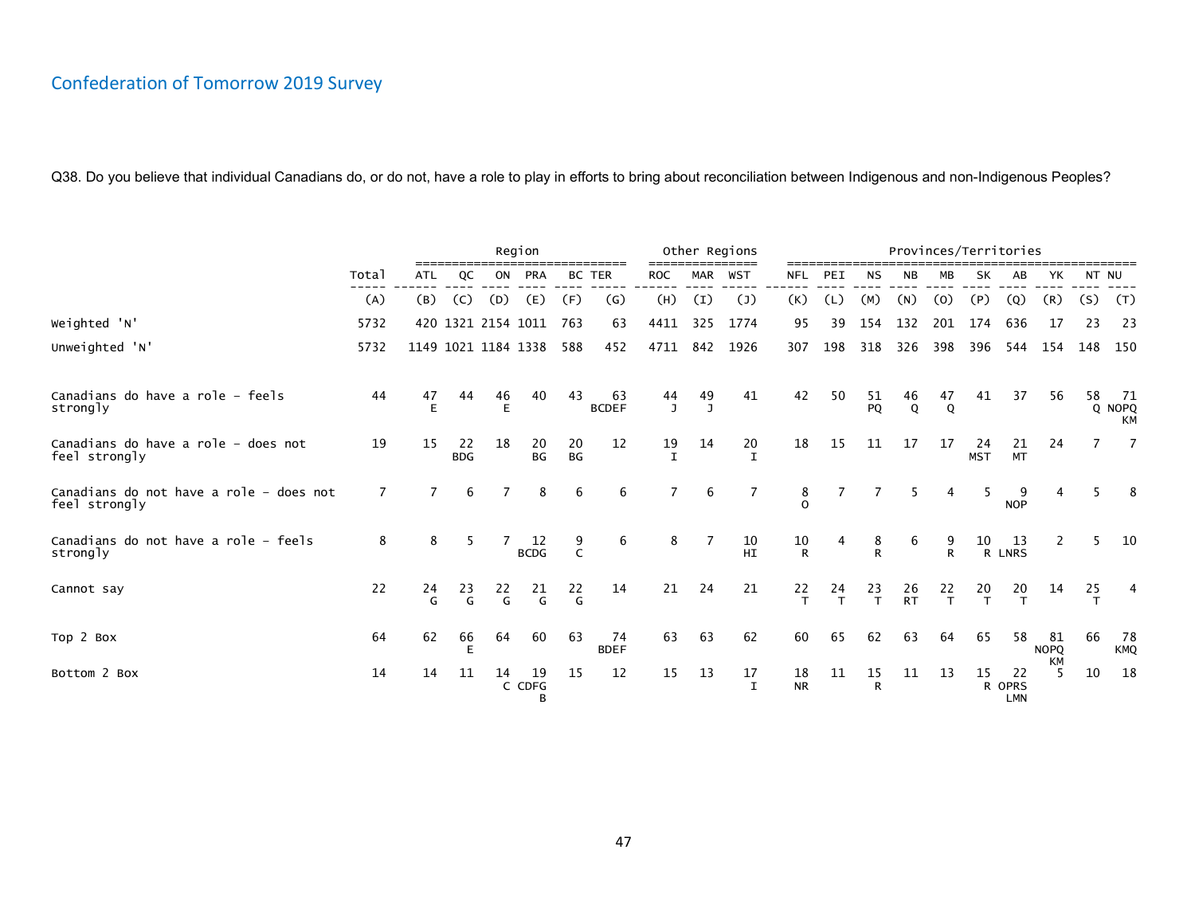## Confederation of Tomorrow 2019 Survey

Q38. Do you believe that individual Canadians do, or do not, have a role to play in efforts to bring about reconciliation between Indigenous and non-Indigenous Peoples?

| | Total | Region | | | | | | Other Regions | | | Provinces/Territories | | | | | | | | | | |
|---|---|---|---|---|---|---|---|---|---|---|---|---|---|---|---|---|---|---|---|---|---|
| | Total | ATL | QC | ON | PRA | BC | TER | ROC | MAR | WST | NFL | PEI | NS | NB | MB | SK | AB | YK | NT | NU |
| | (A) | (B) | (C) | (D) | (E) | (F) | (G) | (H) | (I) | (J) | (K) | (L) | (M) | (N) | (O) | (P) | (Q) | (R) | (S) | (T) |
| Weighted 'N' | 5732 | 420 | 1321 | 2154 | 1011 | 763 | 63 | 4411 | 325 | 1774 | 95 | 39 | 154 | 132 | 201 | 174 | 636 | 17 | 23 | 23 |
| Unweighted 'N' | 5732 | 1149 | 1021 | 1184 | 1338 | 588 | 452 | 4711 | 842 | 1926 | 307 | 198 | 318 | 326 | 398 | 396 | 544 | 154 | 148 | 150 |
| Canadians do have a role - feels strongly | 44 | 47 E | 44 | 46 E | 40 | 43 | 63 BCDEF | 44 J | 49 J | 41 | 42 | 50 | 51 PQ | 46 Q | 47 Q | 41 | 37 | 56 | 58 Q | 71 NOPQ KM |
| Canadians do have a role - does not feel strongly | 19 | 15 | 22 BDG | 18 | 20 BG | 20 BG | 12 | 19 I | 14 | 20 I | 18 | 15 | 11 | 17 | 17 | 24 MST | 21 MT | 24 | 7 | 7 |
| Canadians do not have a role - does not feel strongly | 7 | 7 | 6 | 7 | 8 | 6 | 6 | 7 | 6 | 7 | 8 O | 7 | 7 | 5 | 4 | 5 | 9 NOP | 4 | 5 | 8 |
| Canadians do not have a role - feels strongly | 8 | 8 | 5 | 7 | 12 BCDG | 9 C | 6 | 8 | 7 | 10 HI | 10 R | 4 | 8 R | 6 | 9 R | 10 R | 13 LNRS | 2 | 5 | 10 |
| Cannot say | 22 | 24 G | 23 G | 22 G | 21 G | 22 G | 14 | 21 | 24 | 21 | 22 T | 24 T | 23 T | 26 RT | 22 T | 20 T | 20 T | 14 | 25 T | 4 |
| Top 2 Box | 64 | 62 | 66 E | 64 | 60 | 63 | 74 BDEF | 63 | 63 | 62 | 60 | 65 | 62 | 63 | 64 | 65 | 58 | 81 NOPQ KM | 66 | 78 KMQ |
| Bottom 2 Box | 14 | 14 | 11 | 14 C | 19 CDFG B | 15 | 12 | 15 | 13 | 17 I | 18 NR | 11 | 15 R | 11 | 13 | 15 R | 22 OPRS LMN | 5 | 10 | 18 |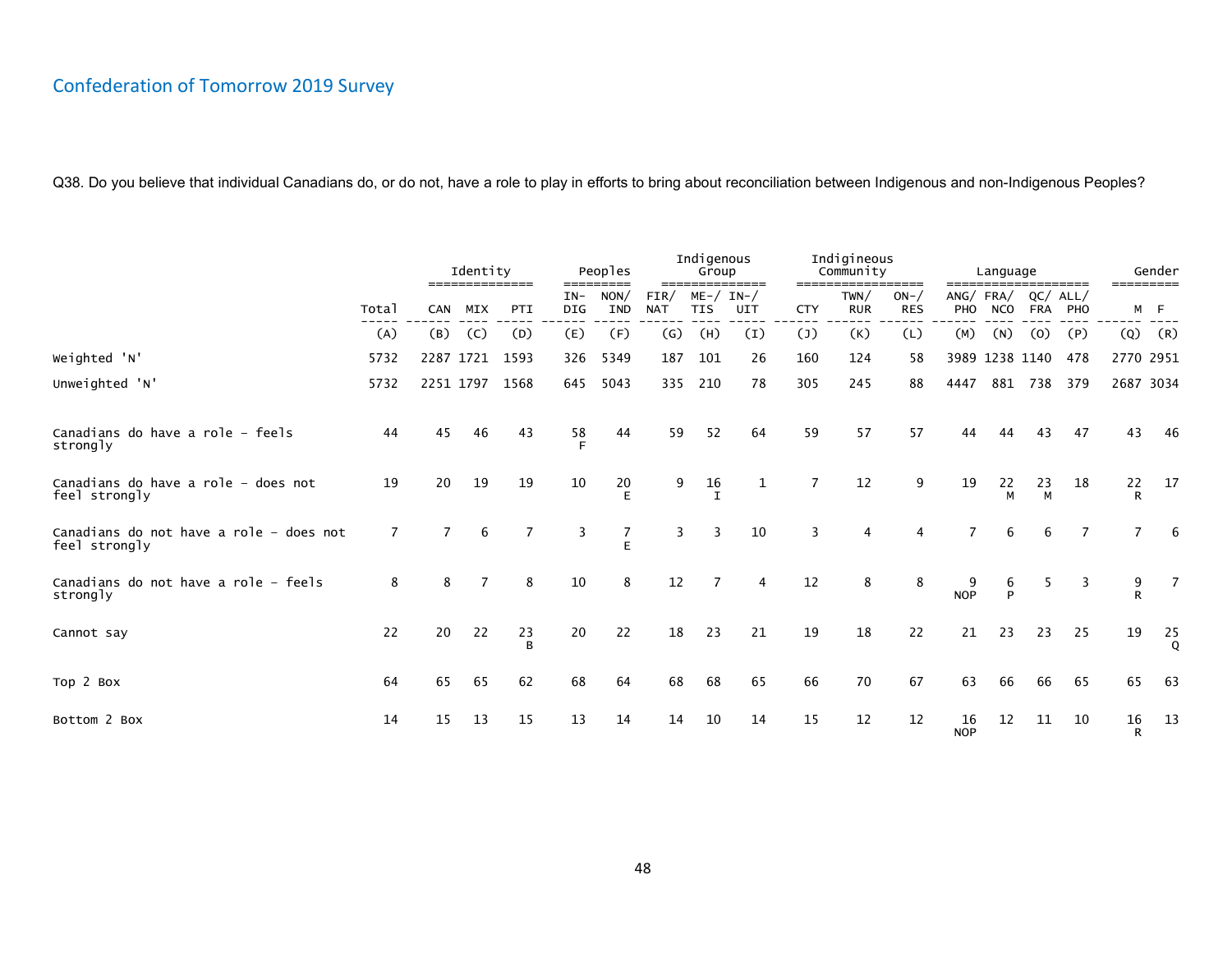## Confederation of Tomorrow 2019 Survey

Q38. Do you believe that individual Canadians do, or do not, have a role to play in efforts to bring about reconciliation between Indigenous and non-Indigenous Peoples?

| | Total | Identity | | | Peoples | | Indigenous Group | | | Indigineous Community | | | Language | | | | Gender | |
|---|---|---|---|---|---|---|---|---|---|---|---|---|---|---|---|---|---|---|
| | Total | CAN | MIX | PTI | IN-DIG | NON/IND | FIR/NAT | ME-/TIS | IN-/UIT | CTY | TWN/RUR | ON-/RES | ANG/PHO | FRA/NCO | QC/FRA | ALL/PHO | M | F |
| | (A) | (B) | (C) | (D) | (E) | (F) | (G) | (H) | (I) | (J) | (K) | (L) | (M) | (N) | (O) | (P) | (Q) | (R) |
| Weighted 'N' | 5732 | 2287 | 1721 | 1593 | 326 | 5349 | 187 | 101 | 26 | 160 | 124 | 58 | 3989 | 1238 | 1140 | 478 | 2770 | 2951 |
| Unweighted 'N' | 5732 | 2251 | 1797 | 1568 | 645 | 5043 | 335 | 210 | 78 | 305 | 245 | 88 | 4447 | 881 | 738 | 379 | 2687 | 3034 |
| Canadians do have a role - feels strongly | 44 | 45 | 46 | 43 | 58 F | 44 | 59 | 52 | 64 | 59 | 57 | 57 | 44 | 44 | 43 | 47 | 43 | 46 |
| Canadians do have a role - does not feel strongly | 19 | 20 | 19 | 19 | 10 | 20 E | 9 | 16 I | 1 | 7 | 12 | 9 | 19 | 22 M | 23 M | 18 | 22 R | 17 |
| Canadians do not have a role - does not feel strongly | 7 | 7 | 6 | 7 | 3 | 7 E | 3 | 3 | 10 | 3 | 4 | 4 | 7 | 6 | 6 | 7 | 7 | 6 |
| Canadians do not have a role - feels strongly | 8 | 8 | 7 | 8 | 10 | 8 | 12 | 7 | 4 | 12 | 8 | 8 | 9 NOP | 6 P | 5 | 3 | 9 R | 7 |
| Cannot say | 22 | 20 | 22 | 23 B | 20 | 22 | 18 | 23 | 21 | 19 | 18 | 22 | 21 | 23 | 23 | 25 | 19 | 25 Q |
| Top 2 Box | 64 | 65 | 65 | 62 | 68 | 64 | 68 | 68 | 65 | 66 | 70 | 67 | 63 | 66 | 66 | 65 | 65 | 63 |
| Bottom 2 Box | 14 | 15 | 13 | 15 | 13 | 14 | 14 | 10 | 14 | 15 | 12 | 12 | 16 NOP | 12 | 11 | 10 | 16 R | 13 |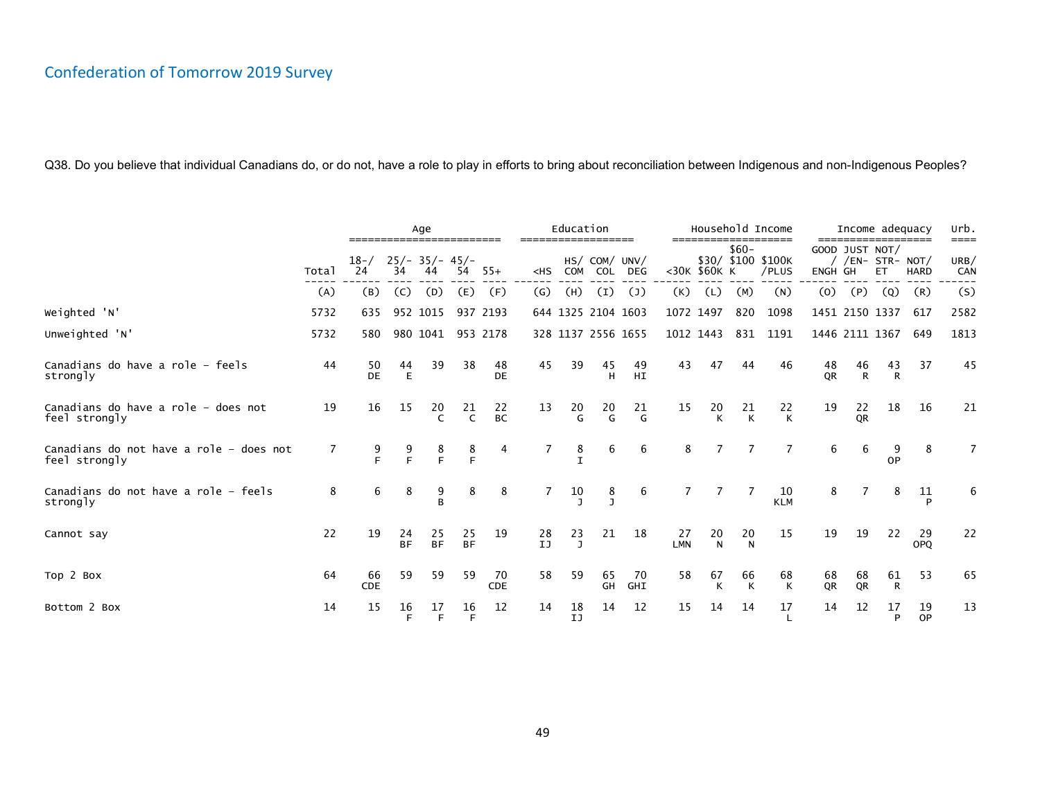# Confederation of Tomorrow 2019 Survey

Q38. Do you believe that individual Canadians do, or do not, have a role to play in efforts to bring about reconciliation between Indigenous and non-Indigenous Peoples?

| | Total | Age | | | | | Education | | | | Household Income | | | | Income adequacy | | | | Urb. |
|---|---|---|---|---|---|---|---|---|---|---|---|---|---|---|---|---|---|---|---|
| | Total | 18-/ 24 | 25/- 34 | 35/- 44 | 45/- 54 | 55+ | <HS | HS/ COM | COM/ COL | UNV/ DEG | <30K | $30/ $60K | $60- $100 K | $100K /PLUS | GOOD / ENGH | JUST /EN- GH | NOT/ STR- ET | NOT/ HARD | URB/ CAN |
| | (A) | (B) | (C) | (D) | (E) | (F) | (G) | (H) | (I) | (J) | (K) | (L) | (M) | (N) | (O) | (P) | (Q) | (R) | (S) |
| Weighted 'N' | 5732 | 635 | 952 | 1015 | 937 | 2193 | 644 | 1325 | 2104 | 1603 | 1072 | 1497 | 820 | 1098 | 1451 | 2150 | 1337 | 617 | 2582 |
| Unweighted 'N' | 5732 | 580 | 980 | 1041 | 953 | 2178 | 328 | 1137 | 2556 | 1655 | 1012 | 1443 | 831 | 1191 | 1446 | 2111 | 1367 | 649 | 1813 |
| Canadians do have a role - feels strongly | 44 | 50 DE | 44 E | 39 | 38 | 48 DE | 45 | 39 | 45 H | 49 HI | 43 | 47 | 44 | 46 | 48 QR | 46 R | 43 R | 37 | 45 |
| Canadians do have a role - does not feel strongly | 19 | 16 | 15 | 20 C | 21 C | 22 BC | 13 | 20 G | 20 G | 21 G | 15 | 20 K | 21 K | 22 K | 19 | 22 QR | 18 | 16 | 21 |
| Canadians do not have a role - does not feel strongly | 7 | 9 F | 9 F | 8 F | 8 F | 4 | 7 | 8 I | 6 | 6 | 8 | 7 | 7 | 7 | 6 | 6 | 9 OP | 8 | 7 |
| Canadians do not have a role - feels strongly | 8 | 6 | 8 | 9 B | 8 | 8 | 7 | 10 J | 8 J | 6 | 7 | 7 | 7 | 10 KLM | 8 | 7 | 8 | 11 P | 6 |
| Cannot say | 22 | 19 | 24 BF | 25 BF | 25 BF | 19 | 28 IJ | 23 J | 21 | 18 | 27 LMN | 20 N | 20 N | 15 | 19 | 19 | 22 | 29 OPQ | 22 |
| Top 2 Box | 64 | 66 CDE | 59 | 59 | 59 | 70 CDE | 58 | 59 | 65 GH | 70 GHI | 58 | 67 K | 66 K | 68 K | 68 QR | 68 QR | 61 R | 53 | 65 |
| Bottom 2 Box | 14 | 15 | 16 F | 17 F | 16 F | 12 | 14 | 18 IJ | 14 | 12 | 15 | 14 | 14 | 17 L | 14 | 12 | 17 P | 19 OP | 13 |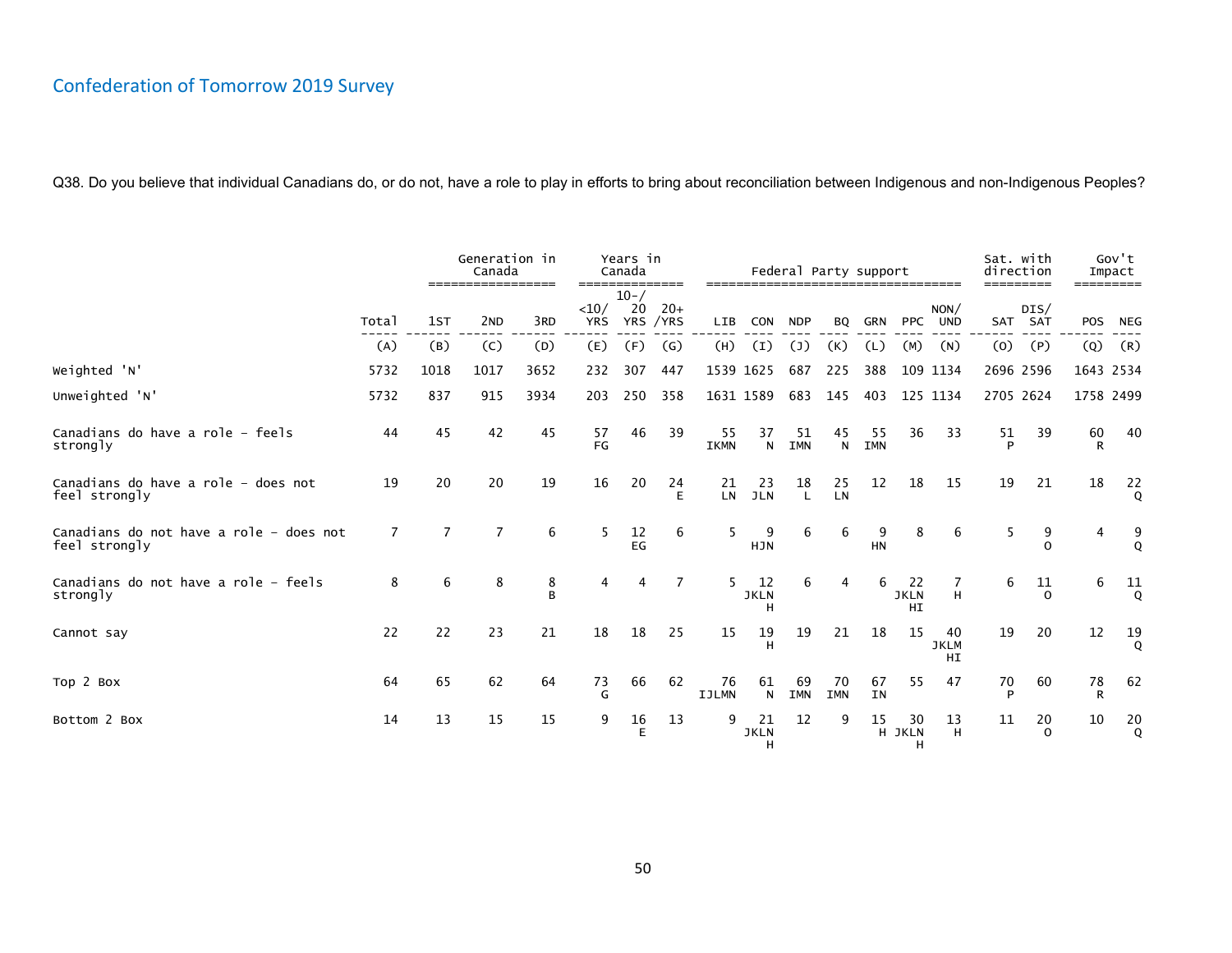# Confederation of Tomorrow 2019 Survey

Q38. Do you believe that individual Canadians do, or do not, have a role to play in efforts to bring about reconciliation between Indigenous and non-Indigenous Peoples?

| | Total | Generation in Canada | | | Years in Canada | | | Federal Party support | | | | | | | Sat. with direction | | Gov't Impact | |
|---|---|---|---|---|---|---|---|---|---|---|---|---|---|---|---|---|---|---|
| | | 1ST | 2ND | 3RD | <10/ YRS | 10-/ 20 YRS | 20+ /YRS | LIB | CON | NDP | BQ | GRN | PPC | NON/ UND | SAT | DIS/ SAT | POS | NEG |
| | (A) | (B) | (C) | (D) | (E) | (F) | (G) | (H) | (I) | (J) | (K) | (L) | (M) | (N) | (O) | (P) | (Q) | (R) |
| Weighted 'N' | 5732 | 1018 | 1017 | 3652 | 232 | 307 | 447 | 1539 | 1625 | 687 | 225 | 388 | 109 | 1134 | 2696 | 2596 | 1643 | 2534 |
| Unweighted 'N' | 5732 | 837 | 915 | 3934 | 203 | 250 | 358 | 1631 | 1589 | 683 | 145 | 403 | 125 | 1134 | 2705 | 2624 | 1758 | 2499 |
| Canadians do have a role - feels strongly | 44 | 45 | 42 | 45 | 57 FG | 46 | 39 | 55 IKMN | 37 N | 51 IMN | 45 N | 55 IMN | 36 | 33 | 51 P | 39 | 60 R | 40 |
| Canadians do have a role - does not feel strongly | 19 | 20 | 20 | 19 | 16 | 20 | 24 E | 21 LN | 23 JLN | 18 L | 25 LN | 12 | 18 | 15 | 19 | 21 | 18 | 22 Q |
| Canadians do not have a role - does not feel strongly | 7 | 7 | 7 | 6 | 5 | 12 EG | 6 | 5 | 9 HJN | 6 | 6 | 9 HN | 8 | 6 | 5 | 9 O | 4 | 9 Q |
| Canadians do not have a role - feels strongly | 8 | 6 | 8 | 8 B | 4 | 4 | 7 | 5 | 12 JKLN H | 6 | 4 | 6 | 22 JKLN HI | 7 H | 6 | 11 O | 6 | 11 Q |
| Cannot say | 22 | 22 | 23 | 21 | 18 | 18 | 25 | 15 | 19 H | 19 | 21 | 18 | 15 | 40 JKLM HI | 19 | 20 | 12 | 19 Q |
| Top 2 Box | 64 | 65 | 62 | 64 | 73 G | 66 | 62 | 76 IJLMN | 61 N | 69 IMN | 70 IMN | 67 IN | 55 | 47 | 70 P | 60 | 78 R | 62 |
| Bottom 2 Box | 14 | 13 | 15 | 15 | 9 | 16 E | 13 | 9 | 21 JKLN H | 12 | 9 | 15 H | 30 JKLN H | 13 H | 11 | 20 O | 10 | 20 Q |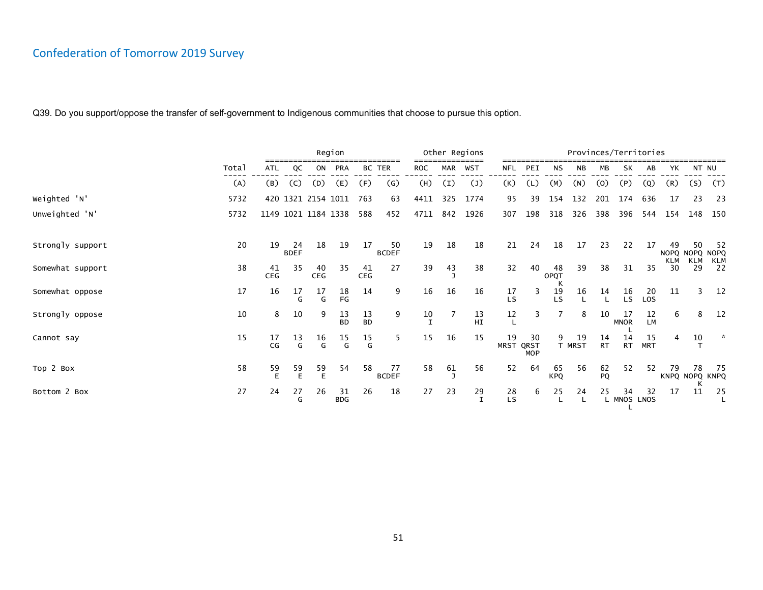# Confederation of Tomorrow 2019 Survey

Q39. Do you support/oppose the transfer of self-government to Indigenous communities that choose to pursue this option.

| | Total | Region | | | | | | Other Regions | | | Provinces/Territories | | | | | | | | | |
|---|---|---|---|---|---|---|---|---|---|---|---|---|---|---|---|---|---|---|---|---|
| | Total | ATL | QC | ON | PRA | BC | TER | ROC | MAR | WST | NFL | PEI | NS | NB | MB | SK | AB | YK | NT | NU |
| | (A) | (B) | (C) | (D) | (E) | (F) | (G) | (H) | (I) | (J) | (K) | (L) | (M) | (N) | (O) | (P) | (Q) | (R) | (S) | (T) |
| Weighted 'N' | 5732 | 420 | 1321 | 2154 | 1011 | 763 | 63 | 4411 | 325 | 1774 | 95 | 39 | 154 | 132 | 201 | 174 | 636 | 17 | 23 | 23 |
| Unweighted 'N' | 5732 | 1149 | 1021 | 1184 | 1338 | 588 | 452 | 4711 | 842 | 1926 | 307 | 198 | 318 | 326 | 398 | 396 | 544 | 154 | 148 | 150 |
| Strongly support | 20 | 19 | 24 BDEF | 18 | 19 | 17 | 50 BCDEF | 19 | 18 | 18 | 21 | 24 | 18 | 17 | 23 | 22 | 17 | 49 NOPQ KLM | 50 NOPQ KLM | 52 NOPQ KLM |
| Somewhat support | 38 | 41 CEG | 35 | 40 CEG | 35 | 41 CEG | 27 | 39 | 43 J | 38 | 32 | 40 | 48 OPQT K | 39 | 38 | 31 | 35 | 30 | 29 | 22 |
| Somewhat oppose | 17 | 16 | 17 G | 17 G | 18 FG | 14 | 9 | 16 | 16 | 16 | 17 LS | 3 | 19 LS | 16 L | 14 L | 16 LS | 20 LOS | 11 | 3 | 12 |
| Strongly oppose | 10 | 8 | 10 | 9 | 13 BD | 13 BD | 9 | 10 I | 7 | 13 HI | 12 L | 3 | 7 | 8 | 10 | 17 MNOR L | 12 LM | 6 | 8 | 12 |
| Cannot say | 15 | 17 CG | 13 G | 16 G | 15 G | 15 G | 5 | 15 | 16 | 15 | 19 MRST | 30 QRST MOP | 9 T | 19 MRST | 14 RT | 14 RT | 15 MRT | 4 | 10 T | * |
| Top 2 Box | 58 | 59 E | 59 E | 59 E | 54 | 58 | 77 BCDEF | 58 | 61 J | 56 | 52 | 64 | 65 KPQ | 56 | 62 PQ | 52 | 52 | 79 KNPQ | 78 NOPQ K | 75 KNPQ |
| Bottom 2 Box | 27 | 24 | 27 G | 26 | 31 BDG | 26 | 18 | 27 | 23 | 29 I | 28 LS | 6 | 25 L | 24 L | 25 L | 34 MNOS L | 32 LNOS | 17 | 11 | 25 L |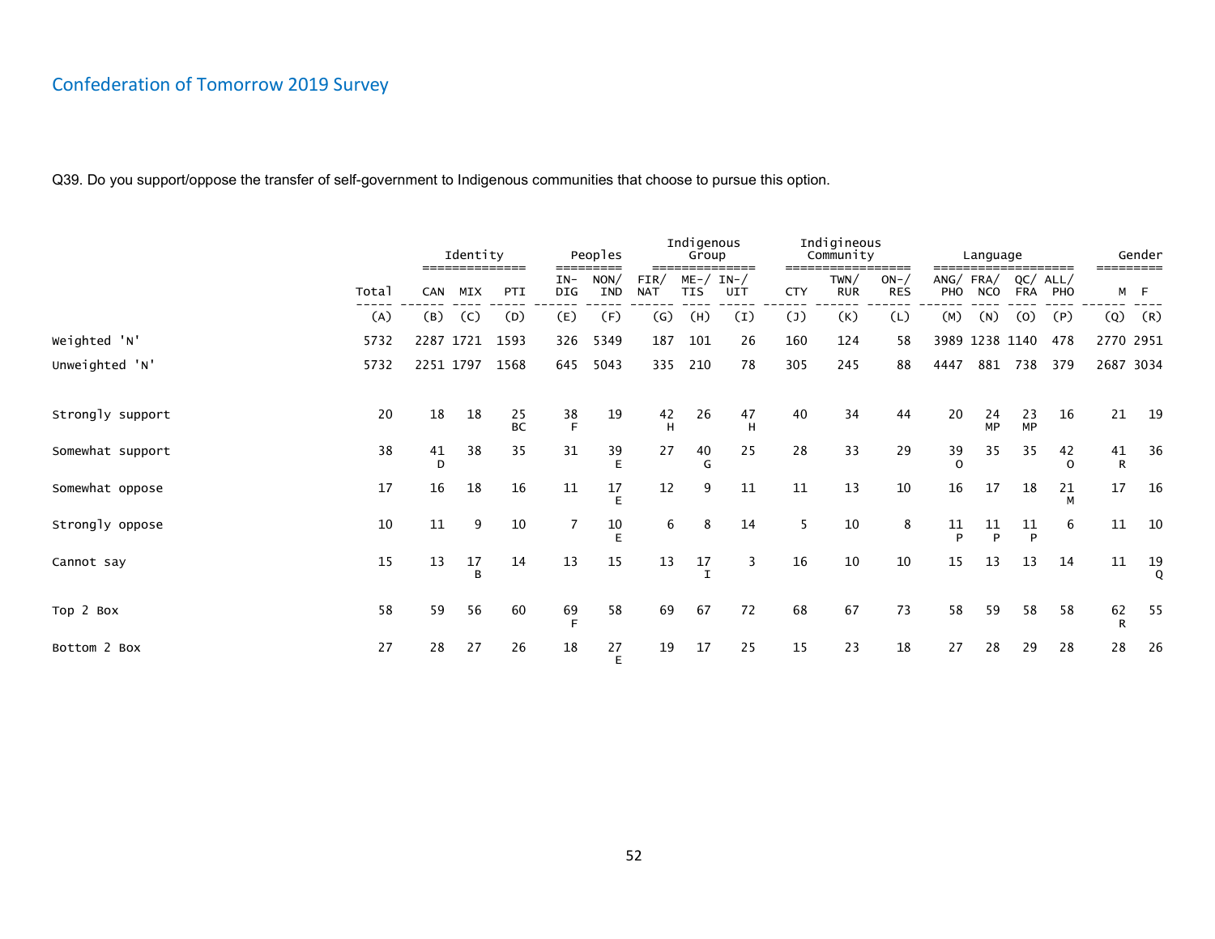## Confederation of Tomorrow 2019 Survey

Q39. Do you support/oppose the transfer of self-government to Indigenous communities that choose to pursue this option.

| | Total | Identity | | | Peoples | | Indigenous Group | | | Indigineous Community | | | Language | | | | Gender | |
|---|---|---|---|---|---|---|---|---|---|---|---|---|---|---|---|---|---|---|
| | Total | CAN | MIX | PTI | IN-DIG | NON/IND | FIR/NAT | ME-/TIS | IN-/UIT | CTY | TWN/RUR | ON-/RES | ANG/PHO | FRA/NCO | QC/FRA | ALL/PHO | M | F |
| | (A) | (B) | (C) | (D) | (E) | (F) | (G) | (H) | (I) | (J) | (K) | (L) | (M) | (N) | (O) | (P) | (Q) | (R) |
| Weighted 'N' | 5732 | 2287 | 1721 | 1593 | 326 | 5349 | 187 | 101 | 26 | 160 | 124 | 58 | 3989 | 1238 | 1140 | 478 | 2770 | 2951 |
| Unweighted 'N' | 5732 | 2251 | 1797 | 1568 | 645 | 5043 | 335 | 210 | 78 | 305 | 245 | 88 | 4447 | 881 | 738 | 379 | 2687 | 3034 |
| Strongly support | 20 | 18 | 18 | 25 BC | 38 F | 19 | 42 H | 26 | 47 H | 40 | 34 | 44 | 20 | 24 MP | 23 MP | 16 | 21 | 19 |
| Somewhat support | 38 | 41 D | 38 | 35 | 31 | 39 E | 27 | 40 G | 25 | 28 | 33 | 29 | 39 O | 35 | 35 | 42 O | 41 R | 36 |
| Somewhat oppose | 17 | 16 | 18 | 16 | 11 | 17 E | 12 | 9 | 11 | 11 | 13 | 10 | 16 | 17 | 18 | 21 M | 17 | 16 |
| Strongly oppose | 10 | 11 | 9 | 10 | 7 | 10 E | 6 | 8 | 14 | 5 | 10 | 8 | 11 P | 11 P | 11 P | 6 | 11 | 10 |
| Cannot say | 15 | 13 | 17 B | 14 | 13 | 15 | 13 | 17 I | 3 | 16 | 10 | 10 | 15 | 13 | 13 | 14 | 11 | 19 Q |
| Top 2 Box | 58 | 59 | 56 | 60 | 69 F | 58 | 69 | 67 | 72 | 68 | 67 | 73 | 58 | 59 | 58 | 58 | 62 R | 55 |
| Bottom 2 Box | 27 | 28 | 27 | 26 | 18 | 27 E | 19 | 17 | 25 | 15 | 23 | 18 | 27 | 28 | 29 | 28 | 28 | 26 |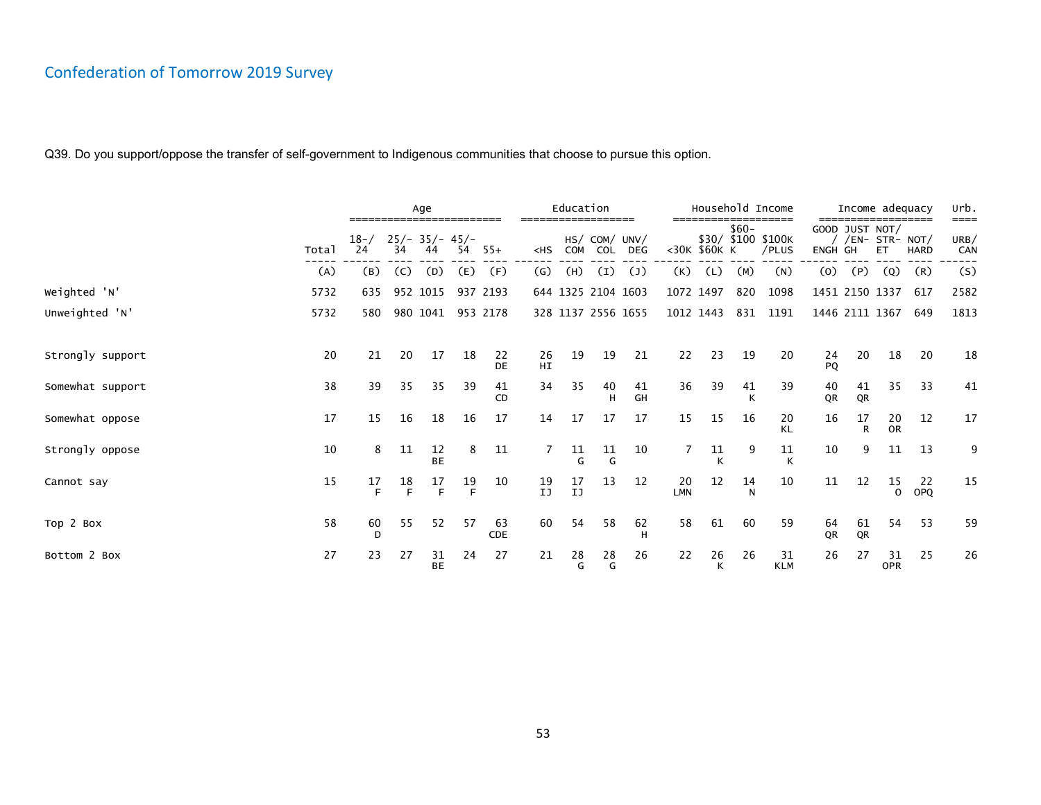## Confederation of Tomorrow 2019 Survey

Q39. Do you support/oppose the transfer of self-government to Indigenous communities that choose to pursue this option.

| | | Age | | | | | Education | | | | Household Income | | | | Income adequacy | | | | Urb. |
|---|---|---|---|---|---|---|---|---|---|---|---|---|---|---|---|---|---|---|---|
| | Total | 18-/24 | 25/-34 | 35/-44 | 45/-54 | 55+ | <HS | HS/COM | COM/COL | UNV/DEG | <30K | $30/$60K | $60-$100K | $100K/PLUS | GOOD/ENGH | JUST/EN-GH | NOT/STR-ET | NOT/HARD | URB/CAN |
| | (A) | (B) | (C) | (D) | (E) | (F) | (G) | (H) | (I) | (J) | (K) | (L) | (M) | (N) | (O) | (P) | (Q) | (R) | (S) |
| Weighted 'N' | 5732 | 635 | 952 | 1015 | 937 | 2193 | 644 | 1325 | 2104 | 1603 | 1072 | 1497 | 820 | 1098 | 1451 | 2150 | 1337 | 617 | 2582 |
| Unweighted 'N' | 5732 | 580 | 980 | 1041 | 953 | 2178 | 328 | 1137 | 2556 | 1655 | 1012 | 1443 | 831 | 1191 | 1446 | 2111 | 1367 | 649 | 1813 |
| Strongly support | 20 | 21 | 20 | 17 | 18 | 22 DE | 26 HI | 19 | 19 | 21 | 22 | 23 | 19 | 20 | 24 PQ | 20 | 18 | 20 | 18 |
| Somewhat support | 38 | 39 | 35 | 35 | 39 | 41 CD | 34 | 35 | 40 H | 41 GH | 36 | 39 | 41 K | 39 | 40 QR | 41 QR | 35 | 33 | 41 |
| Somewhat oppose | 17 | 15 | 16 | 18 | 16 | 17 | 14 | 17 | 17 | 17 | 15 | 15 | 16 | 20 KL | 16 | 17 R | 20 OR | 12 | 17 |
| Strongly oppose | 10 | 8 | 11 | 12 BE | 8 | 11 | 7 | 11 G | 11 G | 10 | 7 | 11 K | 9 | 11 K | 10 | 9 | 11 | 13 | 9 |
| Cannot say | 15 | 17 F | 18 F | 17 F | 19 F | 10 | 19 IJ | 17 IJ | 13 | 12 | 20 LMN | 12 | 14 N | 10 | 11 | 12 | 15 O | 22 OPQ | 15 |
| Top 2 Box | 58 | 60 D | 55 | 52 | 57 | 63 CDE | 60 | 54 | 58 | 62 H | 58 | 61 | 60 | 59 | 64 QR | 61 QR | 54 | 53 | 59 |
| Bottom 2 Box | 27 | 23 | 27 | 31 BE | 24 | 27 | 21 | 28 G | 28 G | 26 | 22 | 26 K | 26 | 31 KLM | 26 | 27 | 31 OPR | 25 | 26 |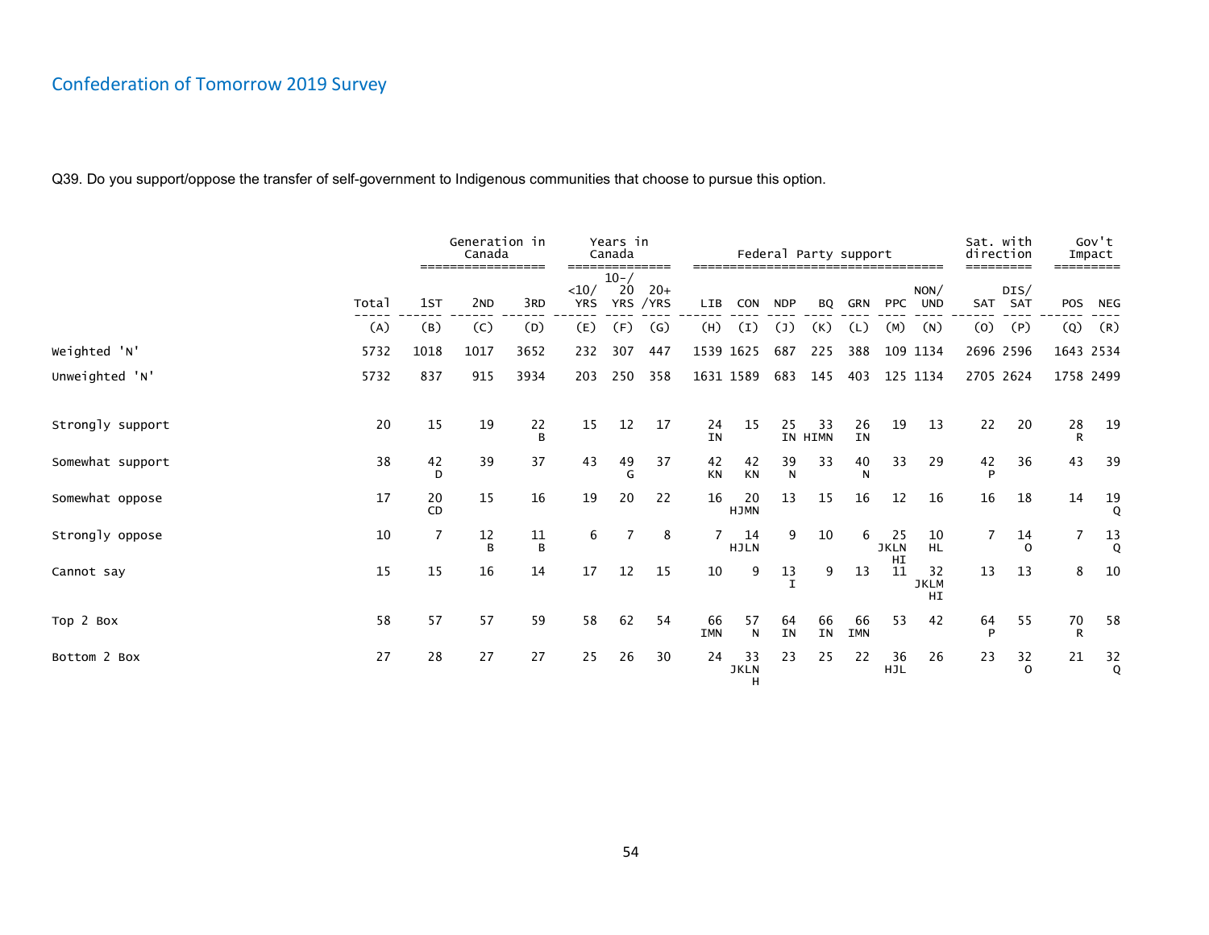Confederation of Tomorrow 2019 Survey

Q39. Do you support/oppose the transfer of self-government to Indigenous communities that choose to pursue this option.

| | | Generation in Canada | | | Years in Canada | | | Federal Party support | | | | | | | Sat. with direction | | Gov't Impact | |
|---|---|---|---|---|---|---|---|---|---|---|---|---|---|---|---|---|---|---|
| | Total | 1ST | 2ND | 3RD | <10/ YRS | 10-/ 20 YRS | 20+ /YRS | LIB | CON | NDP | BQ | GRN | PPC | NON/ UND | SAT | DIS/ SAT | POS | NEG |
| | (A) | (B) | (C) | (D) | (E) | (F) | (G) | (H) | (I) | (J) | (K) | (L) | (M) | (N) | (O) | (P) | (Q) | (R) |
| Weighted 'N' | 5732 | 1018 | 1017 | 3652 | 232 | 307 | 447 | 1539 | 1625 | 687 | 225 | 388 | 109 | 1134 | 2696 | 2596 | 1643 | 2534 |
| Unweighted 'N' | 5732 | 837 | 915 | 3934 | 203 | 250 | 358 | 1631 | 1589 | 683 | 145 | 403 | 125 | 1134 | 2705 | 2624 | 1758 | 2499 |
| Strongly support | 20 | 15 | 19 | 22 B | 15 | 12 | 17 | 24 IN | 15 | 25 IN | 33 HIMN | 26 IN | 19 | 13 | 22 | 20 | 28 R | 19 |
| Somewhat support | 38 | 42 D | 39 | 37 | 43 | 49 G | 37 | 42 KN | 42 KN | 39 N | 33 | 40 N | 33 | 29 | 42 P | 36 | 43 | 39 |
| Somewhat oppose | 17 | 20 CD | 15 | 16 | 19 | 20 | 22 | 16 | 20 HJMN | 13 | 15 | 16 | 12 | 16 | 16 | 18 | 14 | 19 Q |
| Strongly oppose | 10 | 7 | 12 B | 11 B | 6 | 7 | 8 | 7 | 14 HJLN | 9 | 10 | 6 | 25 JKLN HI | 10 HL | 7 | 14 O | 7 | 13 Q |
| Cannot say | 15 | 15 | 16 | 14 | 17 | 12 | 15 | 10 | 9 | 13 I | 9 | 13 | 11 | 32 JKLM HI | 13 | 13 | 8 | 10 |
| Top 2 Box | 58 | 57 | 57 | 59 | 58 | 62 | 54 | 66 IMN | 57 N | 64 IN | 66 IN | 66 IMN | 53 | 42 | 64 P | 55 | 70 R | 58 |
| Bottom 2 Box | 27 | 28 | 27 | 27 | 25 | 26 | 30 | 24 | 33 JKLN H | 23 | 25 | 22 | 36 HJL | 26 | 23 | 32 O | 21 | 32 Q |